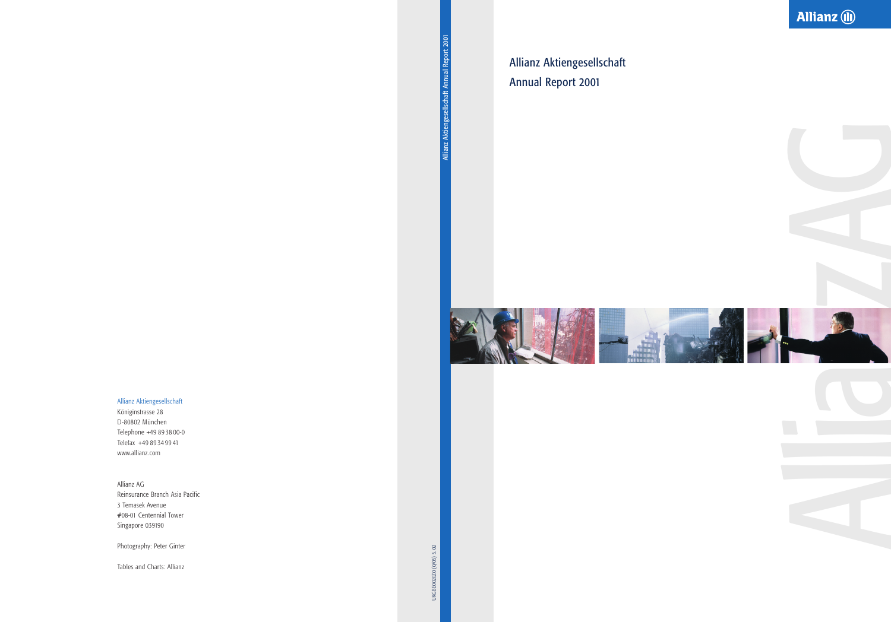# Allianz Aktiengesellschaft
# Annual Report 2001

Allianz Aktiengesellschaft Annual Report 2001

Allianz Aktiengesellschaft
Königinstrasse 28
D-80802 München
Telephone +49 89 38 00-0
Telefax +49 89 34 99 41
www.allianz.com

Allianz AG
Reinsurance Branch Asia Pacific
3 Temasek Avenue
#08-01 Centennial Tower
Singapore 039190

Photography: Peter Ginter

Tables and Charts: Allianz

UKGBE0020Z0 (0/05) 5.02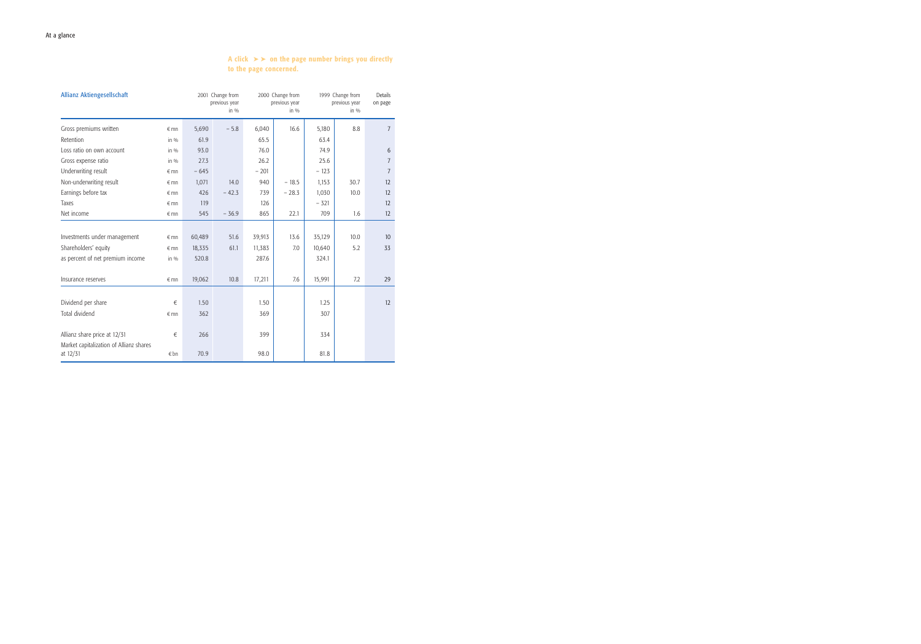# At a glance

A click ➤➤ on the page number brings you directly to the page concerned.

| Allianz Aktiengesellschaft | | 2001 | Change from previous year in % | 2000 | Change from previous year in % | 1999 | Change from previous year in % | Details on page |
|---|---|---|---|---|---|---|---|---|
| Gross premiums written | € mn | 5,690 | – 5.8 | 6,040 | 16.6 | 5,180 | 8.8 | 7 |
| Retention | in % | 61.9 | | 65.5 | | 63.4 | | |
| Loss ratio on own account | in % | 93.0 | | 76.0 | | 74.9 | | 6 |
| Gross expense ratio | in % | 27.3 | | 26.2 | | 25.6 | | 7 |
| Underwriting result | € mn | – 645 | | – 201 | | – 123 | | 7 |
| Non-underwriting result | € mn | 1,071 | 14.0 | 940 | – 18.5 | 1,153 | 30.7 | 12 |
| Earnings before tax | € mn | 426 | – 42.3 | 739 | – 28.3 | 1,030 | 10.0 | 12 |
| Taxes | € mn | 119 | | 126 | | – 321 | | 12 |
| Net income | € mn | 545 | – 36.9 | 865 | 22.1 | 709 | 1.6 | 12 |
| Investments under management | € mn | 60,489 | 51.6 | 39,913 | 13.6 | 35,129 | 10.0 | 10 |
| Shareholders' equity | € mn | 18,335 | 61.1 | 11,383 | 7.0 | 10,640 | 5.2 | 33 |
| as percent of net premium income | in % | 520.8 | | 287.6 | | 324.1 | | |
| Insurance reserves | € mn | 19,062 | 10.8 | 17,211 | 7.6 | 15,991 | 7.2 | 29 |
| Dividend per share | € | 1.50 | | 1.50 | | 1.25 | | 12 |
| Total dividend | € mn | 362 | | 369 | | 307 | | |
| Allianz share price at 12/31 | € | 266 | | 399 | | 334 | | |
| Market capitalization of Allianz shares at 12/31 | € bn | 70.9 | | 98.0 | | 81.8 | | |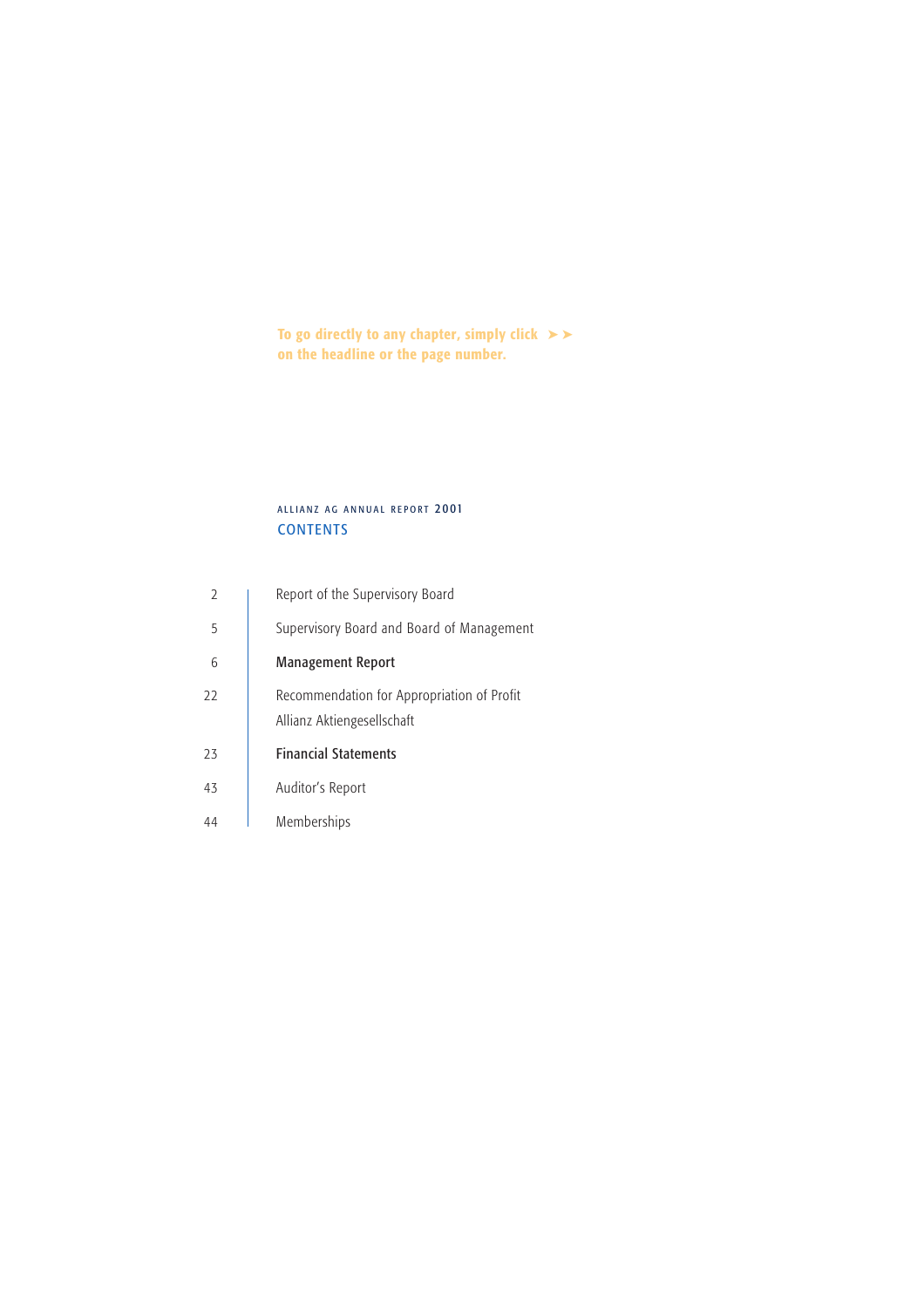**To go directly to any chapter, simply click ➤➤ on the headline or the page number.**

ALLIANZ AG ANNUAL REPORT 2001

# CONTENTS

| Page | Chapter |
|---|---|
| 2 | Report of the Supervisory Board |
| 5 | Supervisory Board and Board of Management |
| 6 | **Management Report** |
| 22 | Recommendation for Appropriation of Profit Allianz Aktiengesellschaft |
| 23 | **Financial Statements** |
| 43 | Auditor's Report |
| 44 | Memberships |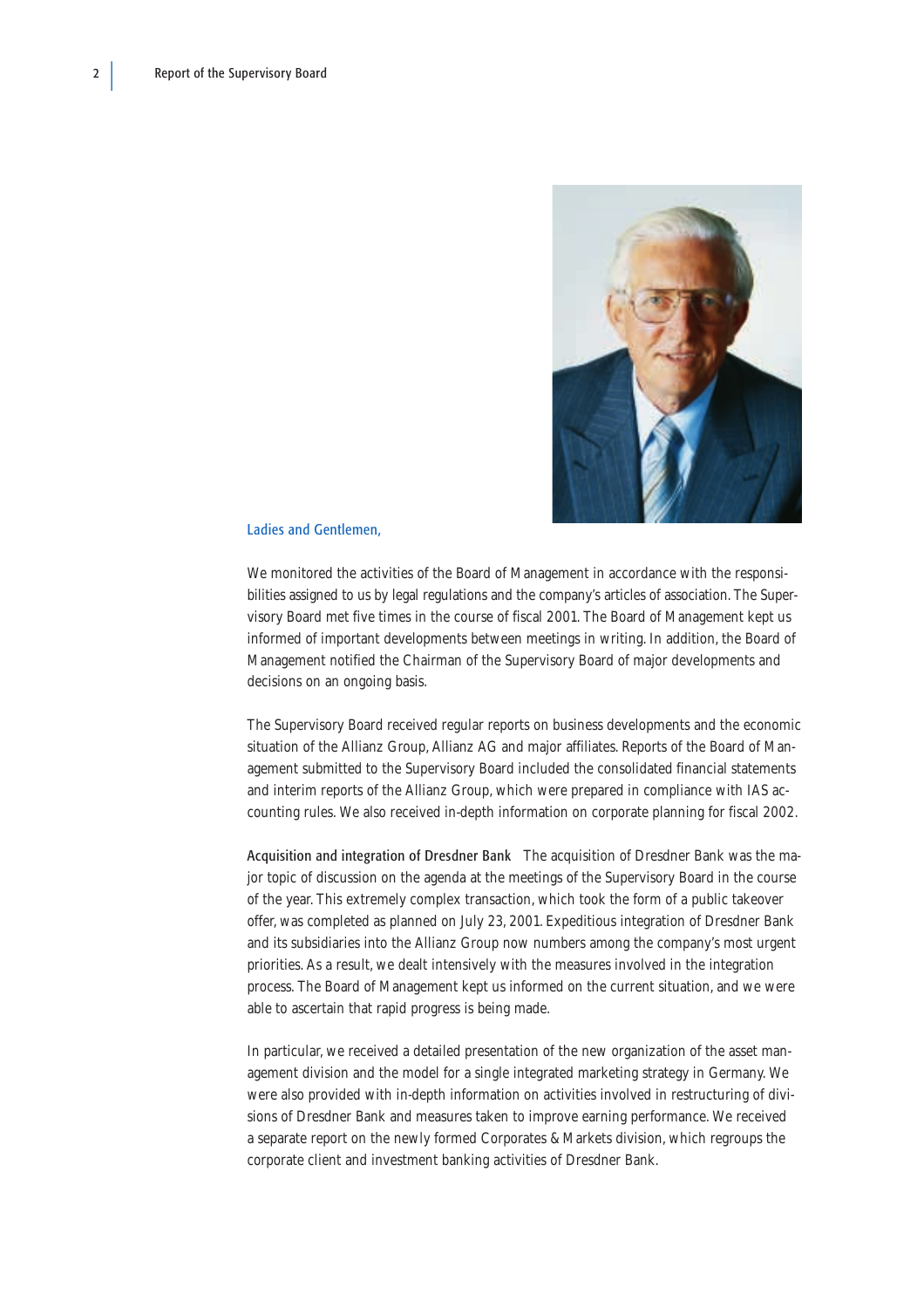Ladies and Gentlemen,

We monitored the activities of the Board of Management in accordance with the responsibilities assigned to us by legal regulations and the company's articles of association. The Supervisory Board met five times in the course of fiscal 2001. The Board of Management kept us informed of important developments between meetings in writing. In addition, the Board of Management notified the Chairman of the Supervisory Board of major developments and decisions on an ongoing basis.

The Supervisory Board received regular reports on business developments and the economic situation of the Allianz Group, Allianz AG and major affiliates. Reports of the Board of Management submitted to the Supervisory Board included the consolidated financial statements and interim reports of the Allianz Group, which were prepared in compliance with IAS accounting rules. We also received in-depth information on corporate planning for fiscal 2002.

**Acquisition and integration of Dresdner Bank** The acquisition of Dresdner Bank was the major topic of discussion on the agenda at the meetings of the Supervisory Board in the course of the year. This extremely complex transaction, which took the form of a public takeover offer, was completed as planned on July 23, 2001. Expeditious integration of Dresdner Bank and its subsidiaries into the Allianz Group now numbers among the company's most urgent priorities. As a result, we dealt intensively with the measures involved in the integration process. The Board of Management kept us informed on the current situation, and we were able to ascertain that rapid progress is being made.

In particular, we received a detailed presentation of the new organization of the asset management division and the model for a single integrated marketing strategy in Germany. We were also provided with in-depth information on activities involved in restructuring of divisions of Dresdner Bank and measures taken to improve earning performance. We received a separate report on the newly formed Corporates & Markets division, which regroups the corporate client and investment banking activities of Dresdner Bank.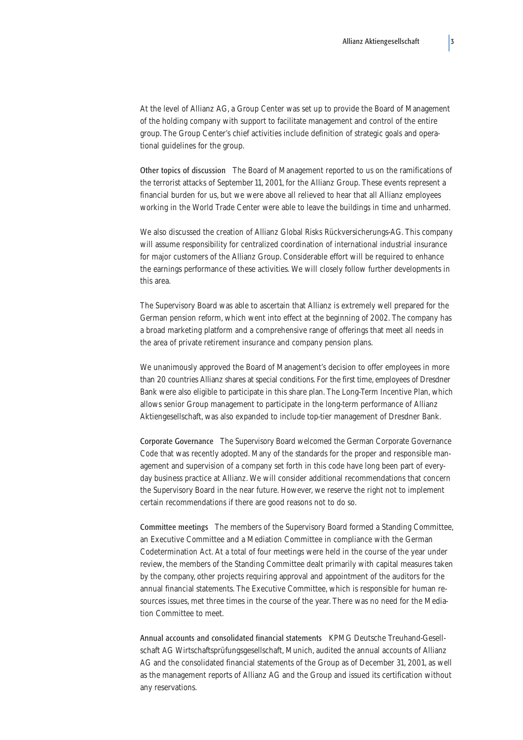At the level of Allianz AG, a Group Center was set up to provide the Board of Management of the holding company with support to facilitate management and control of the entire group. The Group Center's chief activities include definition of strategic goals and operational guidelines for the group.

**Other topics of discussion** The Board of Management reported to us on the ramifications of the terrorist attacks of September 11, 2001, for the Allianz Group. These events represent a financial burden for us, but we were above all relieved to hear that all Allianz employees working in the World Trade Center were able to leave the buildings in time and unharmed.

We also discussed the creation of Allianz Global Risks Rückversicherungs-AG. This company will assume responsibility for centralized coordination of international industrial insurance for major customers of the Allianz Group. Considerable effort will be required to enhance the earnings performance of these activities. We will closely follow further developments in this area.

The Supervisory Board was able to ascertain that Allianz is extremely well prepared for the German pension reform, which went into effect at the beginning of 2002. The company has a broad marketing platform and a comprehensive range of offerings that meet all needs in the area of private retirement insurance and company pension plans.

We unanimously approved the Board of Management's decision to offer employees in more than 20 countries Allianz shares at special conditions. For the first time, employees of Dresdner Bank were also eligible to participate in this share plan. The Long-Term Incentive Plan, which allows senior Group management to participate in the long-term performance of Allianz Aktiengesellschaft, was also expanded to include top-tier management of Dresdner Bank.

**Corporate Governance** The Supervisory Board welcomed the German Corporate Governance Code that was recently adopted. Many of the standards for the proper and responsible management and supervision of a company set forth in this code have long been part of everyday business practice at Allianz. We will consider additional recommendations that concern the Supervisory Board in the near future. However, we reserve the right not to implement certain recommendations if there are good reasons not to do so.

**Committee meetings** The members of the Supervisory Board formed a Standing Committee, an Executive Committee and a Mediation Committee in compliance with the German Codetermination Act. At a total of four meetings were held in the course of the year under review, the members of the Standing Committee dealt primarily with capital measures taken by the company, other projects requiring approval and appointment of the auditors for the annual financial statements. The Executive Committee, which is responsible for human resources issues, met three times in the course of the year. There was no need for the Mediation Committee to meet.

**Annual accounts and consolidated financial statements** KPMG Deutsche Treuhand-Gesellschaft AG Wirtschaftsprüfungsgesellschaft, Munich, audited the annual accounts of Allianz AG and the consolidated financial statements of the Group as of December 31, 2001, as well as the management reports of Allianz AG and the Group and issued its certification without any reservations.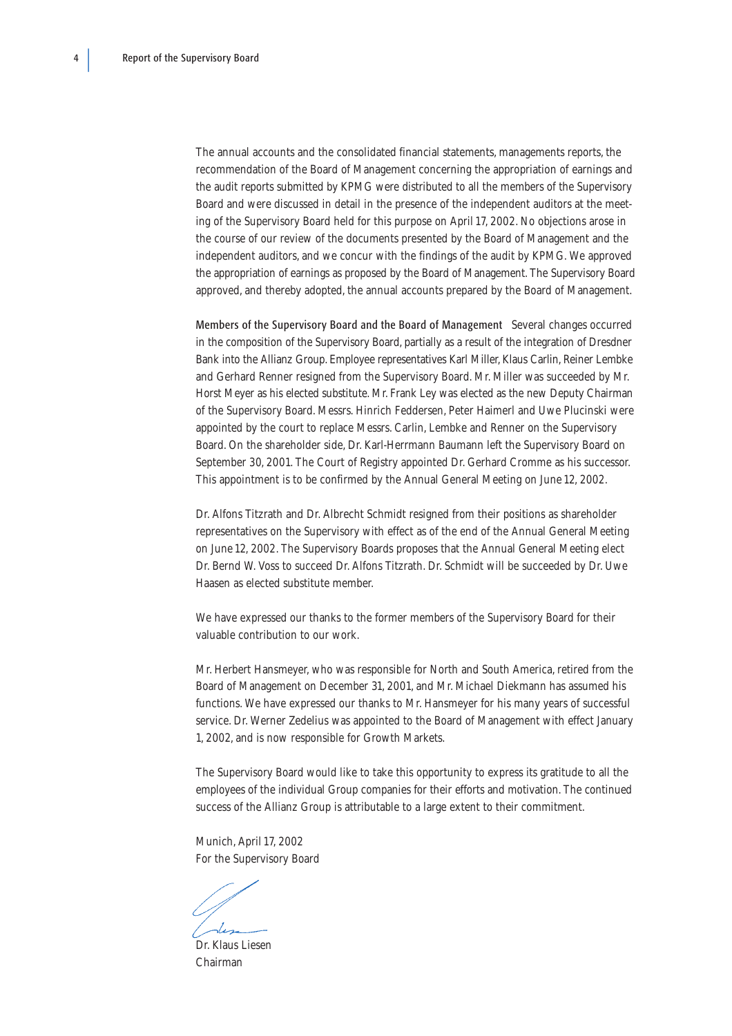The annual accounts and the consolidated financial statements, managements reports, the recommendation of the Board of Management concerning the appropriation of earnings and the audit reports submitted by KPMG were distributed to all the members of the Supervisory Board and were discussed in detail in the presence of the independent auditors at the meeting of the Supervisory Board held for this purpose on April 17, 2002. No objections arose in the course of our review of the documents presented by the Board of Management and the independent auditors, and we concur with the findings of the audit by KPMG. We approved the appropriation of earnings as proposed by the Board of Management. The Supervisory Board approved, and thereby adopted, the annual accounts prepared by the Board of Management.

**Members of the Supervisory Board and the Board of Management** Several changes occurred in the composition of the Supervisory Board, partially as a result of the integration of Dresdner Bank into the Allianz Group. Employee representatives Karl Miller, Klaus Carlin, Reiner Lembke and Gerhard Renner resigned from the Supervisory Board. Mr. Miller was succeeded by Mr. Horst Meyer as his elected substitute. Mr. Frank Ley was elected as the new Deputy Chairman of the Supervisory Board. Messrs. Hinrich Feddersen, Peter Haimerl and Uwe Plucinski were appointed by the court to replace Messrs. Carlin, Lembke and Renner on the Supervisory Board. On the shareholder side, Dr. Karl-Herrmann Baumann left the Supervisory Board on September 30, 2001. The Court of Registry appointed Dr. Gerhard Cromme as his successor. This appointment is to be confirmed by the Annual General Meeting on June 12, 2002.

Dr. Alfons Titzrath and Dr. Albrecht Schmidt resigned from their positions as shareholder representatives on the Supervisory with effect as of the end of the Annual General Meeting on June 12, 2002. The Supervisory Boards proposes that the Annual General Meeting elect Dr. Bernd W. Voss to succeed Dr. Alfons Titzrath. Dr. Schmidt will be succeeded by Dr. Uwe Haasen as elected substitute member.

We have expressed our thanks to the former members of the Supervisory Board for their valuable contribution to our work.

Mr. Herbert Hansmeyer, who was responsible for North and South America, retired from the Board of Management on December 31, 2001, and Mr. Michael Diekmann has assumed his functions. We have expressed our thanks to Mr. Hansmeyer for his many years of successful service. Dr. Werner Zedelius was appointed to the Board of Management with effect January 1, 2002, and is now responsible for Growth Markets.

The Supervisory Board would like to take this opportunity to express its gratitude to all the employees of the individual Group companies for their efforts and motivation. The continued success of the Allianz Group is attributable to a large extent to their commitment.

Munich, April 17, 2002
For the Supervisory Board

Dr. Klaus Liesen
Chairman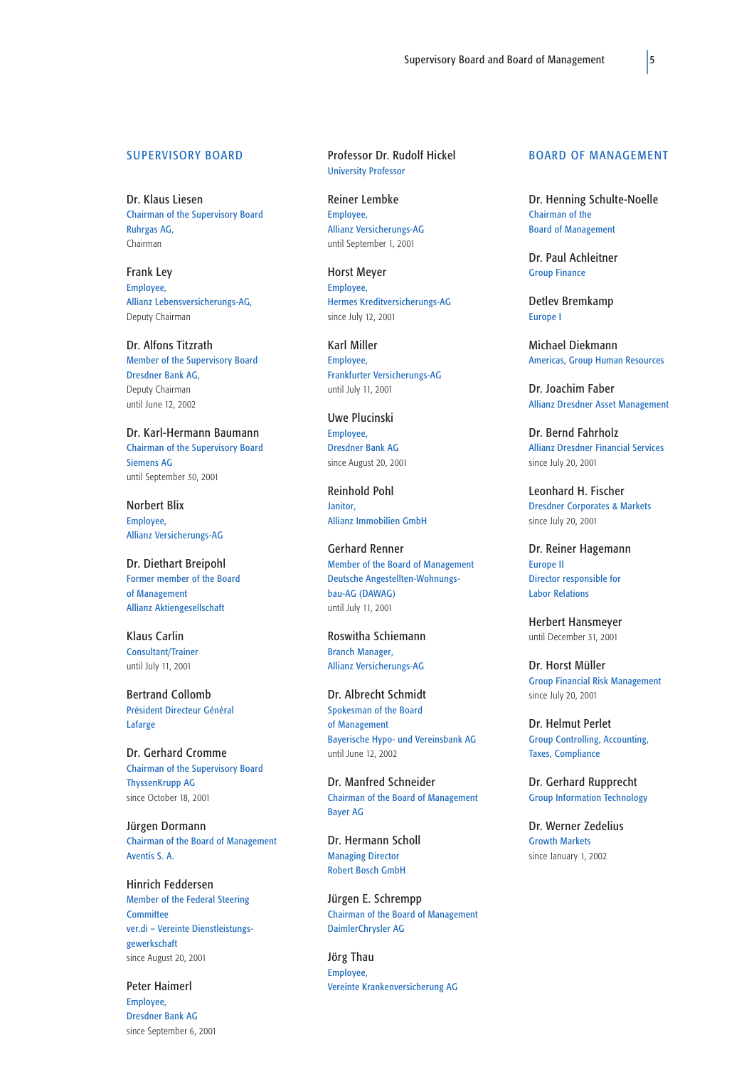## SUPERVISORY BOARD

**Dr. Klaus Liesen**
Chairman of the Supervisory Board
Ruhrgas AG,
Chairman

**Frank Ley**
Employee,
Allianz Lebensversicherungs-AG,
Deputy Chairman

**Dr. Alfons Titzrath**
Member of the Supervisory Board
Dresdner Bank AG,
Deputy Chairman
until June 12, 2002

**Dr. Karl-Hermann Baumann**
Chairman of the Supervisory Board
Siemens AG
until September 30, 2001

**Norbert Blix**
Employee,
Allianz Versicherungs-AG

**Dr. Diethart Breipohl**
Former member of the Board
of Management
Allianz Aktiengesellschaft

**Klaus Carlin**
Consultant/Trainer
until July 11, 2001

**Bertrand Collomb**
Président Directeur Général
Lafarge

**Dr. Gerhard Cromme**
Chairman of the Supervisory Board
ThyssenKrupp AG
since October 18, 2001

**Jürgen Dormann**
Chairman of the Board of Management
Aventis S. A.

**Hinrich Feddersen**
Member of the Federal Steering
Committee
ver.di – Vereinte Dienstleistungs-
gewerkschaft
since August 20, 2001

**Peter Haimerl**
Employee,
Dresdner Bank AG
since September 6, 2001

**Professor Dr. Rudolf Hickel**
University Professor

**Reiner Lembke**
Employee,
Allianz Versicherungs-AG
until September 1, 2001

**Horst Meyer**
Employee,
Hermes Kreditversicherungs-AG
since July 12, 2001

**Karl Miller**
Employee,
Frankfurter Versicherungs-AG
until July 11, 2001

**Uwe Plucinski**
Employee,
Dresdner Bank AG
since August 20, 2001

**Reinhold Pohl**
Janitor,
Allianz Immobilien GmbH

**Gerhard Renner**
Member of the Board of Management
Deutsche Angestellten-Wohnungs-
bau-AG (DAWAG)
until July 11, 2001

**Roswitha Schiemann**
Branch Manager,
Allianz Versicherungs-AG

**Dr. Albrecht Schmidt**
Spokesman of the Board
of Management
Bayerische Hypo- und Vereinsbank AG
until June 12, 2002

**Dr. Manfred Schneider**
Chairman of the Board of Management
Bayer AG

**Dr. Hermann Scholl**
Managing Director
Robert Bosch GmbH

**Jürgen E. Schrempp**
Chairman of the Board of Management
DaimlerChrysler AG

**Jörg Thau**
Employee,
Vereinte Krankenversicherung AG

## BOARD OF MANAGEMENT

**Dr. Henning Schulte-Noelle**
Chairman of the
Board of Management

**Dr. Paul Achleitner**
Group Finance

**Detlev Bremkamp**
Europe I

**Michael Diekmann**
Americas, Group Human Resources

**Dr. Joachim Faber**
Allianz Dresdner Asset Management

**Dr. Bernd Fahrholz**
Allianz Dresdner Financial Services
since July 20, 2001

**Leonhard H. Fischer**
Dresdner Corporates & Markets
since July 20, 2001

**Dr. Reiner Hagemann**
Europe II
Director responsible for
Labor Relations

**Herbert Hansmeyer**
until December 31, 2001

**Dr. Horst Müller**
Group Financial Risk Management
since July 20, 2001

**Dr. Helmut Perlet**
Group Controlling, Accounting,
Taxes, Compliance

**Dr. Gerhard Rupprecht**
Group Information Technology

**Dr. Werner Zedelius**
Growth Markets
since January 1, 2002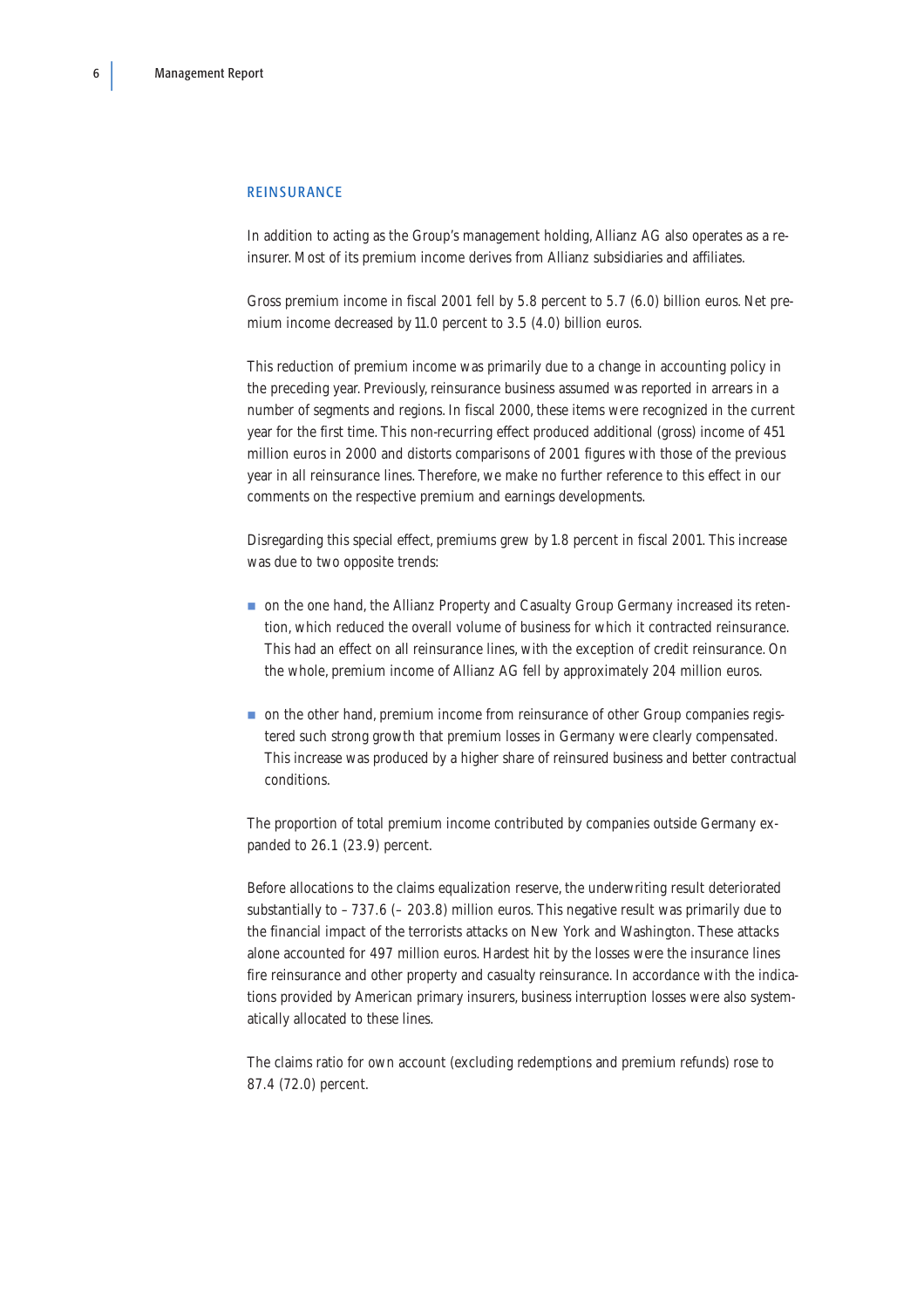## REINSURANCE

In addition to acting as the Group's management holding, Allianz AG also operates as a reinsurer. Most of its premium income derives from Allianz subsidiaries and affiliates.

Gross premium income in fiscal 2001 fell by 5.8 percent to 5.7 (6.0) billion euros. Net premium income decreased by 11.0 percent to 3.5 (4.0) billion euros.

This reduction of premium income was primarily due to a change in accounting policy in the preceding year. Previously, reinsurance business assumed was reported in arrears in a number of segments and regions. In fiscal 2000, these items were recognized in the current year for the first time. This non-recurring effect produced additional (gross) income of 451 million euros in 2000 and distorts comparisons of 2001 figures with those of the previous year in all reinsurance lines. Therefore, we make no further reference to this effect in our comments on the respective premium and earnings developments.

Disregarding this special effect, premiums grew by 1.8 percent in fiscal 2001. This increase was due to two opposite trends:

- on the one hand, the Allianz Property and Casualty Group Germany increased its retention, which reduced the overall volume of business for which it contracted reinsurance. This had an effect on all reinsurance lines, with the exception of credit reinsurance. On the whole, premium income of Allianz AG fell by approximately 204 million euros.
- on the other hand, premium income from reinsurance of other Group companies registered such strong growth that premium losses in Germany were clearly compensated. This increase was produced by a higher share of reinsured business and better contractual conditions.

The proportion of total premium income contributed by companies outside Germany expanded to 26.1 (23.9) percent.

Before allocations to the claims equalization reserve, the underwriting result deteriorated substantially to – 737.6 (– 203.8) million euros. This negative result was primarily due to the financial impact of the terrorists attacks on New York and Washington. These attacks alone accounted for 497 million euros. Hardest hit by the losses were the insurance lines fire reinsurance and other property and casualty reinsurance. In accordance with the indications provided by American primary insurers, business interruption losses were also systematically allocated to these lines.

The claims ratio for own account (excluding redemptions and premium refunds) rose to 87.4 (72.0) percent.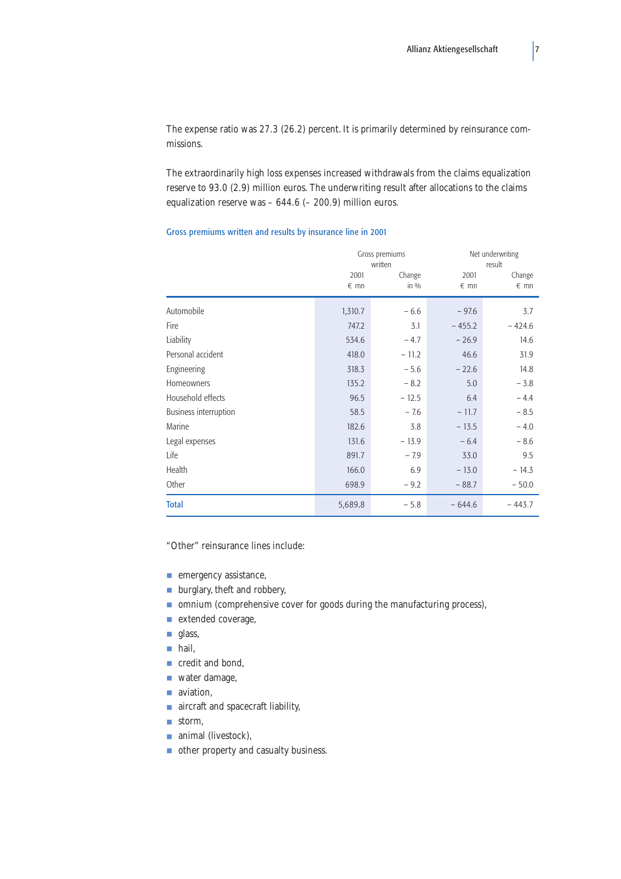The expense ratio was 27.3 (26.2) percent. It is primarily determined by reinsurance commissions.

The extraordinarily high loss expenses increased withdrawals from the claims equalization reserve to 93.0 (2.9) million euros. The underwriting result after allocations to the claims equalization reserve was – 644.6 (– 200.9) million euros.

### Gross premiums written and results by insurance line in 2001

| | Gross premiums written | | Net underwriting result | |
|---|---|---|---|---|
| | 2001 € mn | Change in % | 2001 € mn | Change € mn |
| Automobile | 1,310.7 | – 6.6 | – 97.6 | 3.7 |
| Fire | 747.2 | 3.1 | – 455.2 | – 424.6 |
| Liability | 534.6 | – 4.7 | – 26.9 | 14.6 |
| Personal accident | 418.0 | – 11.2 | 46.6 | 31.9 |
| Engineering | 318.3 | – 5.6 | – 22.6 | 14.8 |
| Homeowners | 135.2 | – 8.2 | 5.0 | – 3.8 |
| Household effects | 96.5 | – 12.5 | 6.4 | – 4.4 |
| Business interruption | 58.5 | – 7.6 | – 11.7 | – 8.5 |
| Marine | 182.6 | 3.8 | – 13.5 | – 4.0 |
| Legal expenses | 131.6 | – 13.9 | – 6.4 | – 8.6 |
| Life | 891.7 | – 7.9 | 33.0 | 9.5 |
| Health | 166.0 | 6.9 | – 13.0 | – 14.3 |
| Other | 698.9 | – 9.2 | – 88.7 | – 50.0 |
| **Total** | 5,689.8 | – 5.8 | – 644.6 | – 443.7 |

"Other" reinsurance lines include:

- emergency assistance,
- burglary, theft and robbery,
- omnium (comprehensive cover for goods during the manufacturing process),
- extended coverage,
- glass,
- hail,
- credit and bond,
- water damage,
- aviation,
- aircraft and spacecraft liability,
- storm,
- animal (livestock),
- other property and casualty business.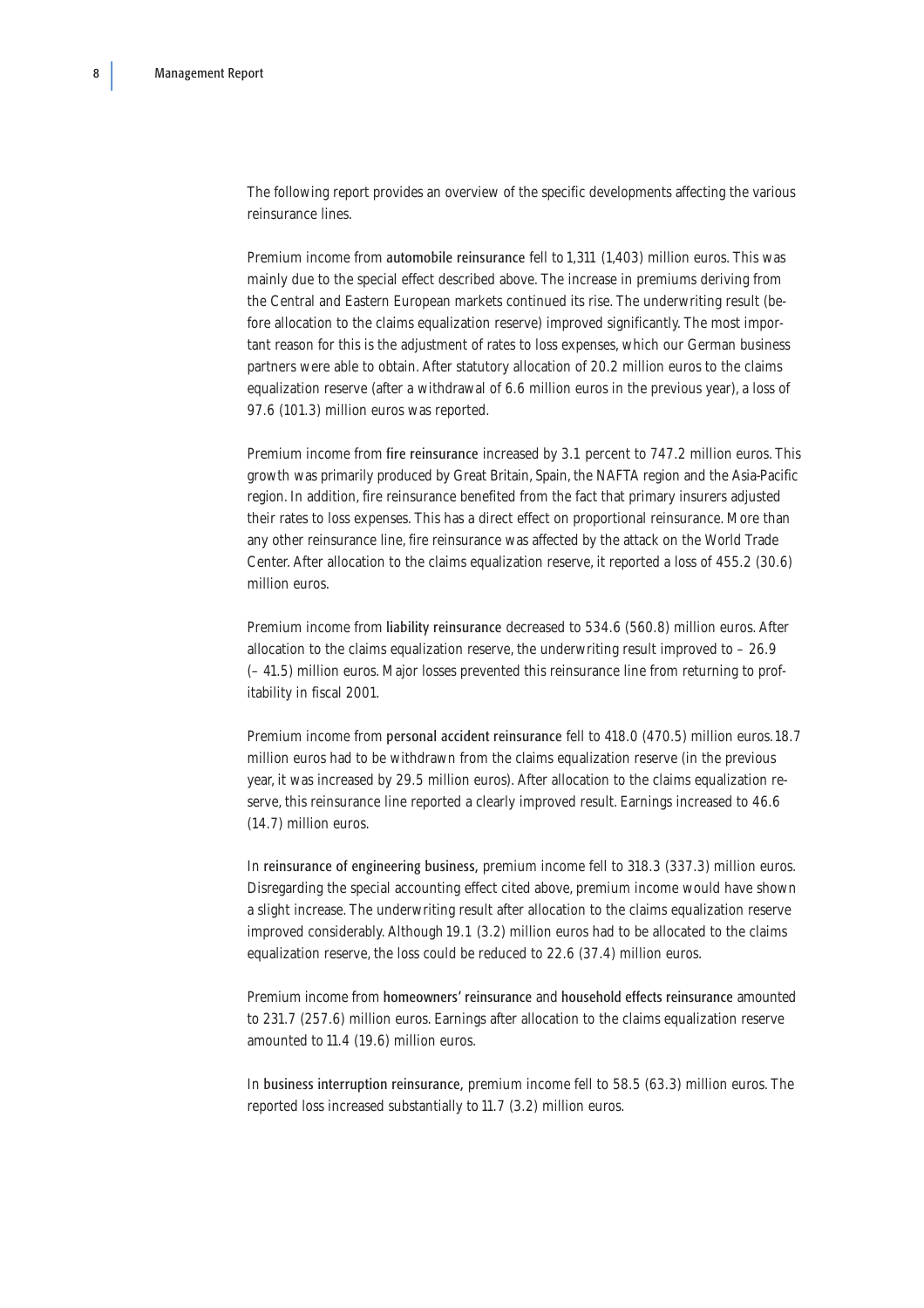The following report provides an overview of the specific developments affecting the various reinsurance lines.

Premium income from automobile reinsurance fell to 1,311 (1,403) million euros. This was mainly due to the special effect described above. The increase in premiums deriving from the Central and Eastern European markets continued its rise. The underwriting result (before allocation to the claims equalization reserve) improved significantly. The most important reason for this is the adjustment of rates to loss expenses, which our German business partners were able to obtain. After statutory allocation of 20.2 million euros to the claims equalization reserve (after a withdrawal of 6.6 million euros in the previous year), a loss of 97.6 (101.3) million euros was reported.

Premium income from fire reinsurance increased by 3.1 percent to 747.2 million euros. This growth was primarily produced by Great Britain, Spain, the NAFTA region and the Asia-Pacific region. In addition, fire reinsurance benefited from the fact that primary insurers adjusted their rates to loss expenses. This has a direct effect on proportional reinsurance. More than any other reinsurance line, fire reinsurance was affected by the attack on the World Trade Center. After allocation to the claims equalization reserve, it reported a loss of 455.2 (30.6) million euros.

Premium income from liability reinsurance decreased to 534.6 (560.8) million euros. After allocation to the claims equalization reserve, the underwriting result improved to – 26.9 (– 41.5) million euros. Major losses prevented this reinsurance line from returning to profitability in fiscal 2001.

Premium income from personal accident reinsurance fell to 418.0 (470.5) million euros. 18.7 million euros had to be withdrawn from the claims equalization reserve (in the previous year, it was increased by 29.5 million euros). After allocation to the claims equalization reserve, this reinsurance line reported a clearly improved result. Earnings increased to 46.6 (14.7) million euros.

In reinsurance of engineering business, premium income fell to 318.3 (337.3) million euros. Disregarding the special accounting effect cited above, premium income would have shown a slight increase. The underwriting result after allocation to the claims equalization reserve improved considerably. Although 19.1 (3.2) million euros had to be allocated to the claims equalization reserve, the loss could be reduced to 22.6 (37.4) million euros.

Premium income from homeowners' reinsurance and household effects reinsurance amounted to 231.7 (257.6) million euros. Earnings after allocation to the claims equalization reserve amounted to 11.4 (19.6) million euros.

In business interruption reinsurance, premium income fell to 58.5 (63.3) million euros. The reported loss increased substantially to 11.7 (3.2) million euros.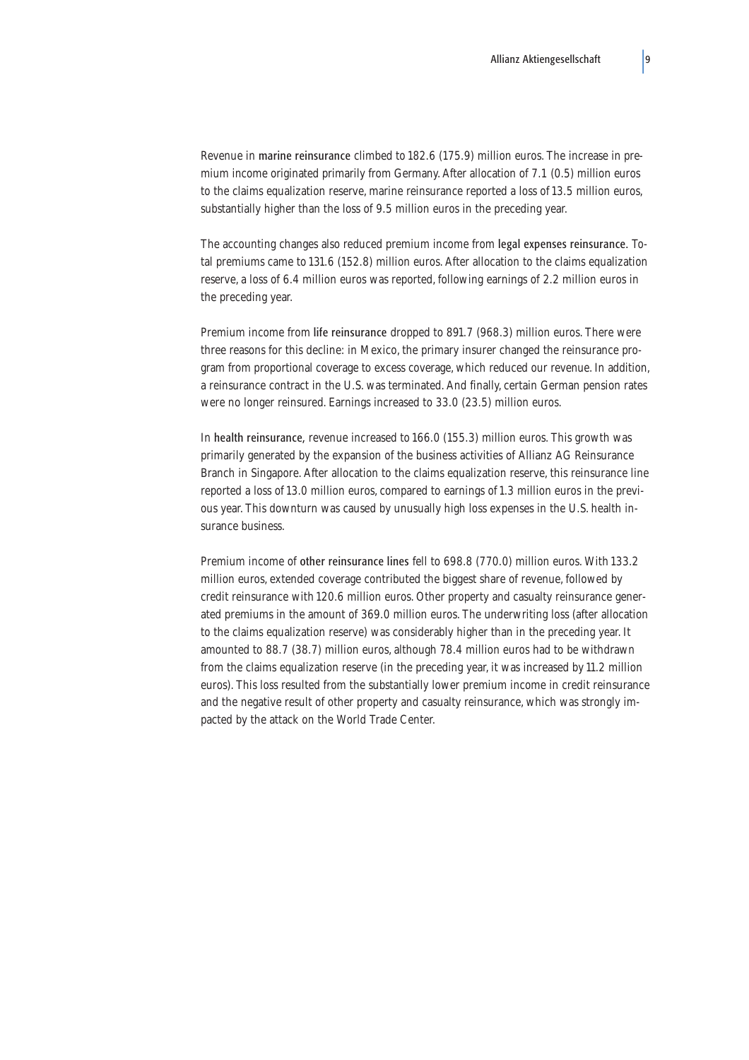Revenue in **marine reinsurance** climbed to 182.6 (175.9) million euros. The increase in premium income originated primarily from Germany. After allocation of 7.1 (0.5) million euros to the claims equalization reserve, marine reinsurance reported a loss of 13.5 million euros, substantially higher than the loss of 9.5 million euros in the preceding year.

The accounting changes also reduced premium income from **legal expenses reinsurance**. Total premiums came to 131.6 (152.8) million euros. After allocation to the claims equalization reserve, a loss of 6.4 million euros was reported, following earnings of 2.2 million euros in the preceding year.

Premium income from **life reinsurance** dropped to 891.7 (968.3) million euros. There were three reasons for this decline: in Mexico, the primary insurer changed the reinsurance program from proportional coverage to excess coverage, which reduced our revenue. In addition, a reinsurance contract in the U.S. was terminated. And finally, certain German pension rates were no longer reinsured. Earnings increased to 33.0 (23.5) million euros.

In **health reinsurance**, revenue increased to 166.0 (155.3) million euros. This growth was primarily generated by the expansion of the business activities of Allianz AG Reinsurance Branch in Singapore. After allocation to the claims equalization reserve, this reinsurance line reported a loss of 13.0 million euros, compared to earnings of 1.3 million euros in the previous year. This downturn was caused by unusually high loss expenses in the U.S. health insurance business.

Premium income of **other reinsurance lines** fell to 698.8 (770.0) million euros. With 133.2 million euros, extended coverage contributed the biggest share of revenue, followed by credit reinsurance with 120.6 million euros. Other property and casualty reinsurance generated premiums in the amount of 369.0 million euros. The underwriting loss (after allocation to the claims equalization reserve) was considerably higher than in the preceding year. It amounted to 88.7 (38.7) million euros, although 78.4 million euros had to be withdrawn from the claims equalization reserve (in the preceding year, it was increased by 11.2 million euros). This loss resulted from the substantially lower premium income in credit reinsurance and the negative result of other property and casualty reinsurance, which was strongly impacted by the attack on the World Trade Center.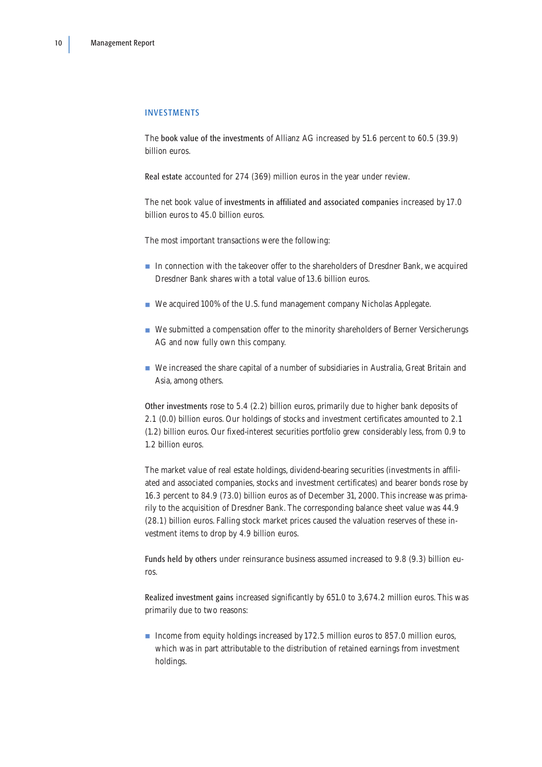## INVESTMENTS

The **book value of the investments** of Allianz AG increased by 51.6 percent to 60.5 (39.9) billion euros.

**Real estate** accounted for 274 (369) million euros in the year under review.

The net book value of **investments in affiliated and associated companies** increased by 17.0 billion euros to 45.0 billion euros.

The most important transactions were the following:

- In connection with the takeover offer to the shareholders of Dresdner Bank, we acquired Dresdner Bank shares with a total value of 13.6 billion euros.
- We acquired 100% of the U.S. fund management company Nicholas Applegate.
- We submitted a compensation offer to the minority shareholders of Berner Versicherungs AG and now fully own this company.
- We increased the share capital of a number of subsidiaries in Australia, Great Britain and Asia, among others.

**Other investments** rose to 5.4 (2.2) billion euros, primarily due to higher bank deposits of 2.1 (0.0) billion euros. Our holdings of stocks and investment certificates amounted to 2.1 (1.2) billion euros. Our fixed-interest securities portfolio grew considerably less, from 0.9 to 1.2 billion euros.

The market value of real estate holdings, dividend-bearing securities (investments in affiliated and associated companies, stocks and investment certificates) and bearer bonds rose by 16.3 percent to 84.9 (73.0) billion euros as of December 31, 2000. This increase was primarily to the acquisition of Dresdner Bank. The corresponding balance sheet value was 44.9 (28.1) billion euros. Falling stock market prices caused the valuation reserves of these investment items to drop by 4.9 billion euros.

**Funds held by others** under reinsurance business assumed increased to 9.8 (9.3) billion euros.

**Realized investment gains** increased significantly by 651.0 to 3,674.2 million euros. This was primarily due to two reasons:

- Income from equity holdings increased by 172.5 million euros to 857.0 million euros, which was in part attributable to the distribution of retained earnings from investment holdings.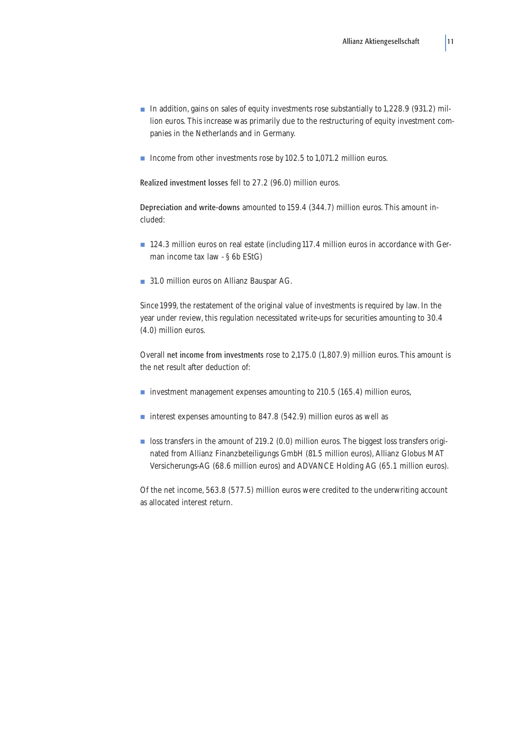- In addition, gains on sales of equity investments rose substantially to 1,228.9 (931.2) million euros. This increase was primarily due to the restructuring of equity investment companies in the Netherlands and in Germany.

- Income from other investments rose by 102.5 to 1,071.2 million euros.

Realized investment losses fell to 27.2 (96.0) million euros.

Depreciation and write-downs amounted to 159.4 (344.7) million euros. This amount included:

- 124.3 million euros on real estate (including 117.4 million euros in accordance with German income tax law - § 6b EStG)

- 31.0 million euros on Allianz Bauspar AG.

Since 1999, the restatement of the original value of investments is required by law. In the year under review, this regulation necessitated write-ups for securities amounting to 30.4 (4.0) million euros.

Overall net income from investments rose to 2,175.0 (1,807.9) million euros. This amount is the net result after deduction of:

- investment management expenses amounting to 210.5 (165.4) million euros,

- interest expenses amounting to 847.8 (542.9) million euros as well as

- loss transfers in the amount of 219.2 (0.0) million euros. The biggest loss transfers originated from Allianz Finanzbeteiligungs GmbH (81.5 million euros), Allianz Globus MAT Versicherungs-AG (68.6 million euros) and ADVANCE Holding AG (65.1 million euros).

Of the net income, 563.8 (577.5) million euros were credited to the underwriting account as allocated interest return.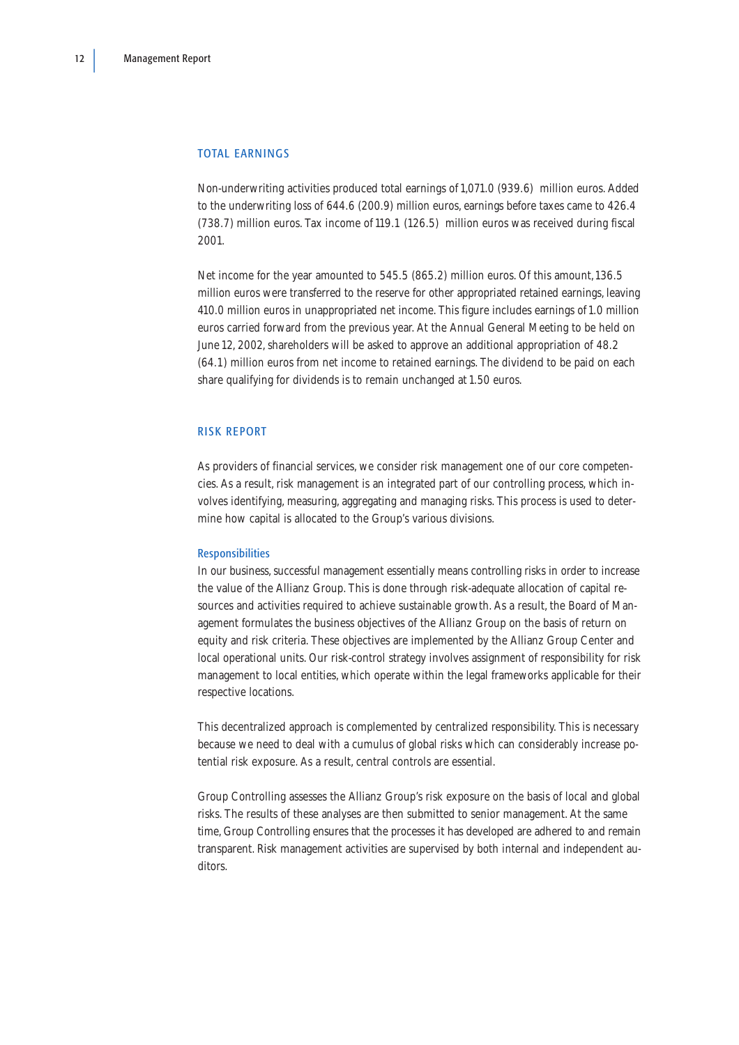## TOTAL EARNINGS

Non-underwriting activities produced total earnings of 1,071.0 (939.6) million euros. Added to the underwriting loss of 644.6 (200.9) million euros, earnings before taxes came to 426.4 (738.7) million euros. Tax income of 119.1 (126.5) million euros was received during fiscal 2001.

Net income for the year amounted to 545.5 (865.2) million euros. Of this amount, 136.5 million euros were transferred to the reserve for other appropriated retained earnings, leaving 410.0 million euros in unappropriated net income. This figure includes earnings of 1.0 million euros carried forward from the previous year. At the Annual General Meeting to be held on June 12, 2002, shareholders will be asked to approve an additional appropriation of 48.2 (64.1) million euros from net income to retained earnings. The dividend to be paid on each share qualifying for dividends is to remain unchanged at 1.50 euros.

## RISK REPORT

As providers of financial services, we consider risk management one of our core competencies. As a result, risk management is an integrated part of our controlling process, which involves identifying, measuring, aggregating and managing risks. This process is used to determine how capital is allocated to the Group's various divisions.

### Responsibilities

In our business, successful management essentially means controlling risks in order to increase the value of the Allianz Group. This is done through risk-adequate allocation of capital resources and activities required to achieve sustainable growth. As a result, the Board of Management formulates the business objectives of the Allianz Group on the basis of return on equity and risk criteria. These objectives are implemented by the Allianz Group Center and local operational units. Our risk-control strategy involves assignment of responsibility for risk management to local entities, which operate within the legal frameworks applicable for their respective locations.

This decentralized approach is complemented by centralized responsibility. This is necessary because we need to deal with a cumulus of global risks which can considerably increase potential risk exposure. As a result, central controls are essential.

Group Controlling assesses the Allianz Group's risk exposure on the basis of local and global risks. The results of these analyses are then submitted to senior management. At the same time, Group Controlling ensures that the processes it has developed are adhered to and remain transparent. Risk management activities are supervised by both internal and independent auditors.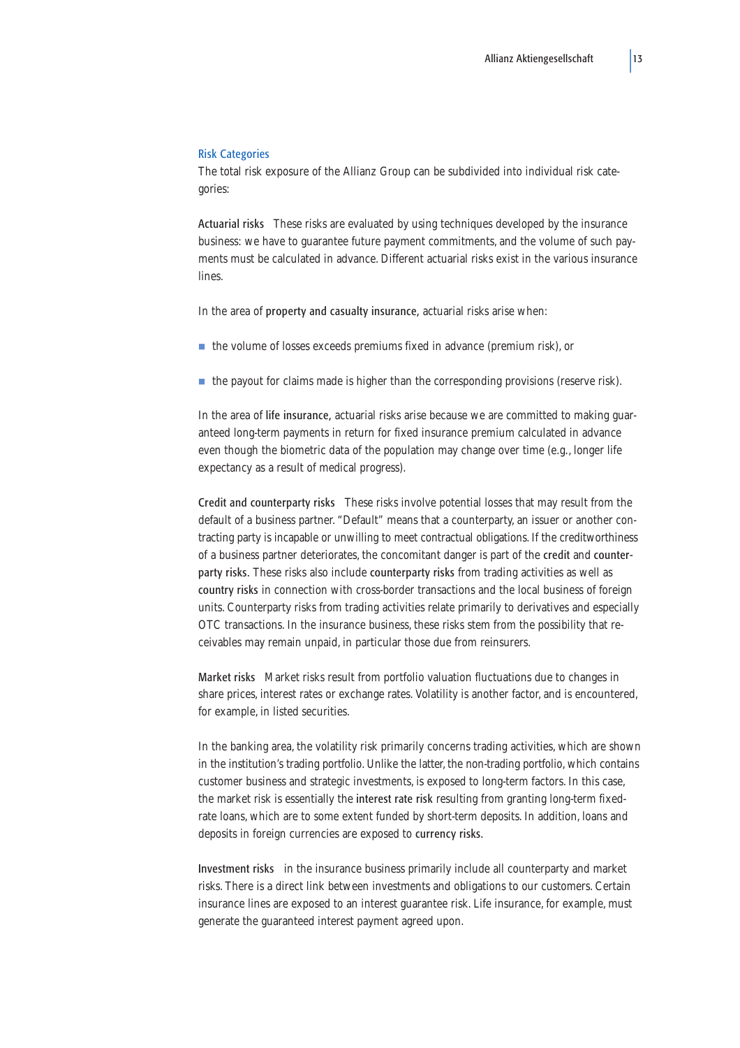## Risk Categories

The total risk exposure of the Allianz Group can be subdivided into individual risk categories:

**Actuarial risks** These risks are evaluated by using techniques developed by the insurance business: we have to guarantee future payment commitments, and the volume of such payments must be calculated in advance. Different actuarial risks exist in the various insurance lines.

In the area of **property and casualty insurance**, actuarial risks arise when:

- the volume of losses exceeds premiums fixed in advance (premium risk), or
- the payout for claims made is higher than the corresponding provisions (reserve risk).

In the area of **life insurance**, actuarial risks arise because we are committed to making guaranteed long-term payments in return for fixed insurance premium calculated in advance even though the biometric data of the population may change over time (e.g., longer life expectancy as a result of medical progress).

**Credit and counterparty risks** These risks involve potential losses that may result from the default of a business partner. "Default" means that a counterparty, an issuer or another contracting party is incapable or unwilling to meet contractual obligations. If the creditworthiness of a business partner deteriorates, the concomitant danger is part of the **credit** and **counterparty risks**. These risks also include **counterparty risks** from trading activities as well as **country risks** in connection with cross-border transactions and the local business of foreign units. Counterparty risks from trading activities relate primarily to derivatives and especially OTC transactions. In the insurance business, these risks stem from the possibility that receivables may remain unpaid, in particular those due from reinsurers.

**Market risks** Market risks result from portfolio valuation fluctuations due to changes in share prices, interest rates or exchange rates. Volatility is another factor, and is encountered, for example, in listed securities.

In the banking area, the volatility risk primarily concerns trading activities, which are shown in the institution's trading portfolio. Unlike the latter, the non-trading portfolio, which contains customer business and strategic investments, is exposed to long-term factors. In this case, the market risk is essentially the **interest rate risk** resulting from granting long-term fixed-rate loans, which are to some extent funded by short-term deposits. In addition, loans and deposits in foreign currencies are exposed to **currency risks**.

**Investment risks** in the insurance business primarily include all counterparty and market risks. There is a direct link between investments and obligations to our customers. Certain insurance lines are exposed to an interest guarantee risk. Life insurance, for example, must generate the guaranteed interest payment agreed upon.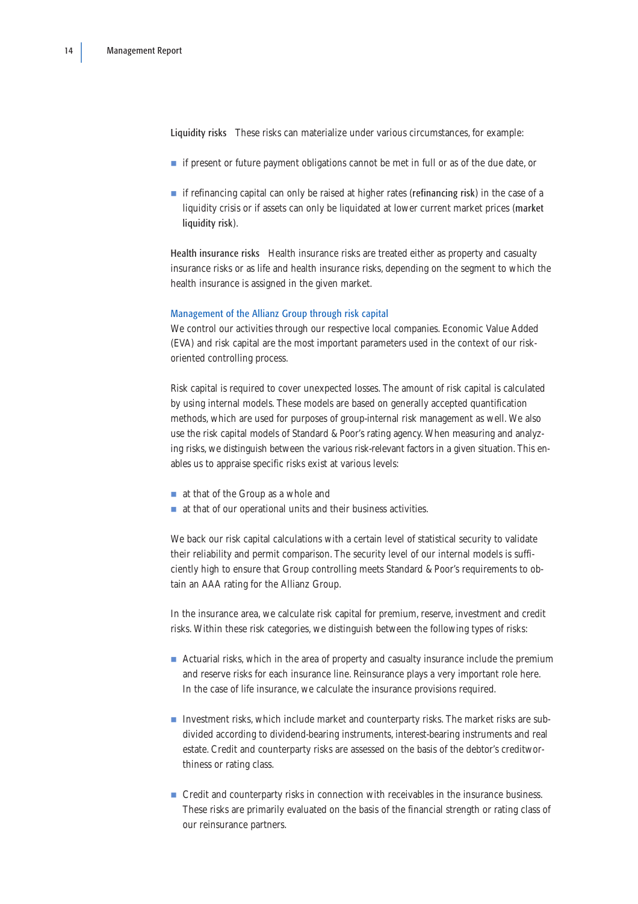**Liquidity risks** These risks can materialize under various circumstances, for example:

- if present or future payment obligations cannot be met in full or as of the due date, or
- if refinancing capital can only be raised at higher rates (**refinancing risk**) in the case of a liquidity crisis or if assets can only be liquidated at lower current market prices (**market liquidity risk**).

**Health insurance risks** Health insurance risks are treated either as property and casualty insurance risks or as life and health insurance risks, depending on the segment to which the health insurance is assigned in the given market.

### Management of the Allianz Group through risk capital

We control our activities through our respective local companies. Economic Value Added (EVA) and risk capital are the most important parameters used in the context of our risk-oriented controlling process.

Risk capital is required to cover unexpected losses. The amount of risk capital is calculated by using internal models. These models are based on generally accepted quantification methods, which are used for purposes of group-internal risk management as well. We also use the risk capital models of Standard & Poor's rating agency. When measuring and analyzing risks, we distinguish between the various risk-relevant factors in a given situation. This enables us to appraise specific risks exist at various levels:

- at that of the Group as a whole and
- at that of our operational units and their business activities.

We back our risk capital calculations with a certain level of statistical security to validate their reliability and permit comparison. The security level of our internal models is sufficiently high to ensure that Group controlling meets Standard & Poor's requirements to obtain an AAA rating for the Allianz Group.

In the insurance area, we calculate risk capital for premium, reserve, investment and credit risks. Within these risk categories, we distinguish between the following types of risks:

- Actuarial risks, which in the area of property and casualty insurance include the premium and reserve risks for each insurance line. Reinsurance plays a very important role here. In the case of life insurance, we calculate the insurance provisions required.
- Investment risks, which include market and counterparty risks. The market risks are subdivided according to dividend-bearing instruments, interest-bearing instruments and real estate. Credit and counterparty risks are assessed on the basis of the debtor's creditworthiness or rating class.
- Credit and counterparty risks in connection with receivables in the insurance business. These risks are primarily evaluated on the basis of the financial strength or rating class of our reinsurance partners.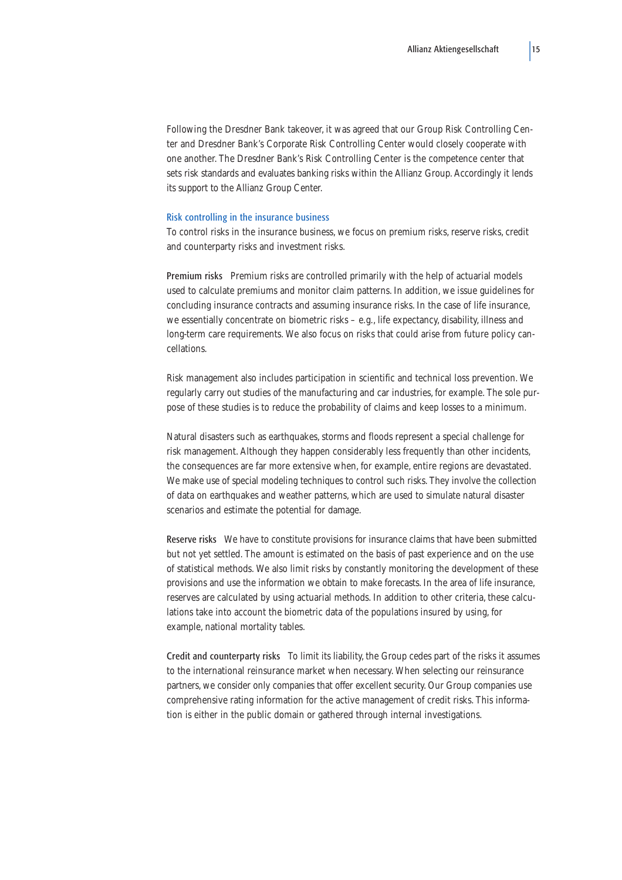Following the Dresdner Bank takeover, it was agreed that our Group Risk Controlling Center and Dresdner Bank's Corporate Risk Controlling Center would closely cooperate with one another. The Dresdner Bank's Risk Controlling Center is the competence center that sets risk standards and evaluates banking risks within the Allianz Group. Accordingly it lends its support to the Allianz Group Center.

## Risk controlling in the insurance business

To control risks in the insurance business, we focus on premium risks, reserve risks, credit and counterparty risks and investment risks.

**Premium risks** Premium risks are controlled primarily with the help of actuarial models used to calculate premiums and monitor claim patterns. In addition, we issue guidelines for concluding insurance contracts and assuming insurance risks. In the case of life insurance, we essentially concentrate on biometric risks – e.g., life expectancy, disability, illness and long-term care requirements. We also focus on risks that could arise from future policy cancellations.

Risk management also includes participation in scientific and technical loss prevention. We regularly carry out studies of the manufacturing and car industries, for example. The sole purpose of these studies is to reduce the probability of claims and keep losses to a minimum.

Natural disasters such as earthquakes, storms and floods represent a special challenge for risk management. Although they happen considerably less frequently than other incidents, the consequences are far more extensive when, for example, entire regions are devastated. We make use of special modeling techniques to control such risks. They involve the collection of data on earthquakes and weather patterns, which are used to simulate natural disaster scenarios and estimate the potential for damage.

**Reserve risks** We have to constitute provisions for insurance claims that have been submitted but not yet settled. The amount is estimated on the basis of past experience and on the use of statistical methods. We also limit risks by constantly monitoring the development of these provisions and use the information we obtain to make forecasts. In the area of life insurance, reserves are calculated by using actuarial methods. In addition to other criteria, these calculations take into account the biometric data of the populations insured by using, for example, national mortality tables.

**Credit and counterparty risks** To limit its liability, the Group cedes part of the risks it assumes to the international reinsurance market when necessary. When selecting our reinsurance partners, we consider only companies that offer excellent security. Our Group companies use comprehensive rating information for the active management of credit risks. This information is either in the public domain or gathered through internal investigations.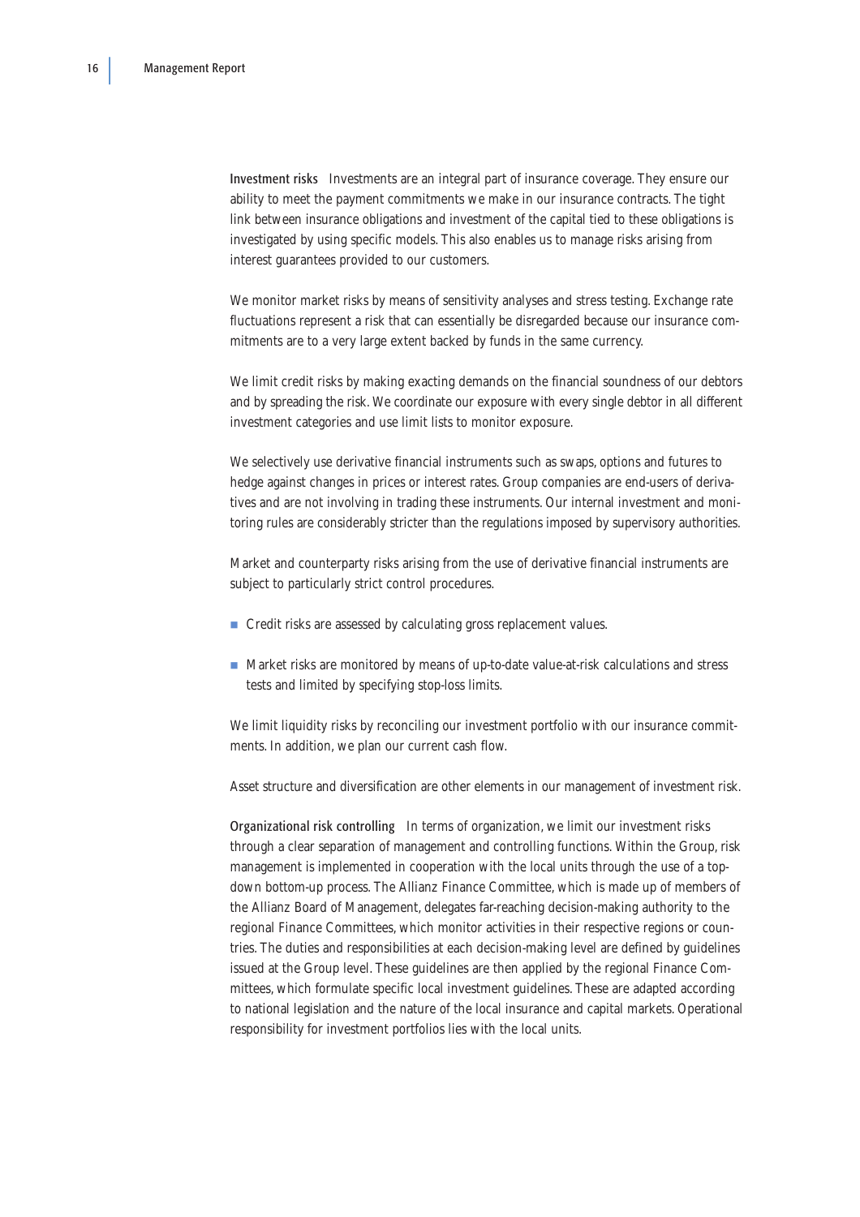**Investment risks** Investments are an integral part of insurance coverage. They ensure our ability to meet the payment commitments we make in our insurance contracts. The tight link between insurance obligations and investment of the capital tied to these obligations is investigated by using specific models. This also enables us to manage risks arising from interest guarantees provided to our customers.

We monitor market risks by means of sensitivity analyses and stress testing. Exchange rate fluctuations represent a risk that can essentially be disregarded because our insurance commitments are to a very large extent backed by funds in the same currency.

We limit credit risks by making exacting demands on the financial soundness of our debtors and by spreading the risk. We coordinate our exposure with every single debtor in all different investment categories and use limit lists to monitor exposure.

We selectively use derivative financial instruments such as swaps, options and futures to hedge against changes in prices or interest rates. Group companies are end-users of derivatives and are not involving in trading these instruments. Our internal investment and monitoring rules are considerably stricter than the regulations imposed by supervisory authorities.

Market and counterparty risks arising from the use of derivative financial instruments are subject to particularly strict control procedures.

- Credit risks are assessed by calculating gross replacement values.
- Market risks are monitored by means of up-to-date value-at-risk calculations and stress tests and limited by specifying stop-loss limits.

We limit liquidity risks by reconciling our investment portfolio with our insurance commitments. In addition, we plan our current cash flow.

Asset structure and diversification are other elements in our management of investment risk.

**Organizational risk controlling** In terms of organization, we limit our investment risks through a clear separation of management and controlling functions. Within the Group, risk management is implemented in cooperation with the local units through the use of a top-down bottom-up process. The Allianz Finance Committee, which is made up of members of the Allianz Board of Management, delegates far-reaching decision-making authority to the regional Finance Committees, which monitor activities in their respective regions or countries. The duties and responsibilities at each decision-making level are defined by guidelines issued at the Group level. These guidelines are then applied by the regional Finance Committees, which formulate specific local investment guidelines. These are adapted according to national legislation and the nature of the local insurance and capital markets. Operational responsibility for investment portfolios lies with the local units.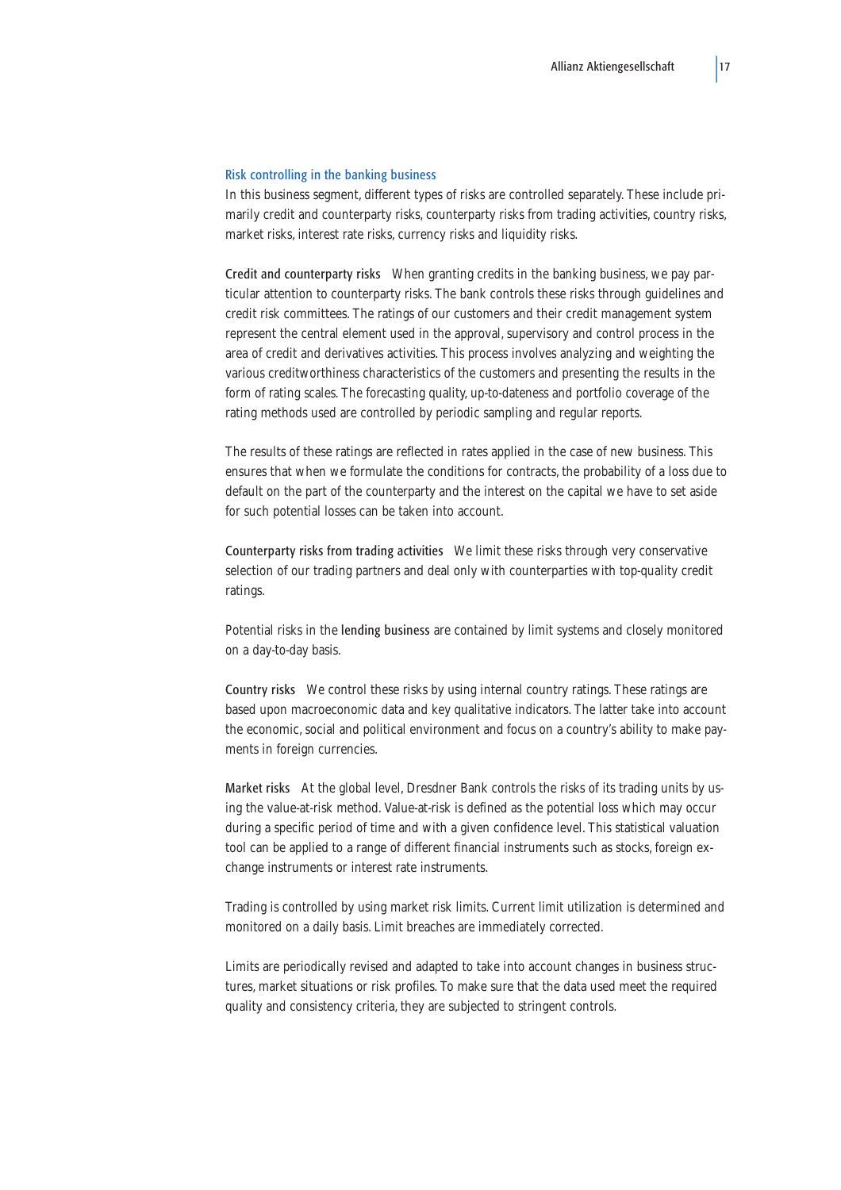## Risk controlling in the banking business

In this business segment, different types of risks are controlled separately. These include primarily credit and counterparty risks, counterparty risks from trading activities, country risks, market risks, interest rate risks, currency risks and liquidity risks.

**Credit and counterparty risks** When granting credits in the banking business, we pay particular attention to counterparty risks. The bank controls these risks through guidelines and credit risk committees. The ratings of our customers and their credit management system represent the central element used in the approval, supervisory and control process in the area of credit and derivatives activities. This process involves analyzing and weighting the various creditworthiness characteristics of the customers and presenting the results in the form of rating scales. The forecasting quality, up-to-dateness and portfolio coverage of the rating methods used are controlled by periodic sampling and regular reports.

The results of these ratings are reflected in rates applied in the case of new business. This ensures that when we formulate the conditions for contracts, the probability of a loss due to default on the part of the counterparty and the interest on the capital we have to set aside for such potential losses can be taken into account.

**Counterparty risks from trading activities** We limit these risks through very conservative selection of our trading partners and deal only with counterparties with top-quality credit ratings.

Potential risks in the **lending business** are contained by limit systems and closely monitored on a day-to-day basis.

**Country risks** We control these risks by using internal country ratings. These ratings are based upon macroeconomic data and key qualitative indicators. The latter take into account the economic, social and political environment and focus on a country's ability to make payments in foreign currencies.

**Market risks** At the global level, Dresdner Bank controls the risks of its trading units by using the value-at-risk method. Value-at-risk is defined as the potential loss which may occur during a specific period of time and with a given confidence level. This statistical valuation tool can be applied to a range of different financial instruments such as stocks, foreign exchange instruments or interest rate instruments.

Trading is controlled by using market risk limits. Current limit utilization is determined and monitored on a daily basis. Limit breaches are immediately corrected.

Limits are periodically revised and adapted to take into account changes in business structures, market situations or risk profiles. To make sure that the data used meet the required quality and consistency criteria, they are subjected to stringent controls.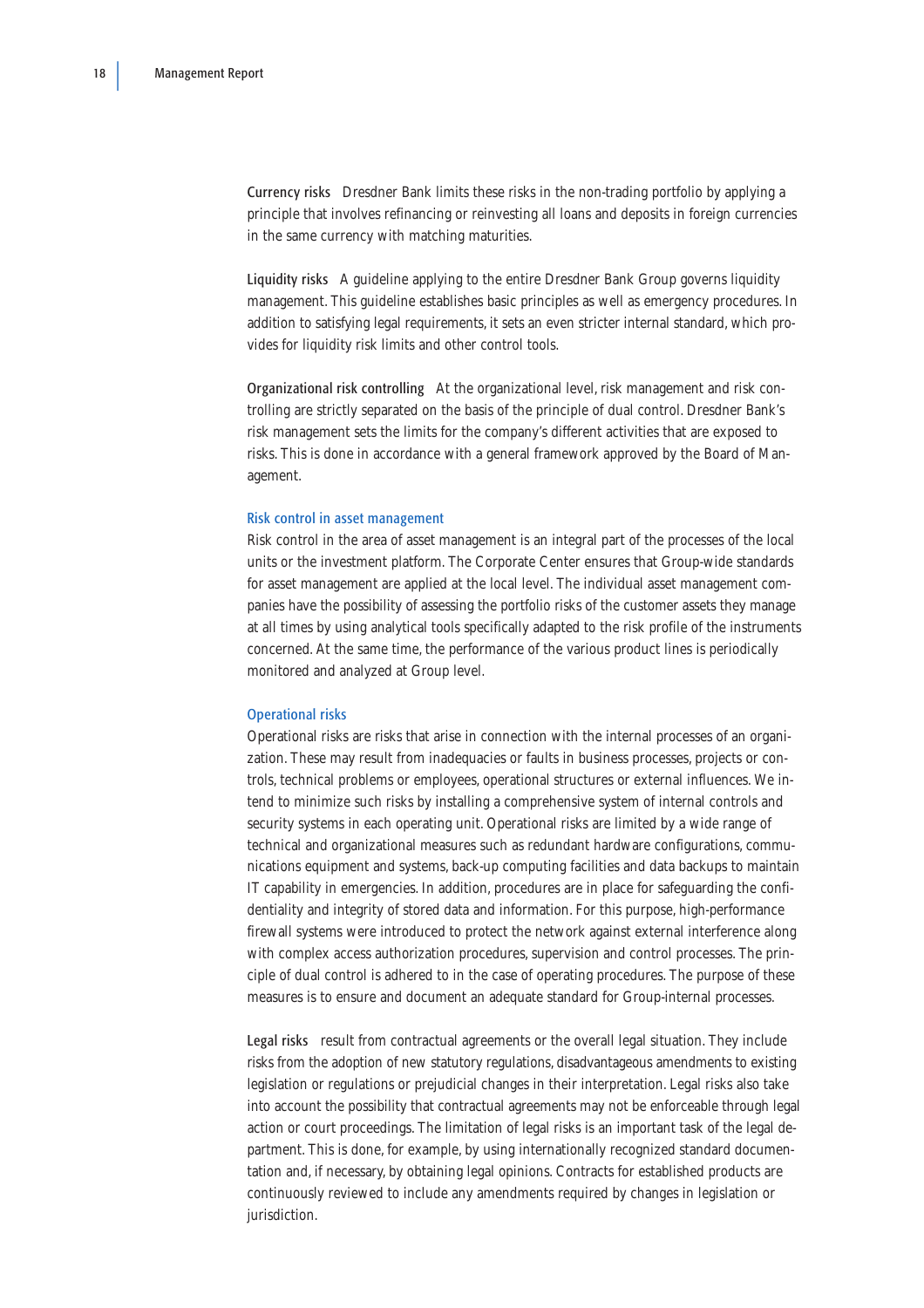**Currency risks** Dresdner Bank limits these risks in the non-trading portfolio by applying a principle that involves refinancing or reinvesting all loans and deposits in foreign currencies in the same currency with matching maturities.

**Liquidity risks** A guideline applying to the entire Dresdner Bank Group governs liquidity management. This guideline establishes basic principles as well as emergency procedures. In addition to satisfying legal requirements, it sets an even stricter internal standard, which provides for liquidity risk limits and other control tools.

**Organizational risk controlling** At the organizational level, risk management and risk controlling are strictly separated on the basis of the principle of dual control. Dresdner Bank's risk management sets the limits for the company's different activities that are exposed to risks. This is done in accordance with a general framework approved by the Board of Management.

### Risk control in asset management

Risk control in the area of asset management is an integral part of the processes of the local units or the investment platform. The Corporate Center ensures that Group-wide standards for asset management are applied at the local level. The individual asset management companies have the possibility of assessing the portfolio risks of the customer assets they manage at all times by using analytical tools specifically adapted to the risk profile of the instruments concerned. At the same time, the performance of the various product lines is periodically monitored and analyzed at Group level.

### Operational risks

Operational risks are risks that arise in connection with the internal processes of an organization. These may result from inadequacies or faults in business processes, projects or controls, technical problems or employees, operational structures or external influences. We intend to minimize such risks by installing a comprehensive system of internal controls and security systems in each operating unit. Operational risks are limited by a wide range of technical and organizational measures such as redundant hardware configurations, communications equipment and systems, back-up computing facilities and data backups to maintain IT capability in emergencies. In addition, procedures are in place for safeguarding the confidentiality and integrity of stored data and information. For this purpose, high-performance firewall systems were introduced to protect the network against external interference along with complex access authorization procedures, supervision and control processes. The principle of dual control is adhered to in the case of operating procedures. The purpose of these measures is to ensure and document an adequate standard for Group-internal processes.

**Legal risks** result from contractual agreements or the overall legal situation. They include risks from the adoption of new statutory regulations, disadvantageous amendments to existing legislation or regulations or prejudicial changes in their interpretation. Legal risks also take into account the possibility that contractual agreements may not be enforceable through legal action or court proceedings. The limitation of legal risks is an important task of the legal department. This is done, for example, by using internationally recognized standard documentation and, if necessary, by obtaining legal opinions. Contracts for established products are continuously reviewed to include any amendments required by changes in legislation or jurisdiction.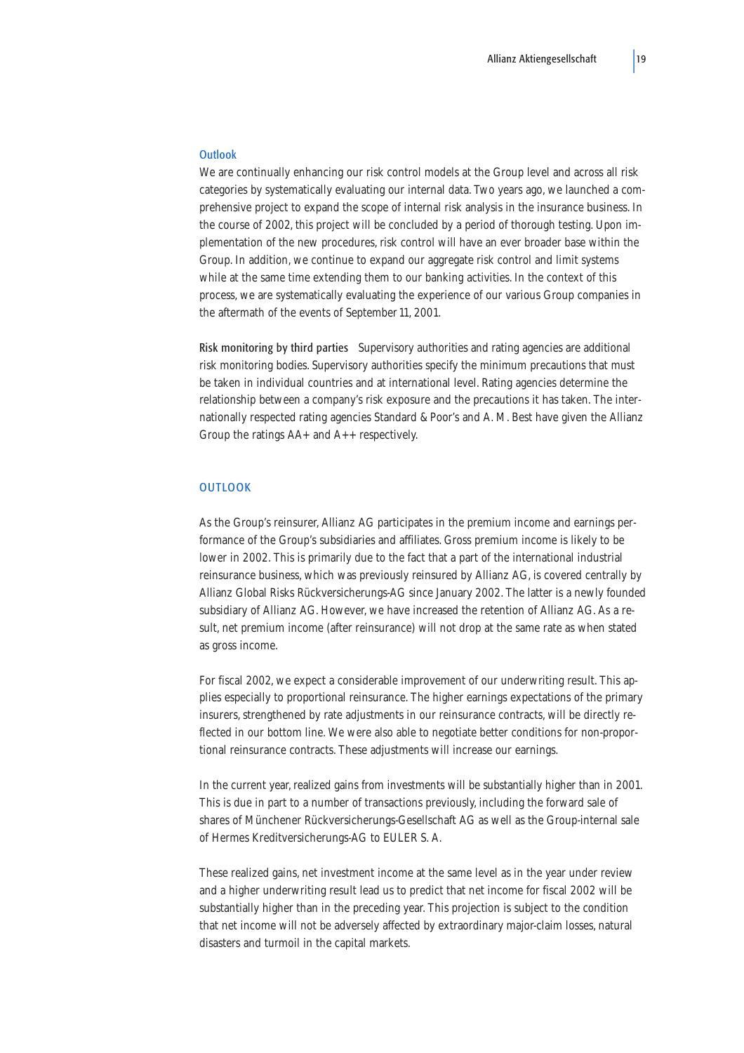### Outlook

We are continually enhancing our risk control models at the Group level and across all risk categories by systematically evaluating our internal data. Two years ago, we launched a comprehensive project to expand the scope of internal risk analysis in the insurance business. In the course of 2002, this project will be concluded by a period of thorough testing. Upon implementation of the new procedures, risk control will have an ever broader base within the Group. In addition, we continue to expand our aggregate risk control and limit systems while at the same time extending them to our banking activities. In the context of this process, we are systematically evaluating the experience of our various Group companies in the aftermath of the events of September 11, 2001.

**Risk monitoring by third parties** Supervisory authorities and rating agencies are additional risk monitoring bodies. Supervisory authorities specify the minimum precautions that must be taken in individual countries and at international level. Rating agencies determine the relationship between a company's risk exposure and the precautions it has taken. The internationally respected rating agencies Standard & Poor's and A. M. Best have given the Allianz Group the ratings AA+ and A++ respectively.

## OUTLOOK

As the Group's reinsurer, Allianz AG participates in the premium income and earnings performance of the Group's subsidiaries and affiliates. Gross premium income is likely to be lower in 2002. This is primarily due to the fact that a part of the international industrial reinsurance business, which was previously reinsured by Allianz AG, is covered centrally by Allianz Global Risks Rückversicherungs-AG since January 2002. The latter is a newly founded subsidiary of Allianz AG. However, we have increased the retention of Allianz AG. As a result, net premium income (after reinsurance) will not drop at the same rate as when stated as gross income.

For fiscal 2002, we expect a considerable improvement of our underwriting result. This applies especially to proportional reinsurance. The higher earnings expectations of the primary insurers, strengthened by rate adjustments in our reinsurance contracts, will be directly reflected in our bottom line. We were also able to negotiate better conditions for non-proportional reinsurance contracts. These adjustments will increase our earnings.

In the current year, realized gains from investments will be substantially higher than in 2001. This is due in part to a number of transactions previously, including the forward sale of shares of Münchener Rückversicherungs-Gesellschaft AG as well as the Group-internal sale of Hermes Kreditversicherungs-AG to EULER S. A.

These realized gains, net investment income at the same level as in the year under review and a higher underwriting result lead us to predict that net income for fiscal 2002 will be substantially higher than in the preceding year. This projection is subject to the condition that net income will not be adversely affected by extraordinary major-claim losses, natural disasters and turmoil in the capital markets.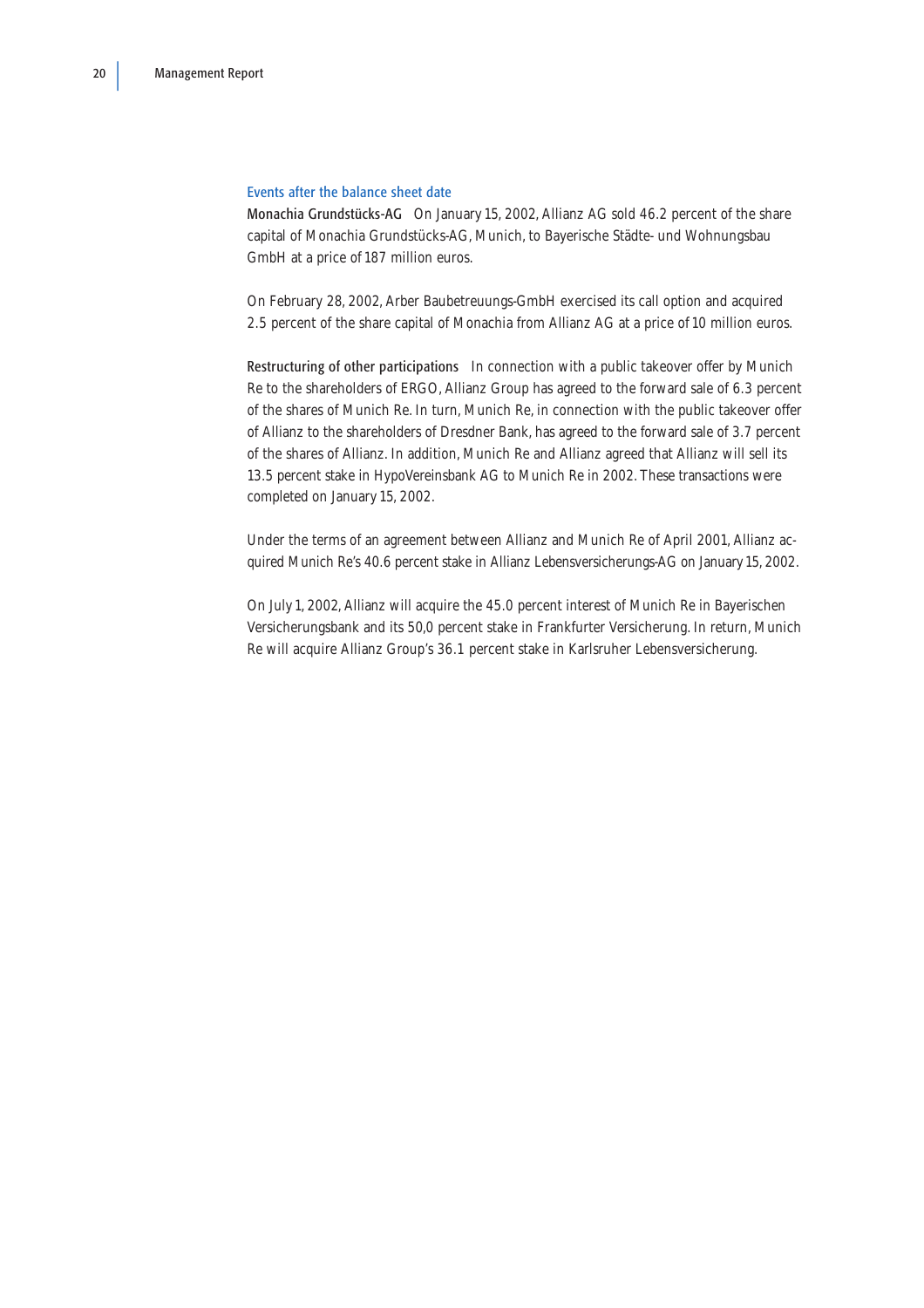## Events after the balance sheet date

**Monachia Grundstücks-AG** On January 15, 2002, Allianz AG sold 46.2 percent of the share capital of Monachia Grundstücks-AG, Munich, to Bayerische Städte- und Wohnungsbau GmbH at a price of 187 million euros.

On February 28, 2002, Arber Baubetreuungs-GmbH exercised its call option and acquired 2.5 percent of the share capital of Monachia from Allianz AG at a price of 10 million euros.

**Restructuring of other participations** In connection with a public takeover offer by Munich Re to the shareholders of ERGO, Allianz Group has agreed to the forward sale of 6.3 percent of the shares of Munich Re. In turn, Munich Re, in connection with the public takeover offer of Allianz to the shareholders of Dresdner Bank, has agreed to the forward sale of 3.7 percent of the shares of Allianz. In addition, Munich Re and Allianz agreed that Allianz will sell its 13.5 percent stake in HypoVereinsbank AG to Munich Re in 2002. These transactions were completed on January 15, 2002.

Under the terms of an agreement between Allianz and Munich Re of April 2001, Allianz acquired Munich Re's 40.6 percent stake in Allianz Lebensversicherungs-AG on January 15, 2002.

On July 1, 2002, Allianz will acquire the 45.0 percent interest of Munich Re in Bayerischen Versicherungsbank and its 50,0 percent stake in Frankfurter Versicherung. In return, Munich Re will acquire Allianz Group's 36.1 percent stake in Karlsruher Lebensversicherung.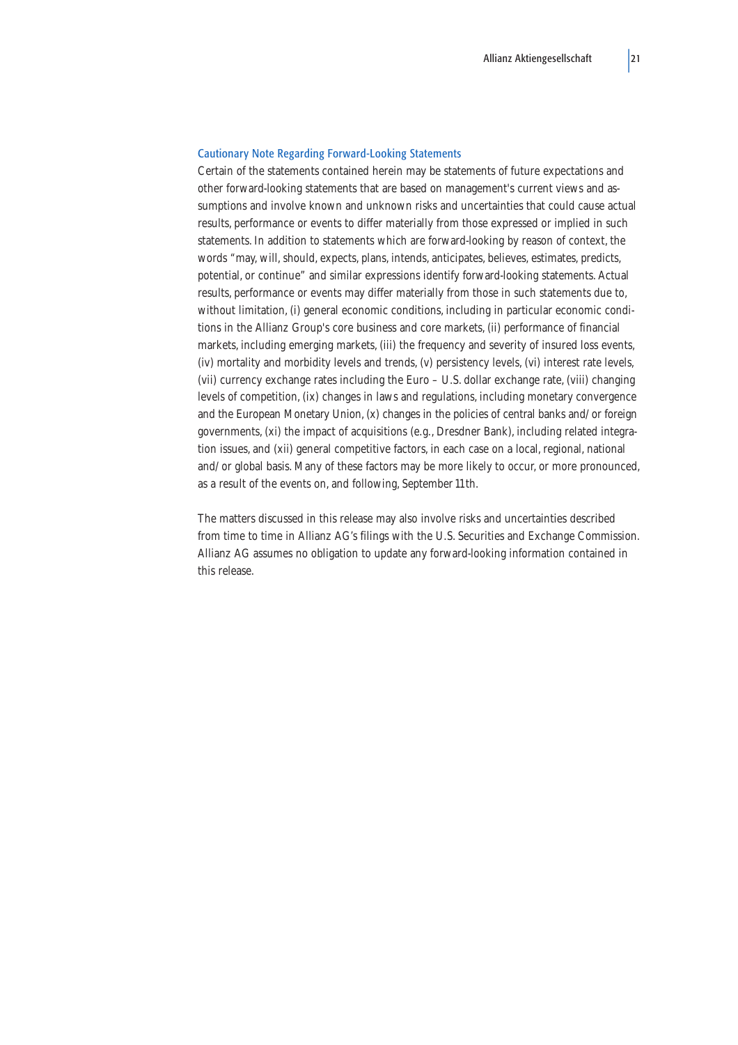### Cautionary Note Regarding Forward-Looking Statements

Certain of the statements contained herein may be statements of future expectations and other forward-looking statements that are based on management's current views and assumptions and involve known and unknown risks and uncertainties that could cause actual results, performance or events to differ materially from those expressed or implied in such statements. In addition to statements which are forward-looking by reason of context, the words "may, will, should, expects, plans, intends, anticipates, believes, estimates, predicts, potential, or continue" and similar expressions identify forward-looking statements. Actual results, performance or events may differ materially from those in such statements due to, without limitation, (i) general economic conditions, including in particular economic conditions in the Allianz Group's core business and core markets, (ii) performance of financial markets, including emerging markets, (iii) the frequency and severity of insured loss events, (iv) mortality and morbidity levels and trends, (v) persistency levels, (vi) interest rate levels, (vii) currency exchange rates including the Euro – U.S. dollar exchange rate, (viii) changing levels of competition, (ix) changes in laws and regulations, including monetary convergence and the European Monetary Union, (x) changes in the policies of central banks and/or foreign governments, (xi) the impact of acquisitions (e.g., Dresdner Bank), including related integration issues, and (xii) general competitive factors, in each case on a local, regional, national and/or global basis. Many of these factors may be more likely to occur, or more pronounced, as a result of the events on, and following, September 11th.

The matters discussed in this release may also involve risks and uncertainties described from time to time in Allianz AG's filings with the U.S. Securities and Exchange Commission. Allianz AG assumes no obligation to update any forward-looking information contained in this release.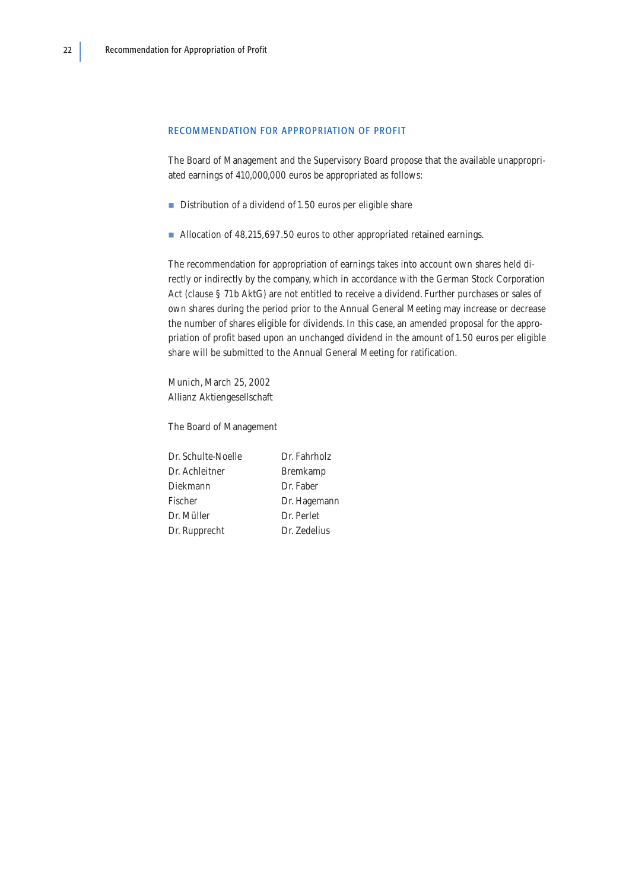## RECOMMENDATION FOR APPROPRIATION OF PROFIT

The Board of Management and the Supervisory Board propose that the available unappropriated earnings of 410,000,000 euros be appropriated as follows:

- Distribution of a dividend of 1.50 euros per eligible share
- Allocation of 48,215,697.50 euros to other appropriated retained earnings.

The recommendation for appropriation of earnings takes into account own shares held directly or indirectly by the company, which in accordance with the German Stock Corporation Act (clause § 71b AktG) are not entitled to receive a dividend. Further purchases or sales of own shares during the period prior to the Annual General Meeting may increase or decrease the number of shares eligible for dividends. In this case, an amended proposal for the appropriation of profit based upon an unchanged dividend in the amount of 1.50 euros per eligible share will be submitted to the Annual General Meeting for ratification.

Munich, March 25, 2002
Allianz Aktiengesellschaft

The Board of Management

| | |
|---|---|
| Dr. Schulte-Noelle | Dr. Fahrholz |
| Dr. Achleitner | Bremkamp |
| Diekmann | Dr. Faber |
| Fischer | Dr. Hagemann |
| Dr. Müller | Dr. Perlet |
| Dr. Rupprecht | Dr. Zedelius |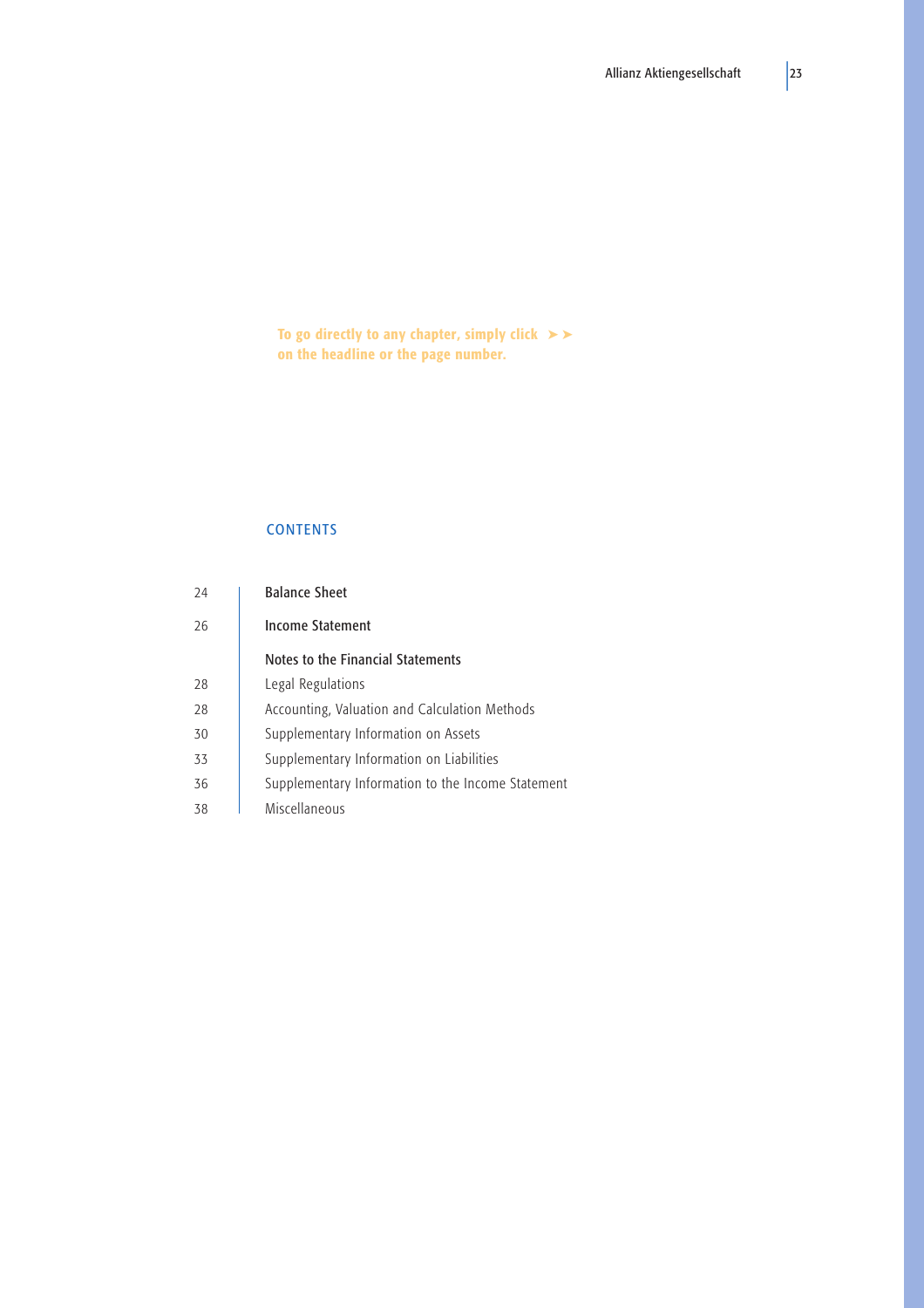To go directly to any chapter, simply click ➤➤ on the headline or the page number.

## CONTENTS

| Page | Section |
|---|---|
| 24 | **Balance Sheet** |
| 26 | **Income Statement** |
| | **Notes to the Financial Statements** |
| 28 | Legal Regulations |
| 28 | Accounting, Valuation and Calculation Methods |
| 30 | Supplementary Information on Assets |
| 33 | Supplementary Information on Liabilities |
| 36 | Supplementary Information to the Income Statement |
| 38 | Miscellaneous |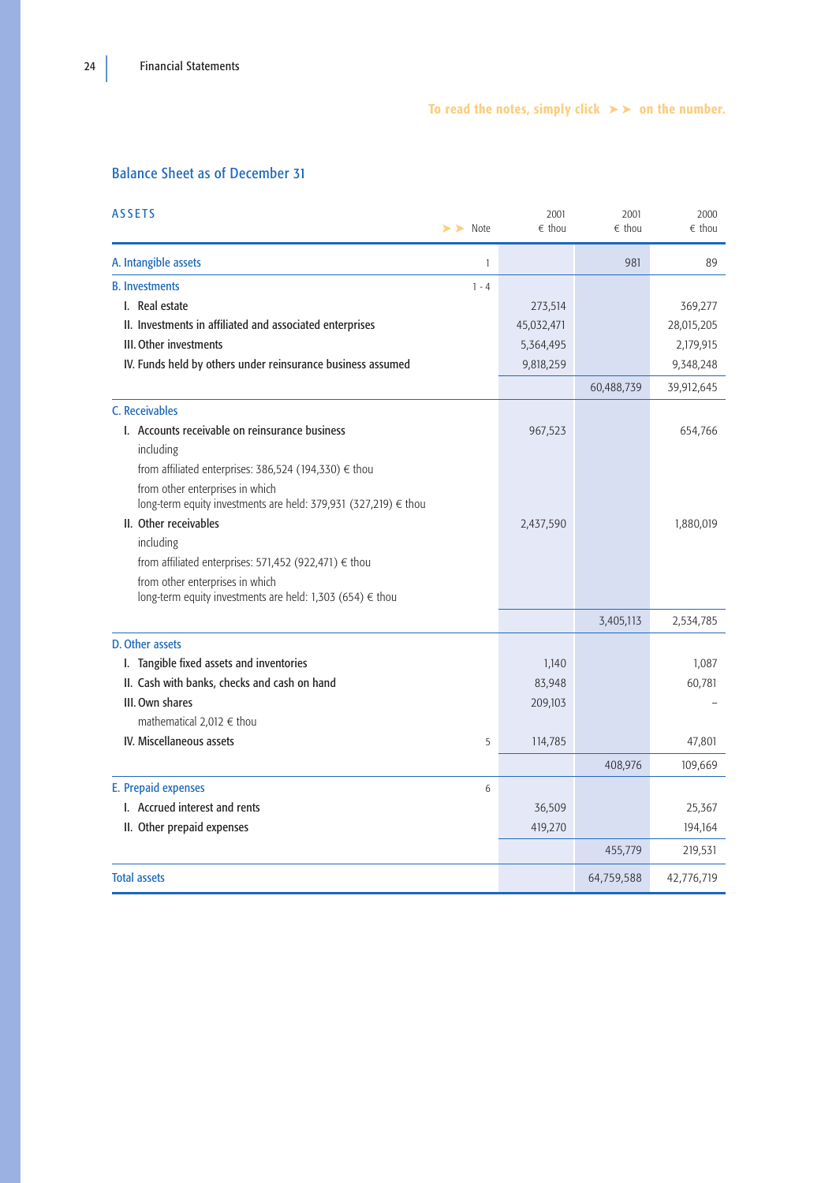To read the notes, simply click ➤➤ on the number.

## Balance Sheet as of December 31

| ASSETS | ➤➤ Note | 2001 € thou | 2001 € thou | 2000 € thou |
|---|---|---|---|---|
| A. Intangible assets | 1 | | 981 | 89 |
| B. Investments | 1 - 4 | | | |
| I. Real estate | | 273,514 | | 369,277 |
| II. Investments in affiliated and associated enterprises | | 45,032,471 | | 28,015,205 |
| III. Other investments | | 5,364,495 | | 2,179,915 |
| IV. Funds held by others under reinsurance business assumed | | 9,818,259 | | 9,348,248 |
| | | | 60,488,739 | 39,912,645 |
| C. Receivables | | | | |
| I. Accounts receivable on reinsurance business | | 967,523 | | 654,766 |
| including | | | | |
| from affiliated enterprises: 386,524 (194,330) € thou | | | | |
| from other enterprises in which long-term equity investments are held: 379,931 (327,219) € thou | | | | |
| II. Other receivables | | 2,437,590 | | 1,880,019 |
| including | | | | |
| from affiliated enterprises: 571,452 (922,471) € thou | | | | |
| from other enterprises in which long-term equity investments are held: 1,303 (654) € thou | | | | |
| | | | 3,405,113 | 2,534,785 |
| D. Other assets | | | | |
| I. Tangible fixed assets and inventories | | 1,140 | | 1,087 |
| II. Cash with banks, checks and cash on hand | | 83,948 | | 60,781 |
| III. Own shares | | 209,103 | | – |
| mathematical 2,012 € thou | | | | |
| IV. Miscellaneous assets | 5 | 114,785 | | 47,801 |
| | | | 408,976 | 109,669 |
| E. Prepaid expenses | 6 | | | |
| I. Accrued interest and rents | | 36,509 | | 25,367 |
| II. Other prepaid expenses | | 419,270 | | 194,164 |
| | | | 455,779 | 219,531 |
| Total assets | | | 64,759,588 | 42,776,719 |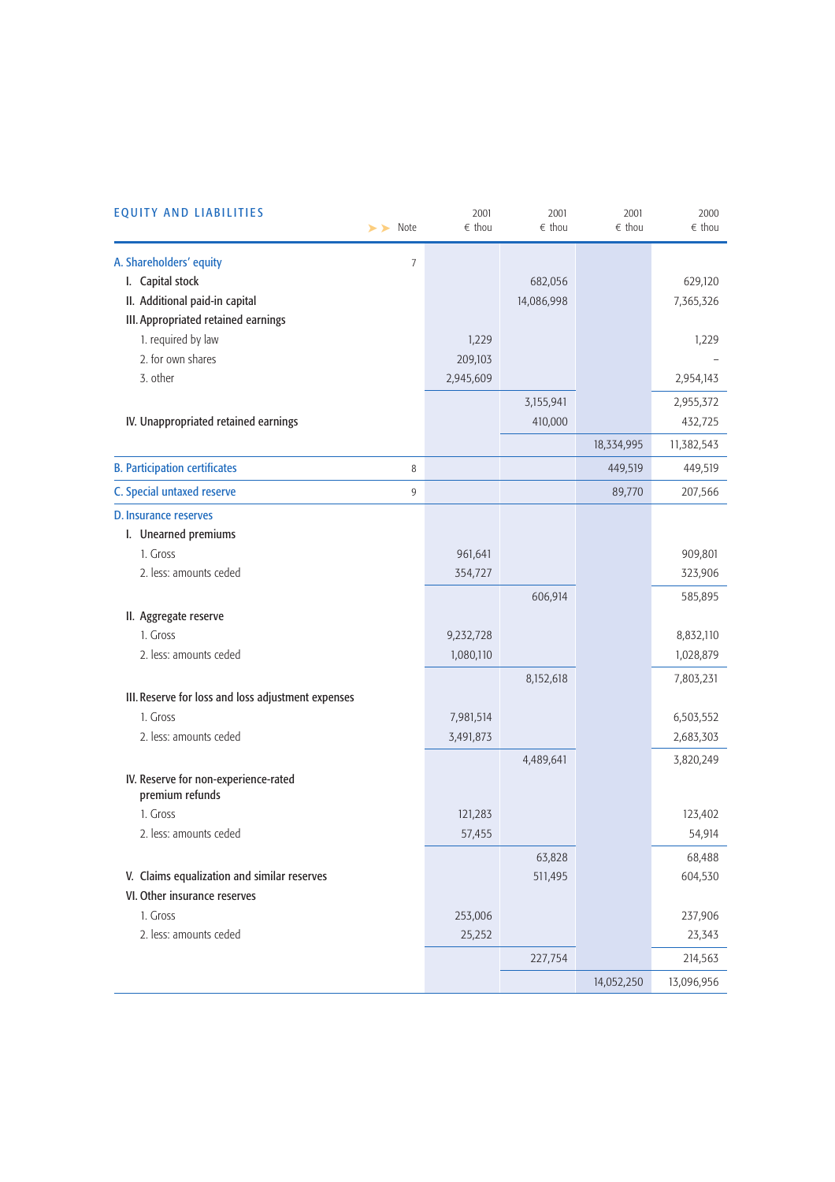## EQUITY AND LIABILITIES

| | Note | 2001 € thou | 2001 € thou | 2001 € thou | 2000 € thou |
|---|---|---|---|---|---|
| **A. Shareholders' equity** | 7 | | | | |
| I. Capital stock | | | 682,056 | | 629,120 |
| II. Additional paid-in capital | | | 14,086,998 | | 7,365,326 |
| III. Appropriated retained earnings | | | | | |
| 1. required by law | | 1,229 | | | 1,229 |
| 2. for own shares | | 209,103 | | | – |
| 3. other | | 2,945,609 | | | 2,954,143 |
| | | | 3,155,941 | | 2,955,372 |
| IV. Unappropriated retained earnings | | | 410,000 | | 432,725 |
| | | | | 18,334,995 | 11,382,543 |
| **B. Participation certificates** | 8 | | | 449,519 | 449,519 |
| **C. Special untaxed reserve** | 9 | | | 89,770 | 207,566 |
| **D. Insurance reserves** | | | | | |
| I. Unearned premiums | | | | | |
| 1. Gross | | 961,641 | | | 909,801 |
| 2. less: amounts ceded | | 354,727 | | | 323,906 |
| | | | 606,914 | | 585,895 |
| II. Aggregate reserve | | | | | |
| 1. Gross | | 9,232,728 | | | 8,832,110 |
| 2. less: amounts ceded | | 1,080,110 | | | 1,028,879 |
| | | | 8,152,618 | | 7,803,231 |
| III. Reserve for loss and loss adjustment expenses | | | | | |
| 1. Gross | | 7,981,514 | | | 6,503,552 |
| 2. less: amounts ceded | | 3,491,873 | | | 2,683,303 |
| | | | 4,489,641 | | 3,820,249 |
| IV. Reserve for non-experience-rated premium refunds | | | | | |
| 1. Gross | | 121,283 | | | 123,402 |
| 2. less: amounts ceded | | 57,455 | | | 54,914 |
| | | | 63,828 | | 68,488 |
| V. Claims equalization and similar reserves | | | 511,495 | | 604,530 |
| VI. Other insurance reserves | | | | | |
| 1. Gross | | 253,006 | | | 237,906 |
| 2. less: amounts ceded | | 25,252 | | | 23,343 |
| | | | 227,754 | | 214,563 |
| | | | | 14,052,250 | 13,096,956 |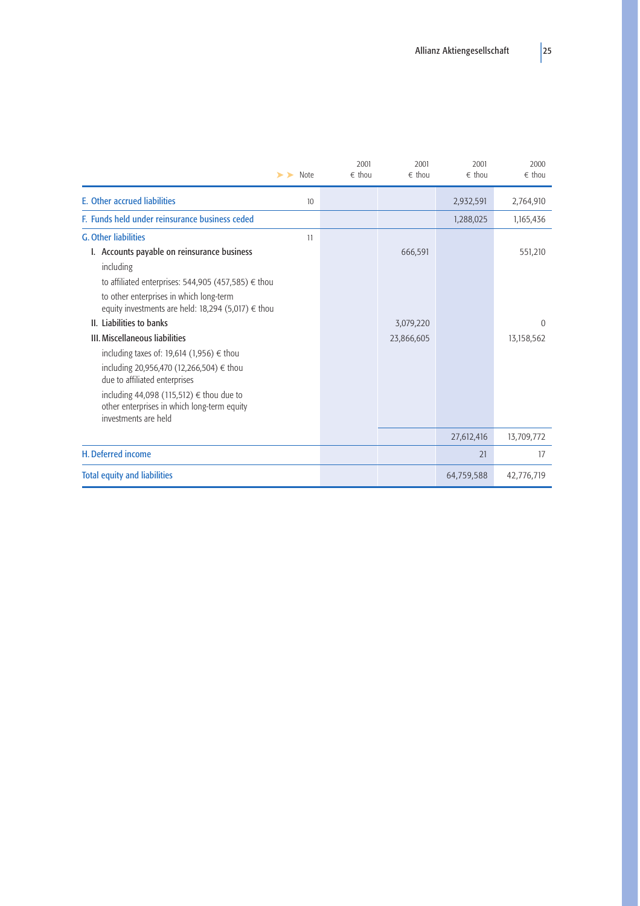| | Note | 2001 € thou | 2001 € thou | 2001 € thou | 2000 € thou |
|---|---|---|---|---|---|
| E. Other accrued liabilities | 10 | | | 2,932,591 | 2,764,910 |
| F. Funds held under reinsurance business ceded | | | | 1,288,025 | 1,165,436 |
| G. Other liabilities | 11 | | | | |
| I. Accounts payable on reinsurance business | | | 666,591 | | 551,210 |
| including | | | | | |
| to affiliated enterprises: 544,905 (457,585) € thou | | | | | |
| to other enterprises in which long-term equity investments are held: 18,294 (5,017) € thou | | | | | |
| II. Liabilities to banks | | | 3,079,220 | | 0 |
| III. Miscellaneous liabilities | | | 23,866,605 | | 13,158,562 |
| including taxes of: 19,614 (1,956) € thou | | | | | |
| including 20,956,470 (12,266,504) € thou due to affiliated enterprises | | | | | |
| including 44,098 (115,512) € thou due to other enterprises in which long-term equity investments are held | | | | | |
| | | | | 27,612,416 | 13,709,772 |
| H. Deferred income | | | | 21 | 17 |
| Total equity and liabilities | | | | 64,759,588 | 42,776,719 |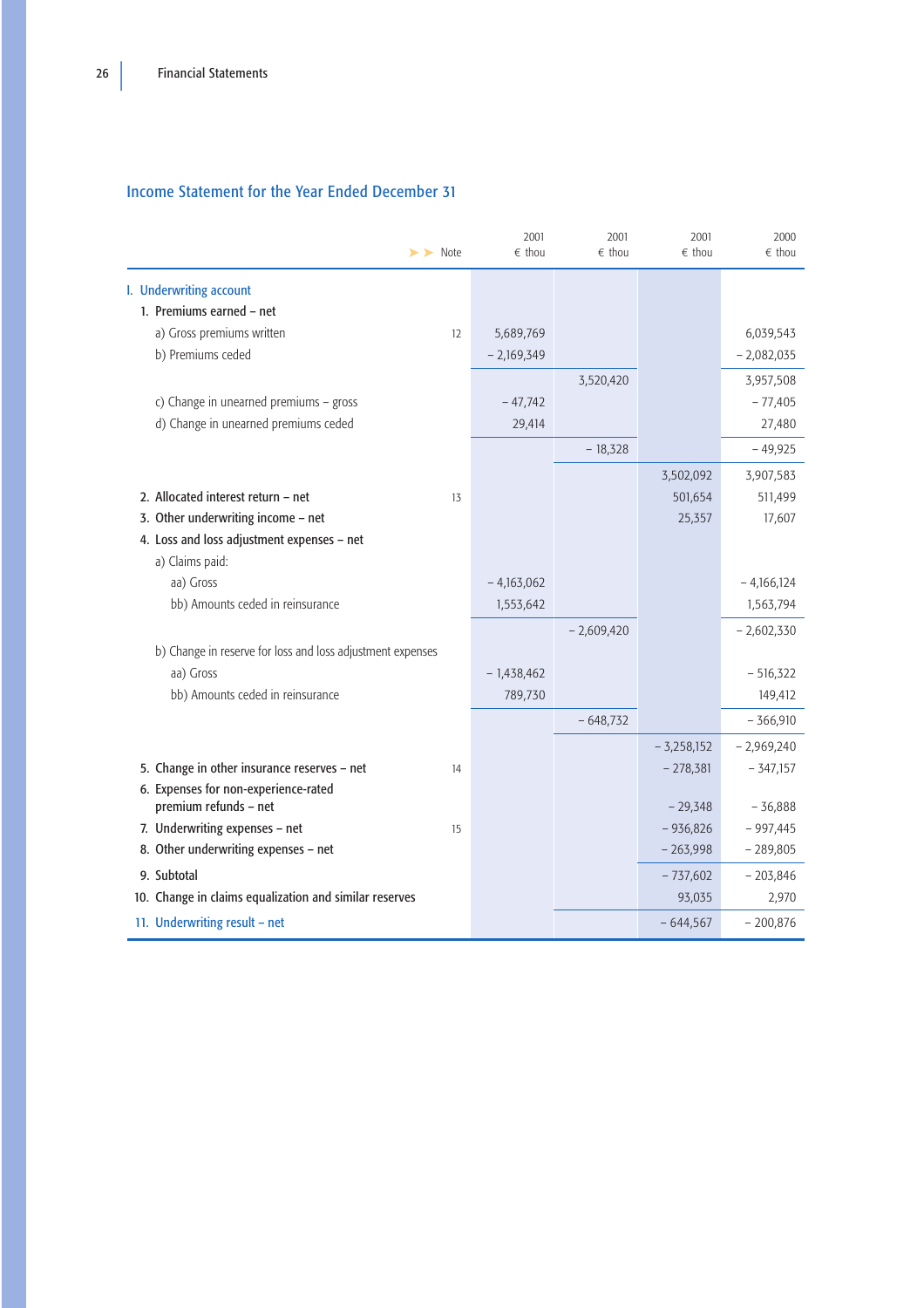## Income Statement for the Year Ended December 31

| | Note | 2001 € thou | 2001 € thou | 2001 € thou | 2000 € thou |
|---|---|---|---|---|---|
| **I. Underwriting account** | | | | | |
| 1. Premiums earned – net | | | | | |
| a) Gross premiums written | 12 | 5,689,769 | | | 6,039,543 |
| b) Premiums ceded | | – 2,169,349 | | | – 2,082,035 |
| | | | 3,520,420 | | 3,957,508 |
| c) Change in unearned premiums – gross | | – 47,742 | | | – 77,405 |
| d) Change in unearned premiums ceded | | 29,414 | | | 27,480 |
| | | | – 18,328 | | – 49,925 |
| | | | | 3,502,092 | 3,907,583 |
| 2. Allocated interest return – net | 13 | | | 501,654 | 511,499 |
| 3. Other underwriting income – net | | | | 25,357 | 17,607 |
| 4. Loss and loss adjustment expenses – net | | | | | |
| a) Claims paid: | | | | | |
| aa) Gross | | – 4,163,062 | | | – 4,166,124 |
| bb) Amounts ceded in reinsurance | | 1,553,642 | | | 1,563,794 |
| | | | – 2,609,420 | | – 2,602,330 |
| b) Change in reserve for loss and loss adjustment expenses | | | | | |
| aa) Gross | | – 1,438,462 | | | – 516,322 |
| bb) Amounts ceded in reinsurance | | 789,730 | | | 149,412 |
| | | | – 648,732 | | – 366,910 |
| | | | | – 3,258,152 | – 2,969,240 |
| 5. Change in other insurance reserves – net | 14 | | | – 278,381 | – 347,157 |
| 6. Expenses for non-experience-rated premium refunds – net | | | | – 29,348 | – 36,888 |
| 7. Underwriting expenses – net | 15 | | | – 936,826 | – 997,445 |
| 8. Other underwriting expenses – net | | | | – 263,998 | – 289,805 |
| 9. Subtotal | | | | – 737,602 | – 203,846 |
| 10. Change in claims equalization and similar reserves | | | | 93,035 | 2,970 |
| **11. Underwriting result – net** | | | | – 644,567 | – 200,876 |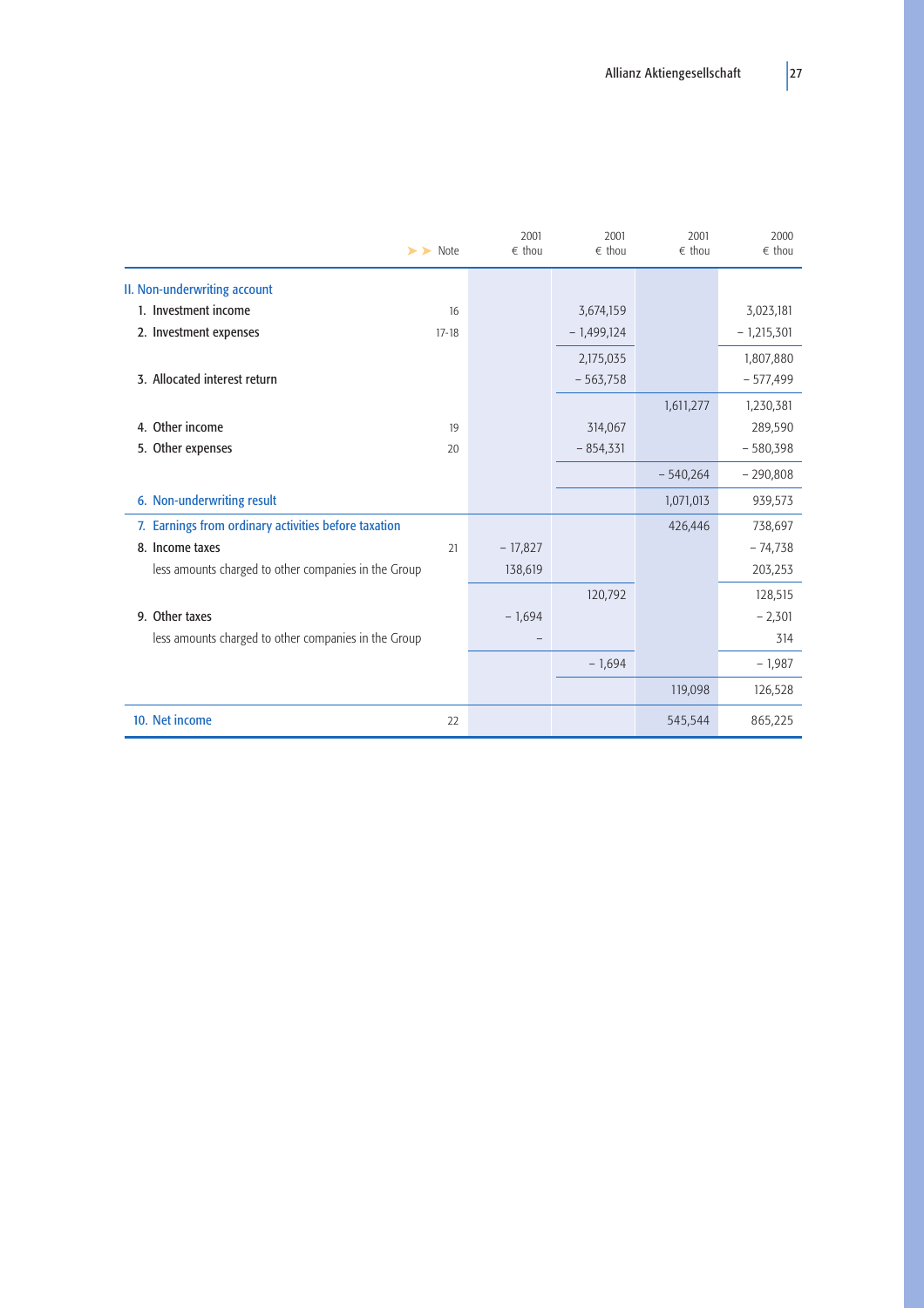| | Note | 2001 € thou | 2001 € thou | 2001 € thou | 2000 € thou |
|---|---|---|---|---|---|
| II. Non-underwriting account | | | | | |
| 1. Investment income | 16 | | 3,674,159 | | 3,023,181 |
| 2. Investment expenses | 17-18 | | − 1,499,124 | | − 1,215,301 |
| | | | 2,175,035 | | 1,807,880 |
| 3. Allocated interest return | | | − 563,758 | | − 577,499 |
| | | | | 1,611,277 | 1,230,381 |
| 4. Other income | 19 | | 314,067 | | 289,590 |
| 5. Other expenses | 20 | | − 854,331 | | − 580,398 |
| | | | | − 540,264 | − 290,808 |
| 6. Non-underwriting result | | | | 1,071,013 | 939,573 |
| 7. Earnings from ordinary activities before taxation | | | | 426,446 | 738,697 |
| 8. Income taxes | 21 | − 17,827 | | | − 74,738 |
| less amounts charged to other companies in the Group | | 138,619 | | | 203,253 |
| | | | 120,792 | | 128,515 |
| 9. Other taxes | | − 1,694 | | | − 2,301 |
| less amounts charged to other companies in the Group | | – | | | 314 |
| | | | − 1,694 | | − 1,987 |
| | | | | 119,098 | 126,528 |
| 10. Net income | 22 | | | 545,544 | 865,225 |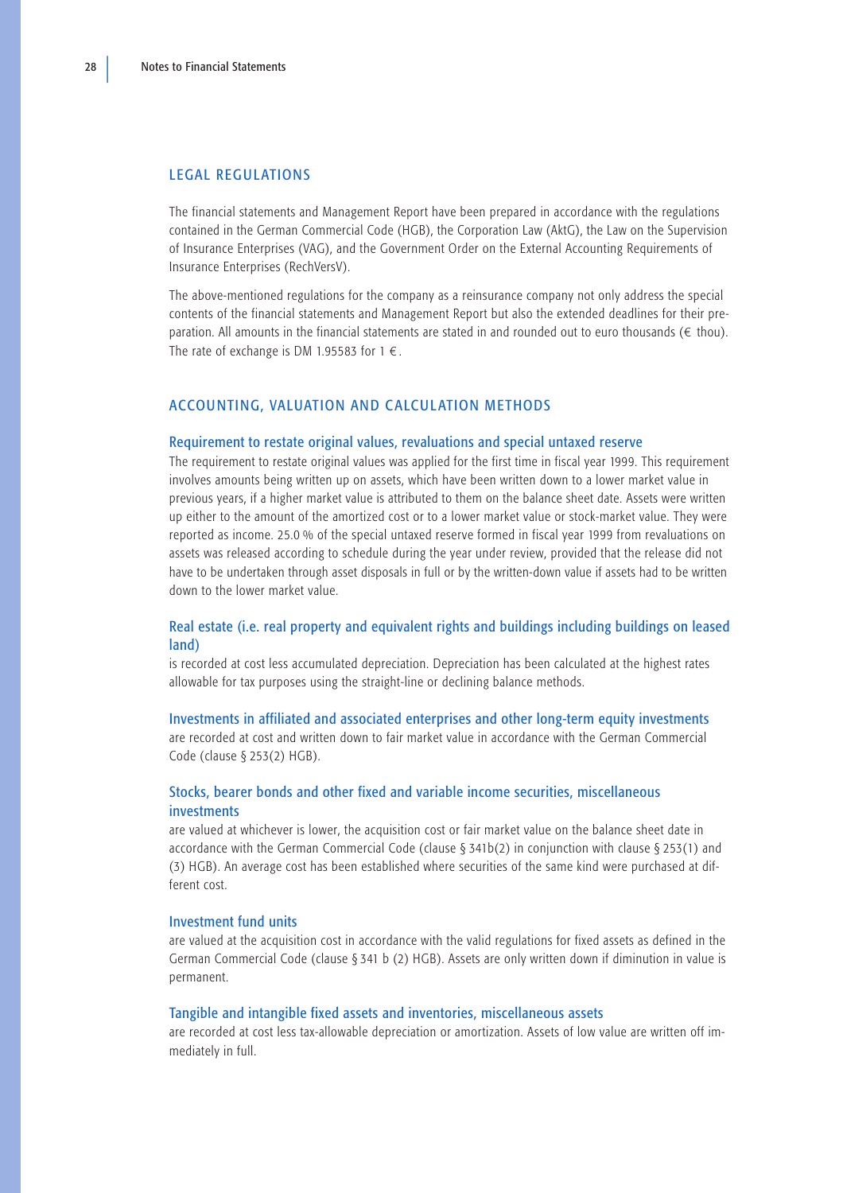## LEGAL REGULATIONS

The financial statements and Management Report have been prepared in accordance with the regulations contained in the German Commercial Code (HGB), the Corporation Law (AktG), the Law on the Supervision of Insurance Enterprises (VAG), and the Government Order on the External Accounting Requirements of Insurance Enterprises (RechVersV).

The above-mentioned regulations for the company as a reinsurance company not only address the special contents of the financial statements and Management Report but also the extended deadlines for their preparation. All amounts in the financial statements are stated in and rounded out to euro thousands (€ thou). The rate of exchange is DM 1.95583 for 1 €.

## ACCOUNTING, VALUATION AND CALCULATION METHODS

### Requirement to restate original values, revaluations and special untaxed reserve

The requirement to restate original values was applied for the first time in fiscal year 1999. This requirement involves amounts being written up on assets, which have been written down to a lower market value in previous years, if a higher market value is attributed to them on the balance sheet date. Assets were written up either to the amount of the amortized cost or to a lower market value or stock-market value. They were reported as income. 25.0 % of the special untaxed reserve formed in fiscal year 1999 from revaluations on assets was released according to schedule during the year under review, provided that the release did not have to be undertaken through asset disposals in full or by the written-down value if assets had to be written down to the lower market value.

### Real estate (i.e. real property and equivalent rights and buildings including buildings on leased land)

is recorded at cost less accumulated depreciation. Depreciation has been calculated at the highest rates allowable for tax purposes using the straight-line or declining balance methods.

### Investments in affiliated and associated enterprises and other long-term equity investments

are recorded at cost and written down to fair market value in accordance with the German Commercial Code (clause § 253(2) HGB).

### Stocks, bearer bonds and other fixed and variable income securities, miscellaneous investments

are valued at whichever is lower, the acquisition cost or fair market value on the balance sheet date in accordance with the German Commercial Code (clause § 341b(2) in conjunction with clause § 253(1) and (3) HGB). An average cost has been established where securities of the same kind were purchased at different cost.

### Investment fund units

are valued at the acquisition cost in accordance with the valid regulations for fixed assets as defined in the German Commercial Code (clause § 341 b (2) HGB). Assets are only written down if diminution in value is permanent.

### Tangible and intangible fixed assets and inventories, miscellaneous assets

are recorded at cost less tax-allowable depreciation or amortization. Assets of low value are written off immediately in full.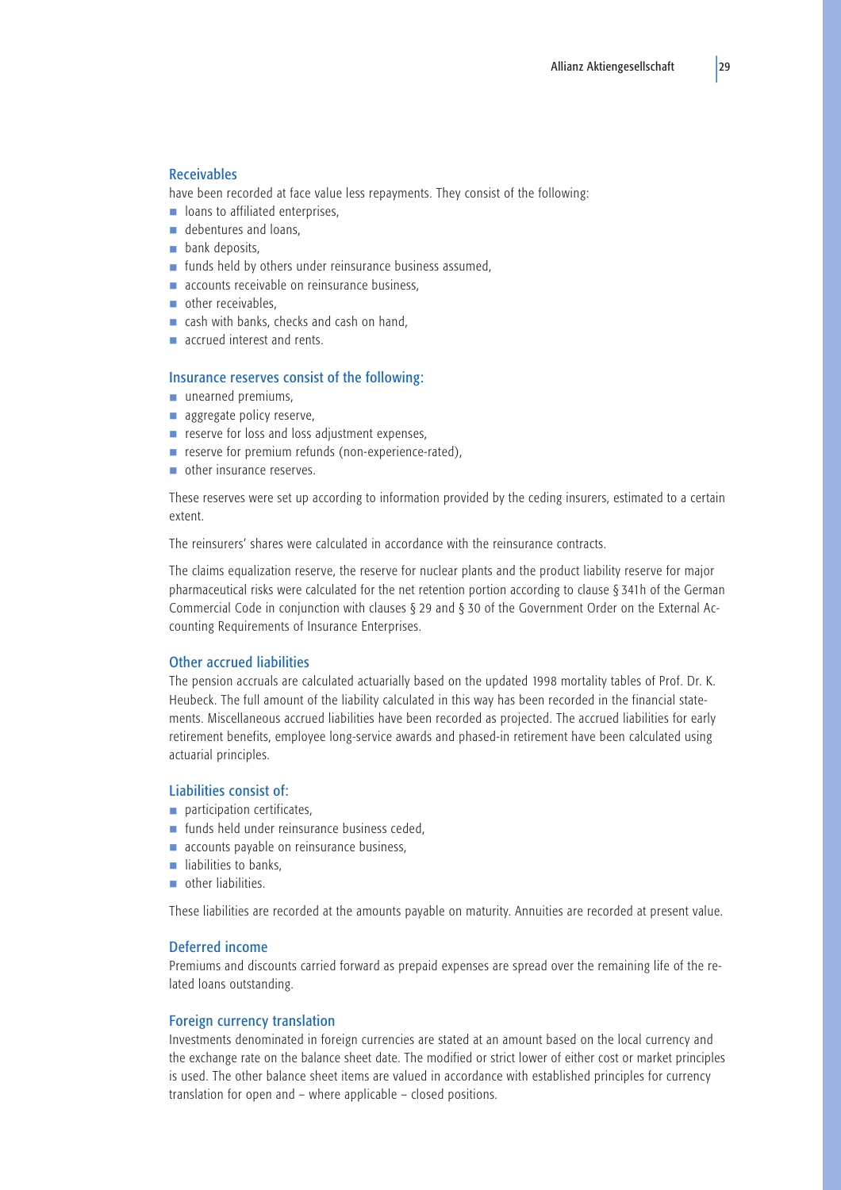### Receivables

have been recorded at face value less repayments. They consist of the following:

- loans to affiliated enterprises,
- debentures and loans,
- bank deposits,
- funds held by others under reinsurance business assumed,
- accounts receivable on reinsurance business,
- other receivables,
- cash with banks, checks and cash on hand,
- accrued interest and rents.

### Insurance reserves consist of the following:

- unearned premiums,
- aggregate policy reserve,
- reserve for loss and loss adjustment expenses,
- reserve for premium refunds (non-experience-rated),
- other insurance reserves.

These reserves were set up according to information provided by the ceding insurers, estimated to a certain extent.

The reinsurers' shares were calculated in accordance with the reinsurance contracts.

The claims equalization reserve, the reserve for nuclear plants and the product liability reserve for major pharmaceutical risks were calculated for the net retention portion according to clause § 341h of the German Commercial Code in conjunction with clauses § 29 and § 30 of the Government Order on the External Accounting Requirements of Insurance Enterprises.

### Other accrued liabilities

The pension accruals are calculated actuarially based on the updated 1998 mortality tables of Prof. Dr. K. Heubeck. The full amount of the liability calculated in this way has been recorded in the financial statements. Miscellaneous accrued liabilities have been recorded as projected. The accrued liabilities for early retirement benefits, employee long-service awards and phased-in retirement have been calculated using actuarial principles.

### Liabilities consist of:

- participation certificates,
- funds held under reinsurance business ceded,
- accounts payable on reinsurance business,
- liabilities to banks,
- other liabilities.

These liabilities are recorded at the amounts payable on maturity. Annuities are recorded at present value.

### Deferred income

Premiums and discounts carried forward as prepaid expenses are spread over the remaining life of the related loans outstanding.

### Foreign currency translation

Investments denominated in foreign currencies are stated at an amount based on the local currency and the exchange rate on the balance sheet date. The modified or strict lower of either cost or market principles is used. The other balance sheet items are valued in accordance with established principles for currency translation for open and – where applicable – closed positions.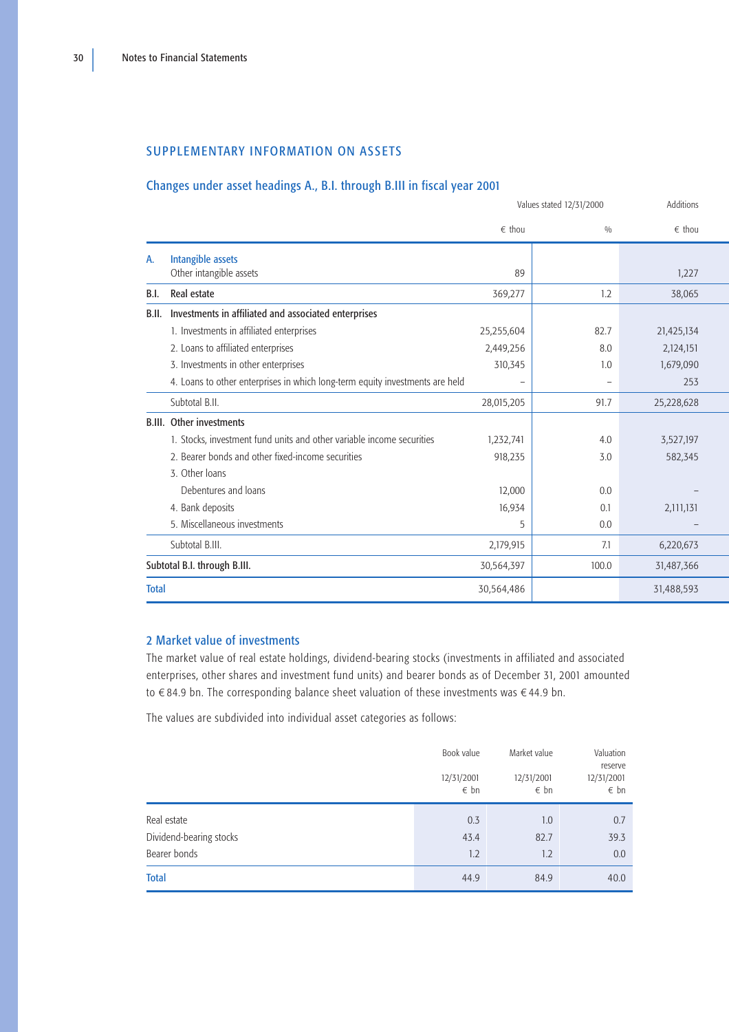## SUPPLEMENTARY INFORMATION ON ASSETS

### Changes under asset headings A., B.I. through B.III in fiscal year 2001

| | | Values stated 12/31/2000 | | Additions |
|---|---|---|---|---|
| | | € thou | % | € thou |
| **A.** | **Intangible assets** | | | |
| | Other intangible assets | 89 | | 1,227 |
| **B.I.** | **Real estate** | 369,277 | 1.2 | 38,065 |
| **B.II.** | **Investments in affiliated and associated enterprises** | | | |
| | 1. Investments in affiliated enterprises | 25,255,604 | 82.7 | 21,425,134 |
| | 2. Loans to affiliated enterprises | 2,449,256 | 8.0 | 2,124,151 |
| | 3. Investments in other enterprises | 310,345 | 1.0 | 1,679,090 |
| | 4. Loans to other enterprises in which long-term equity investments are held | – | – | 253 |
| | Subtotal B.II. | 28,015,205 | 91.7 | 25,228,628 |
| **B.III.** | **Other investments** | | | |
| | 1. Stocks, investment fund units and other variable income securities | 1,232,741 | 4.0 | 3,527,197 |
| | 2. Bearer bonds and other fixed-income securities | 918,235 | 3.0 | 582,345 |
| | 3. Other loans | | | |
| | Debentures and loans | 12,000 | 0.0 | – |
| | 4. Bank deposits | 16,934 | 0.1 | 2,111,131 |
| | 5. Miscellaneous investments | 5 | 0.0 | – |
| | Subtotal B.III. | 2,179,915 | 7.1 | 6,220,673 |
| **Subtotal B.I. through B.III.** | | 30,564,397 | 100.0 | 31,487,366 |
| **Total** | | 30,564,486 | | 31,488,593 |

### 2 Market value of investments

The market value of real estate holdings, dividend-bearing stocks (investments in affiliated and associated enterprises, other shares and investment fund units) and bearer bonds as of December 31, 2001 amounted to € 84.9 bn. The corresponding balance sheet valuation of these investments was € 44.9 bn.

The values are subdivided into individual asset categories as follows:

| | Book value 12/31/2001 € bn | Market value 12/31/2001 € bn | Valuation reserve 12/31/2001 € bn |
|---|---|---|---|
| Real estate | 0.3 | 1.0 | 0.7 |
| Dividend-bearing stocks | 43.4 | 82.7 | 39.3 |
| Bearer bonds | 1.2 | 1.2 | 0.0 |
| **Total** | 44.9 | 84.9 | 40.0 |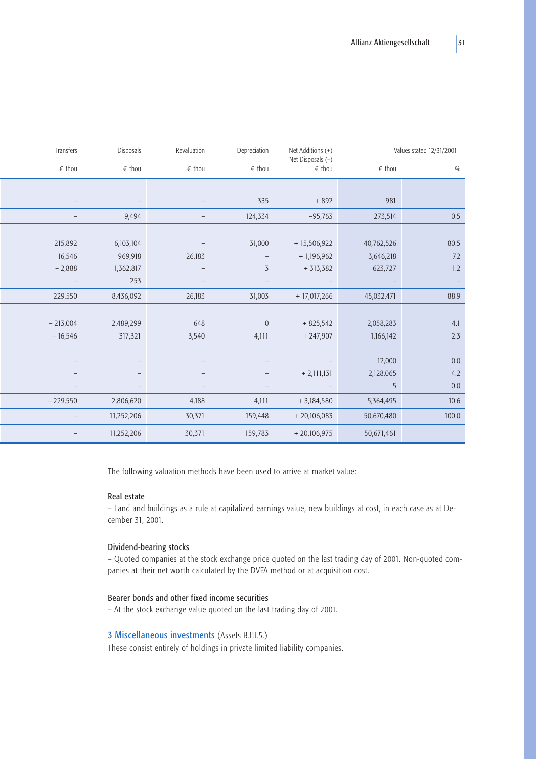| Transfers | Disposals | Revaluation | Depreciation | Net Additions (+) Net Disposals (–) | Values stated 12/31/2001 | |
|---|---|---|---|---|---|---|
| € thou | € thou | € thou | € thou | € thou | € thou | % |
| | | | | | | |
| – | – | – | 335 | + 892 | 981 | |
| – | 9,494 | – | 124,334 | –95,763 | 273,514 | 0.5 |
| | | | | | | |
| 215,892 | 6,103,104 | – | 31,000 | + 15,506,922 | 40,762,526 | 80.5 |
| 16,546 | 969,918 | 26,183 | – | + 1,196,962 | 3,646,218 | 7.2 |
| – 2,888 | 1,362,817 | – | 3 | + 313,382 | 623,727 | 1.2 |
| – | 253 | – | – | – | – | – |
| 229,550 | 8,436,092 | 26,183 | 31,003 | + 17,017,266 | 45,032,471 | 88.9 |
| | | | | | | |
| – 213,004 | 2,489,299 | 648 | 0 | + 825,542 | 2,058,283 | 4.1 |
| – 16,546 | 317,321 | 3,540 | 4,111 | + 247,907 | 1,166,142 | 2.3 |
| | | | | | | |
| – | – | – | – | – | 12,000 | 0.0 |
| – | – | – | – | + 2,111,131 | 2,128,065 | 4.2 |
| – | – | – | – | – | 5 | 0.0 |
| – 229,550 | 2,806,620 | 4,188 | 4,111 | + 3,184,580 | 5,364,495 | 10.6 |
| – | 11,252,206 | 30,371 | 159,448 | + 20,106,083 | 50,670,480 | 100.0 |
| – | 11,252,206 | 30,371 | 159,783 | + 20,106,975 | 50,671,461 | |

The following valuation methods have been used to arrive at market value:

**Real estate**
– Land and buildings as a rule at capitalized earnings value, new buildings at cost, in each case as at December 31, 2001.

**Dividend-bearing stocks**
– Quoted companies at the stock exchange price quoted on the last trading day of 2001. Non-quoted companies at their net worth calculated by the DVFA method or at acquisition cost.

**Bearer bonds and other fixed income securities**
– At the stock exchange value quoted on the last trading day of 2001.

### 3 Miscellaneous investments (Assets B.III.5.)

These consist entirely of holdings in private limited liability companies.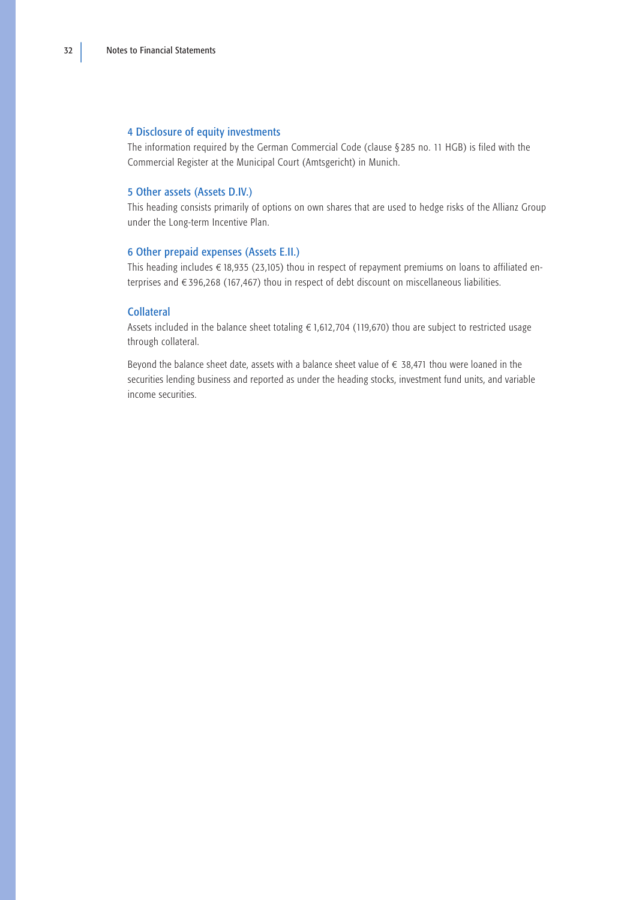### 4 Disclosure of equity investments

The information required by the German Commercial Code (clause §285 no. 11 HGB) is filed with the Commercial Register at the Municipal Court (Amtsgericht) in Munich.

### 5 Other assets (Assets D.IV.)

This heading consists primarily of options on own shares that are used to hedge risks of the Allianz Group under the Long-term Incentive Plan.

### 6 Other prepaid expenses (Assets E.II.)

This heading includes € 18,935 (23,105) thou in respect of repayment premiums on loans to affiliated enterprises and € 396,268 (167,467) thou in respect of debt discount on miscellaneous liabilities.

### Collateral

Assets included in the balance sheet totaling € 1,612,704 (119,670) thou are subject to restricted usage through collateral.

Beyond the balance sheet date, assets with a balance sheet value of € 38,471 thou were loaned in the securities lending business and reported as under the heading stocks, investment fund units, and variable income securities.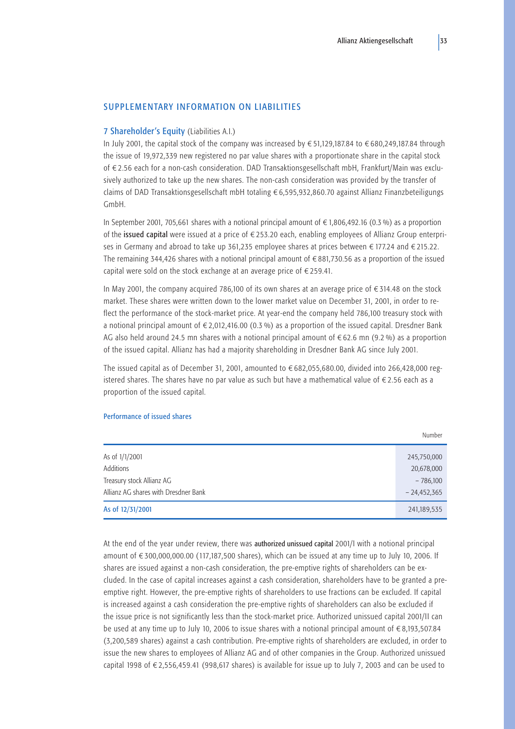## SUPPLEMENTARY INFORMATION ON LIABILITIES

### 7 Shareholder's Equity (Liabilities A.I.)

In July 2001, the capital stock of the company was increased by € 51,129,187.84 to € 680,249,187.84 through the issue of 19,972,339 new registered no par value shares with a proportionate share in the capital stock of € 2.56 each for a non-cash consideration. DAD Transaktionsgesellschaft mbH, Frankfurt/Main was exclusively authorized to take up the new shares. The non-cash consideration was provided by the transfer of claims of DAD Transaktionsgesellschaft mbH totaling € 6,595,932,860.70 against Allianz Finanzbeteiligungs GmbH.

In September 2001, 705,661 shares with a notional principal amount of € 1,806,492.16 (0.3 %) as a proportion of the **issued capital** were issued at a price of € 253.20 each, enabling employees of Allianz Group enterprises in Germany and abroad to take up 361,235 employee shares at prices between € 177.24 and € 215.22. The remaining 344,426 shares with a notional principal amount of € 881,730.56 as a proportion of the issued capital were sold on the stock exchange at an average price of € 259.41.

In May 2001, the company acquired 786,100 of its own shares at an average price of € 314.48 on the stock market. These shares were written down to the lower market value on December 31, 2001, in order to reflect the performance of the stock-market price. At year-end the company held 786,100 treasury stock with a notional principal amount of € 2,012,416.00 (0.3 %) as a proportion of the issued capital. Dresdner Bank AG also held around 24.5 mn shares with a notional principal amount of € 62.6 mn (9.2 %) as a proportion of the issued capital. Allianz has had a majority shareholding in Dresdner Bank AG since July 2001.

The issued capital as of December 31, 2001, amounted to € 682,055,680.00, divided into 266,428,000 registered shares. The shares have no par value as such but have a mathematical value of € 2.56 each as a proportion of the issued capital.

#### Performance of issued shares

| | Number |
|---|---|
| As of 1/1/2001 | 245,750,000 |
| Additions | 20,678,000 |
| Treasury stock Allianz AG | – 786,100 |
| Allianz AG shares with Dresdner Bank | – 24,452,365 |
| As of 12/31/2001 | 241,189,535 |

At the end of the year under review, there was **authorized unissued capital** 2001/I with a notional principal amount of € 300,000,000.00 (117,187,500 shares), which can be issued at any time up to July 10, 2006. If shares are issued against a non-cash consideration, the pre-emptive rights of shareholders can be excluded. In the case of capital increases against a cash consideration, shareholders have to be granted a pre-emptive right. However, the pre-emptive rights of shareholders to use fractions can be excluded. If capital is increased against a cash consideration the pre-emptive rights of shareholders can also be excluded if the issue price is not significantly less than the stock-market price. Authorized unissued capital 2001/II can be used at any time up to July 10, 2006 to issue shares with a notional principal amount of € 8,193,507.84 (3,200,589 shares) against a cash contribution. Pre-emptive rights of shareholders are excluded, in order to issue the new shares to employees of Allianz AG and of other companies in the Group. Authorized unissued capital 1998 of € 2,556,459.41 (998,617 shares) is available for issue up to July 7, 2003 and can be used to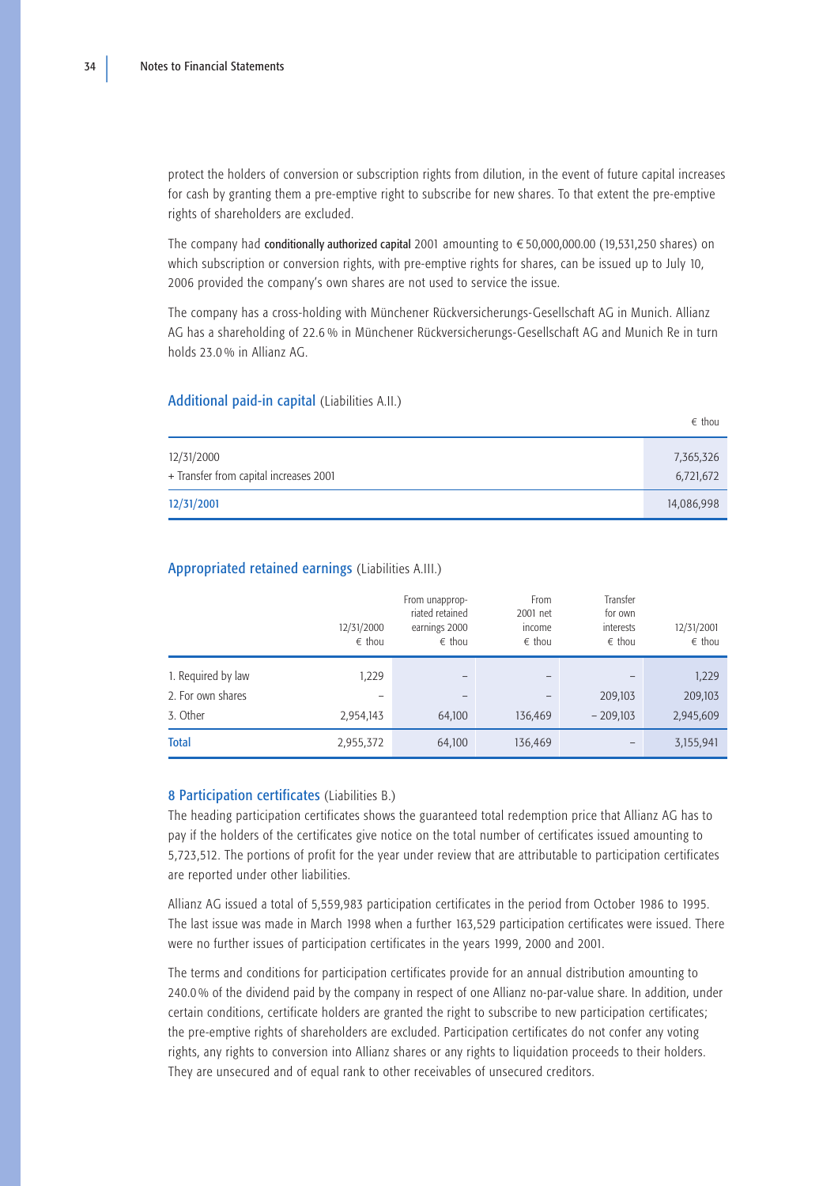protect the holders of conversion or subscription rights from dilution, in the event of future capital increases for cash by granting them a pre-emptive right to subscribe for new shares. To that extent the pre-emptive rights of shareholders are excluded.

The company had **conditionally authorized capital** 2001 amounting to € 50,000,000.00 (19,531,250 shares) on which subscription or conversion rights, with pre-emptive rights for shares, can be issued up to July 10, 2006 provided the company's own shares are not used to service the issue.

The company has a cross-holding with Münchener Rückversicherungs-Gesellschaft AG in Munich. Allianz AG has a shareholding of 22.6 % in Münchener Rückversicherungs-Gesellschaft AG and Munich Re in turn holds 23.0 % in Allianz AG.

## Additional paid-in capital (Liabilities A.II.)

| | € thou |
|---|---|
| 12/31/2000 | 7,365,326 |
| + Transfer from capital increases 2001 | 6,721,672 |
| **12/31/2001** | 14,086,998 |

## Appropriated retained earnings (Liabilities A.III.)

| | 12/31/2000 € thou | From unappropriated retained earnings 2000 € thou | From 2001 net income € thou | Transfer for own interests € thou | 12/31/2001 € thou |
|---|---|---|---|---|---|
| 1. Required by law | 1,229 | – | – | – | 1,229 |
| 2. For own shares | – | – | – | 209,103 | 209,103 |
| 3. Other | 2,954,143 | 64,100 | 136,469 | – 209,103 | 2,945,609 |
| **Total** | 2,955,372 | 64,100 | 136,469 | – | 3,155,941 |

## 8 Participation certificates (Liabilities B.)

The heading participation certificates shows the guaranteed total redemption price that Allianz AG has to pay if the holders of the certificates give notice on the total number of certificates issued amounting to 5,723,512. The portions of profit for the year under review that are attributable to participation certificates are reported under other liabilities.

Allianz AG issued a total of 5,559,983 participation certificates in the period from October 1986 to 1995. The last issue was made in March 1998 when a further 163,529 participation certificates were issued. There were no further issues of participation certificates in the years 1999, 2000 and 2001.

The terms and conditions for participation certificates provide for an annual distribution amounting to 240.0 % of the dividend paid by the company in respect of one Allianz no-par-value share. In addition, under certain conditions, certificate holders are granted the right to subscribe to new participation certificates; the pre-emptive rights of shareholders are excluded. Participation certificates do not confer any voting rights, any rights to conversion into Allianz shares or any rights to liquidation proceeds to their holders. They are unsecured and of equal rank to other receivables of unsecured creditors.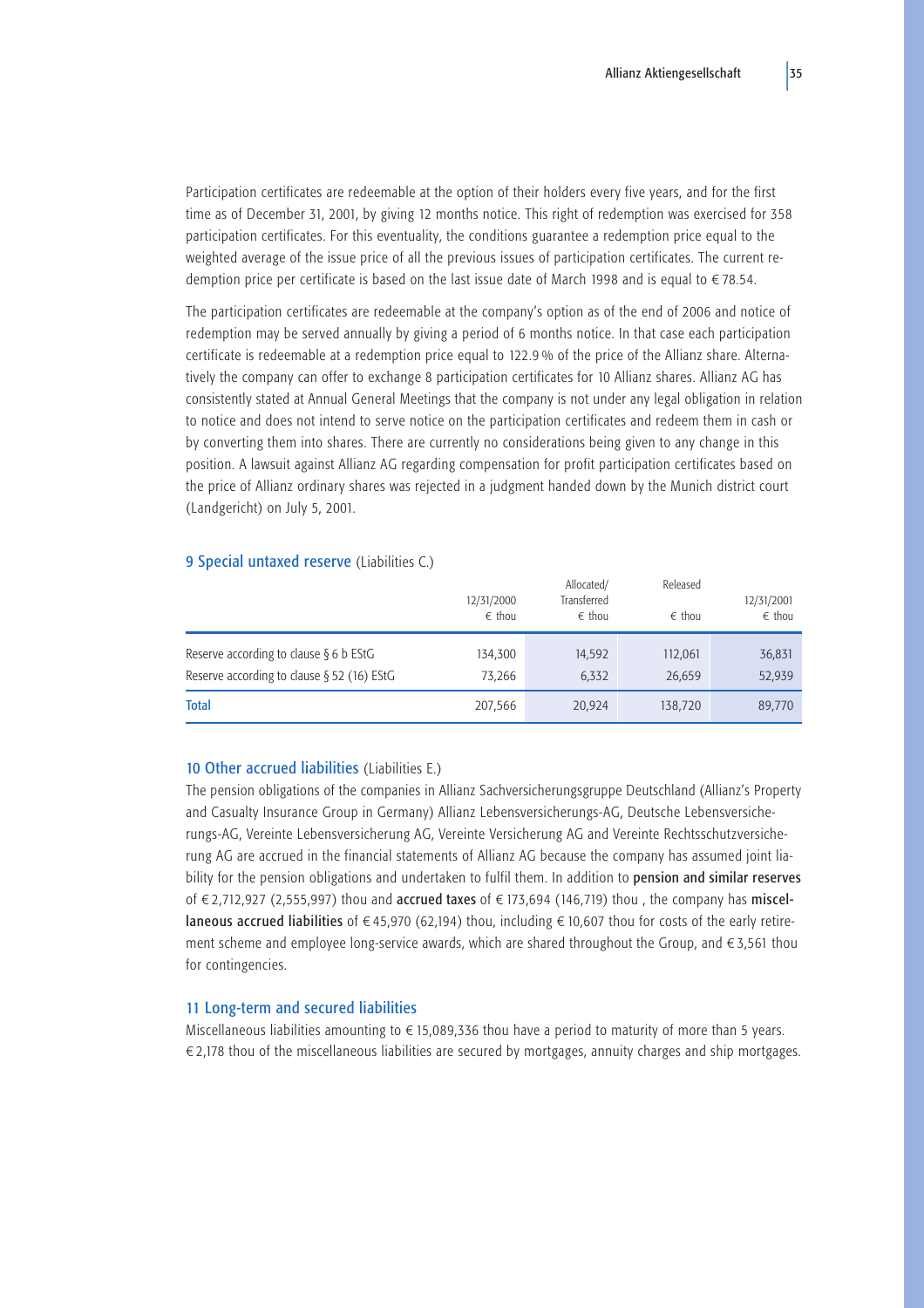Participation certificates are redeemable at the option of their holders every five years, and for the first time as of December 31, 2001, by giving 12 months notice. This right of redemption was exercised for 358 participation certificates. For this eventuality, the conditions guarantee a redemption price equal to the weighted average of the issue price of all the previous issues of participation certificates. The current redemption price per certificate is based on the last issue date of March 1998 and is equal to € 78.54.

The participation certificates are redeemable at the company's option as of the end of 2006 and notice of redemption may be served annually by giving a period of 6 months notice. In that case each participation certificate is redeemable at a redemption price equal to 122.9 % of the price of the Allianz share. Alternatively the company can offer to exchange 8 participation certificates for 10 Allianz shares. Allianz AG has consistently stated at Annual General Meetings that the company is not under any legal obligation in relation to notice and does not intend to serve notice on the participation certificates and redeem them in cash or by converting them into shares. There are currently no considerations being given to any change in this position. A lawsuit against Allianz AG regarding compensation for profit participation certificates based on the price of Allianz ordinary shares was rejected in a judgment handed down by the Munich district court (Landgericht) on July 5, 2001.

## 9 Special untaxed reserve (Liabilities C.)

| | 12/31/2000 € thou | Allocated/ Transferred € thou | Released € thou | 12/31/2001 € thou |
|---|---|---|---|---|
| Reserve according to clause § 6 b EStG | 134,300 | 14,592 | 112,061 | 36,831 |
| Reserve according to clause § 52 (16) EStG | 73,266 | 6,332 | 26,659 | 52,939 |
| **Total** | 207,566 | 20,924 | 138,720 | 89,770 |

## 10 Other accrued liabilities (Liabilities E.)

The pension obligations of the companies in Allianz Sachversicherungsgruppe Deutschland (Allianz's Property and Casualty Insurance Group in Germany) Allianz Lebensversicherungs-AG, Deutsche Lebensversicherungs-AG, Vereinte Lebensversicherung AG, Vereinte Versicherung AG and Vereinte Rechtsschutzversicherung AG are accrued in the financial statements of Allianz AG because the company has assumed joint liability for the pension obligations and undertaken to fulfil them. In addition to **pension and similar reserves** of € 2,712,927 (2,555,997) thou and **accrued taxes** of € 173,694 (146,719) thou , the company has **miscellaneous accrued liabilities** of € 45,970 (62,194) thou, including € 10,607 thou for costs of the early retirement scheme and employee long-service awards, which are shared throughout the Group, and € 3,561 thou for contingencies.

## 11 Long-term and secured liabilities

Miscellaneous liabilities amounting to € 15,089,336 thou have a period to maturity of more than 5 years. € 2,178 thou of the miscellaneous liabilities are secured by mortgages, annuity charges and ship mortgages.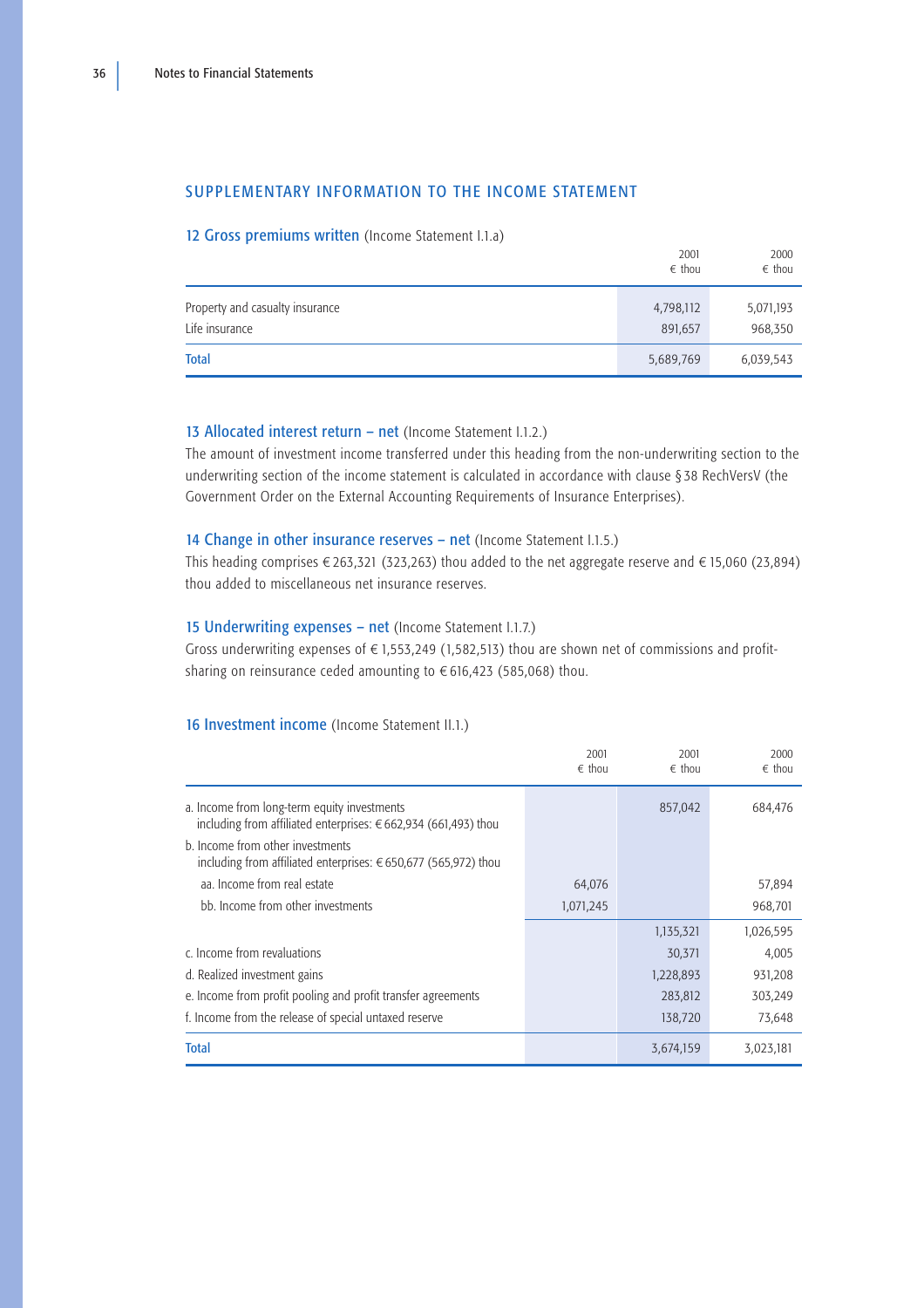## SUPPLEMENTARY INFORMATION TO THE INCOME STATEMENT

### 12 Gross premiums written (Income Statement I.1.a)

| | 2001<br>€ thou | 2000<br>€ thou |
|---|---|---|
| Property and casualty insurance | 4,798,112 | 5,071,193 |
| Life insurance | 891,657 | 968,350 |
| **Total** | 5,689,769 | 6,039,543 |

### 13 Allocated interest return – net (Income Statement I.1.2.)

The amount of investment income transferred under this heading from the non-underwriting section to the underwriting section of the income statement is calculated in accordance with clause § 38 RechVersV (the Government Order on the External Accounting Requirements of Insurance Enterprises).

### 14 Change in other insurance reserves – net (Income Statement I.1.5.)

This heading comprises € 263,321 (323,263) thou added to the net aggregate reserve and € 15,060 (23,894) thou added to miscellaneous net insurance reserves.

### 15 Underwriting expenses – net (Income Statement I.1.7.)

Gross underwriting expenses of € 1,553,249 (1,582,513) thou are shown net of commissions and profit-sharing on reinsurance ceded amounting to € 616,423 (585,068) thou.

### 16 Investment income (Income Statement II.1.)

| | 2001<br>€ thou | 2001<br>€ thou | 2000<br>€ thou |
|---|---|---|---|
| a. Income from long-term equity investments<br>including from affiliated enterprises: € 662,934 (661,493) thou | | 857,042 | 684,476 |
| b. Income from other investments<br>including from affiliated enterprises: € 650,677 (565,972) thou | | | |
| aa. Income from real estate | 64,076 | | 57,894 |
| bb. Income from other investments | 1,071,245 | | 968,701 |
| | | 1,135,321 | 1,026,595 |
| c. Income from revaluations | | 30,371 | 4,005 |
| d. Realized investment gains | | 1,228,893 | 931,208 |
| e. Income from profit pooling and profit transfer agreements | | 283,812 | 303,249 |
| f. Income from the release of special untaxed reserve | | 138,720 | 73,648 |
| **Total** | | 3,674,159 | 3,023,181 |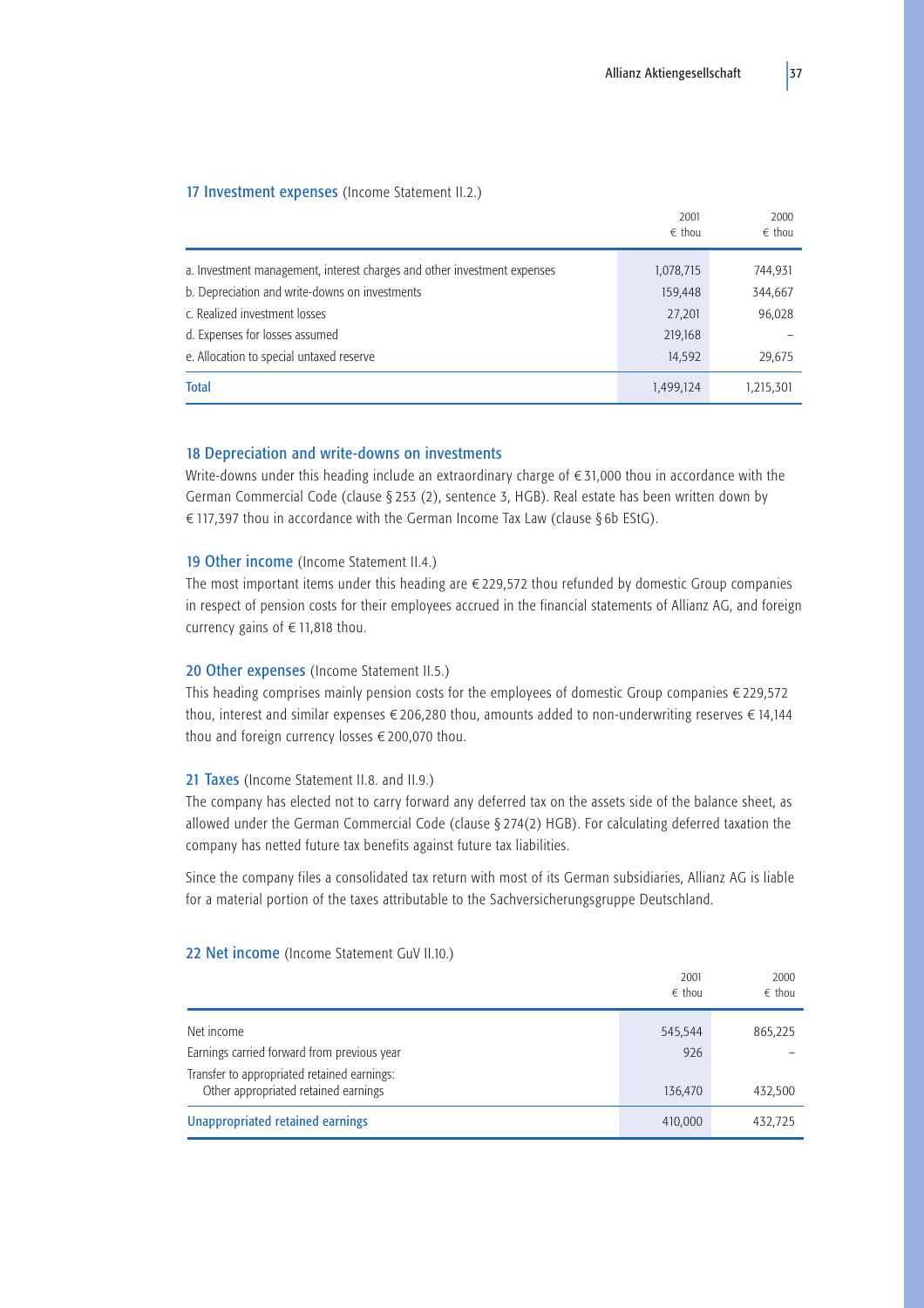## 17 Investment expenses (Income Statement II.2.)

| | 2001<br>€ thou | 2000<br>€ thou |
|---|---|---|
| a. Investment management, interest charges and other investment expenses | 1,078,715 | 744,931 |
| b. Depreciation and write-downs on investments | 159,448 | 344,667 |
| c. Realized investment losses | 27,201 | 96,028 |
| d. Expenses for losses assumed | 219,168 | – |
| e. Allocation to special untaxed reserve | 14,592 | 29,675 |
| **Total** | 1,499,124 | 1,215,301 |

## 18 Depreciation and write-downs on investments

Write-downs under this heading include an extraordinary charge of € 31,000 thou in accordance with the German Commercial Code (clause § 253 (2), sentence 3, HGB). Real estate has been written down by € 117,397 thou in accordance with the German Income Tax Law (clause § 6b EStG).

## 19 Other income (Income Statement II.4.)

The most important items under this heading are € 229,572 thou refunded by domestic Group companies in respect of pension costs for their employees accrued in the financial statements of Allianz AG, and foreign currency gains of € 11,818 thou.

## 20 Other expenses (Income Statement II.5.)

This heading comprises mainly pension costs for the employees of domestic Group companies € 229,572 thou, interest and similar expenses € 206,280 thou, amounts added to non-underwriting reserves € 14,144 thou and foreign currency losses € 200,070 thou.

## 21 Taxes (Income Statement II.8. and II.9.)

The company has elected not to carry forward any deferred tax on the assets side of the balance sheet, as allowed under the German Commercial Code (clause § 274(2) HGB). For calculating deferred taxation the company has netted future tax benefits against future tax liabilities.

Since the company files a consolidated tax return with most of its German subsidiaries, Allianz AG is liable for a material portion of the taxes attributable to the Sachversicherungsgruppe Deutschland.

## 22 Net income (Income Statement GuV II.10.)

| | 2001<br>€ thou | 2000<br>€ thou |
|---|---|---|
| Net income | 545,544 | 865,225 |
| Earnings carried forward from previous year | 926 | – |
| Transfer to appropriated retained earnings:<br>Other appropriated retained earnings | 136,470 | 432,500 |
| **Unappropriated retained earnings** | 410,000 | 432,725 |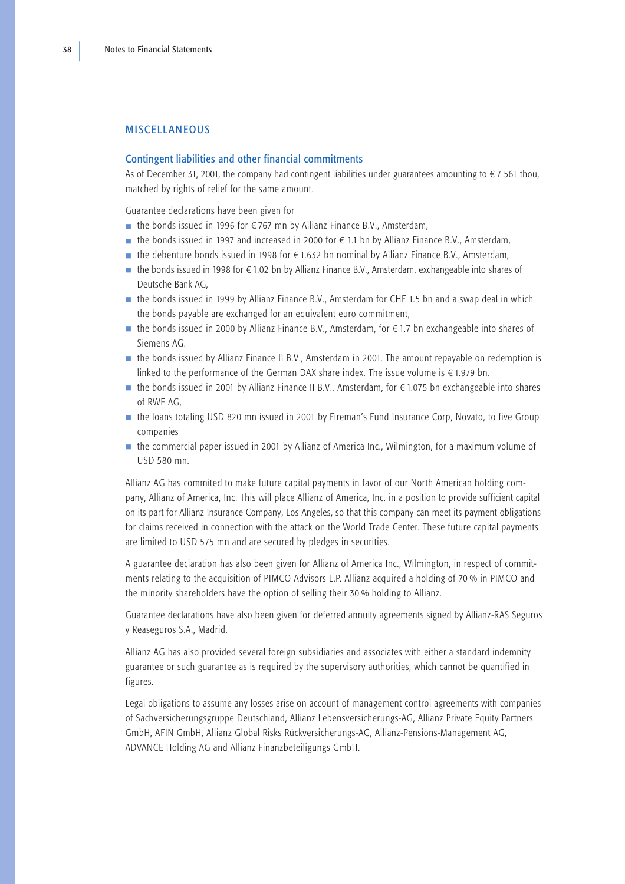## MISCELLANEOUS

### Contingent liabilities and other financial commitments

As of December 31, 2001, the company had contingent liabilities under guarantees amounting to € 7 561 thou, matched by rights of relief for the same amount.

Guarantee declarations have been given for

- the bonds issued in 1996 for € 767 mn by Allianz Finance B.V., Amsterdam,
- the bonds issued in 1997 and increased in 2000 for € 1.1 bn by Allianz Finance B.V., Amsterdam,
- the debenture bonds issued in 1998 for € 1.632 bn nominal by Allianz Finance B.V., Amsterdam,
- the bonds issued in 1998 for € 1.02 bn by Allianz Finance B.V., Amsterdam, exchangeable into shares of Deutsche Bank AG,
- the bonds issued in 1999 by Allianz Finance B.V., Amsterdam for CHF 1.5 bn and a swap deal in which the bonds payable are exchanged for an equivalent euro commitment,
- the bonds issued in 2000 by Allianz Finance B.V., Amsterdam, for € 1.7 bn exchangeable into shares of Siemens AG.
- the bonds issued by Allianz Finance II B.V., Amsterdam in 2001. The amount repayable on redemption is linked to the performance of the German DAX share index. The issue volume is € 1.979 bn.
- the bonds issued in 2001 by Allianz Finance II B.V., Amsterdam, for € 1.075 bn exchangeable into shares of RWE AG,
- the loans totaling USD 820 mn issued in 2001 by Fireman's Fund Insurance Corp, Novato, to five Group companies
- the commercial paper issued in 2001 by Allianz of America Inc., Wilmington, for a maximum volume of USD 580 mn.

Allianz AG has commited to make future capital payments in favor of our North American holding company, Allianz of America, Inc. This will place Allianz of America, Inc. in a position to provide sufficient capital on its part for Allianz Insurance Company, Los Angeles, so that this company can meet its payment obligations for claims received in connection with the attack on the World Trade Center. These future capital payments are limited to USD 575 mn and are secured by pledges in securities.

A guarantee declaration has also been given for Allianz of America Inc., Wilmington, in respect of commitments relating to the acquisition of PIMCO Advisors L.P. Allianz acquired a holding of 70 % in PIMCO and the minority shareholders have the option of selling their 30 % holding to Allianz.

Guarantee declarations have also been given for deferred annuity agreements signed by Allianz-RAS Seguros y Reaseguros S.A., Madrid.

Allianz AG has also provided several foreign subsidiaries and associates with either a standard indemnity guarantee or such guarantee as is required by the supervisory authorities, which cannot be quantified in figures.

Legal obligations to assume any losses arise on account of management control agreements with companies of Sachversicherungsgruppe Deutschland, Allianz Lebensversicherungs-AG, Allianz Private Equity Partners GmbH, AFIN GmbH, Allianz Global Risks Rückversicherungs-AG, Allianz-Pensions-Management AG, ADVANCE Holding AG and Allianz Finanzbeteiligungs GmbH.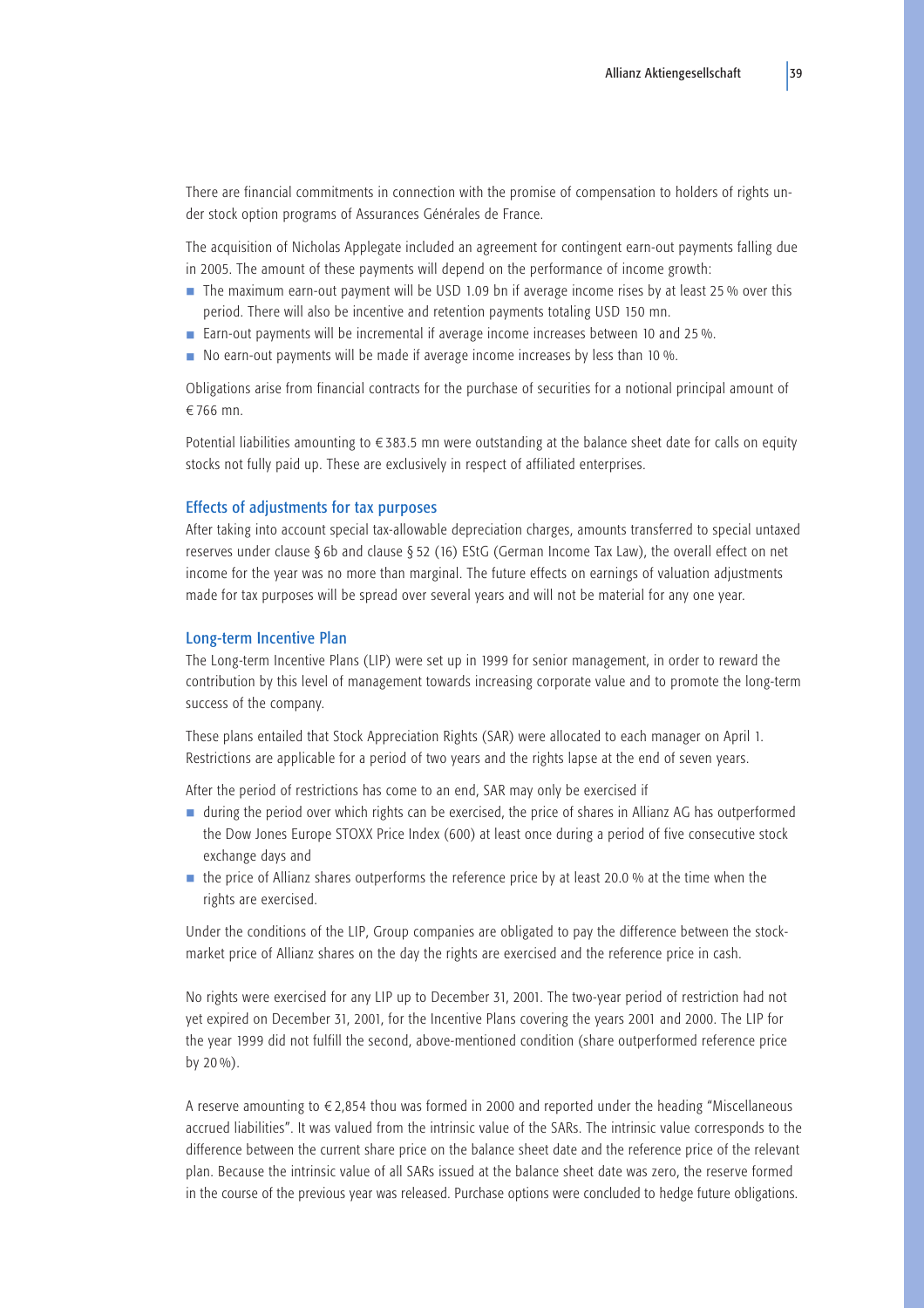There are financial commitments in connection with the promise of compensation to holders of rights under stock option programs of Assurances Générales de France.

The acquisition of Nicholas Applegate included an agreement for contingent earn-out payments falling due in 2005. The amount of these payments will depend on the performance of income growth:

- The maximum earn-out payment will be USD 1.09 bn if average income rises by at least 25 % over this period. There will also be incentive and retention payments totaling USD 150 mn.
- Earn-out payments will be incremental if average income increases between 10 and 25 %.
- No earn-out payments will be made if average income increases by less than 10 %.

Obligations arise from financial contracts for the purchase of securities for a notional principal amount of € 766 mn.

Potential liabilities amounting to € 383.5 mn were outstanding at the balance sheet date for calls on equity stocks not fully paid up. These are exclusively in respect of affiliated enterprises.

## Effects of adjustments for tax purposes

After taking into account special tax-allowable depreciation charges, amounts transferred to special untaxed reserves under clause § 6b and clause § 52 (16) EStG (German Income Tax Law), the overall effect on net income for the year was no more than marginal. The future effects on earnings of valuation adjustments made for tax purposes will be spread over several years and will not be material for any one year.

## Long-term Incentive Plan

The Long-term Incentive Plans (LIP) were set up in 1999 for senior management, in order to reward the contribution by this level of management towards increasing corporate value and to promote the long-term success of the company.

These plans entailed that Stock Appreciation Rights (SAR) were allocated to each manager on April 1. Restrictions are applicable for a period of two years and the rights lapse at the end of seven years.

After the period of restrictions has come to an end, SAR may only be exercised if

- during the period over which rights can be exercised, the price of shares in Allianz AG has outperformed the Dow Jones Europe STOXX Price Index (600) at least once during a period of five consecutive stock exchange days and
- the price of Allianz shares outperforms the reference price by at least 20.0 % at the time when the rights are exercised.

Under the conditions of the LIP, Group companies are obligated to pay the difference between the stock-market price of Allianz shares on the day the rights are exercised and the reference price in cash.

No rights were exercised for any LIP up to December 31, 2001. The two-year period of restriction had not yet expired on December 31, 2001, for the Incentive Plans covering the years 2001 and 2000. The LIP for the year 1999 did not fulfill the second, above-mentioned condition (share outperformed reference price by 20 %).

A reserve amounting to € 2,854 thou was formed in 2000 and reported under the heading "Miscellaneous accrued liabilities". It was valued from the intrinsic value of the SARs. The intrinsic value corresponds to the difference between the current share price on the balance sheet date and the reference price of the relevant plan. Because the intrinsic value of all SARs issued at the balance sheet date was zero, the reserve formed in the course of the previous year was released. Purchase options were concluded to hedge future obligations.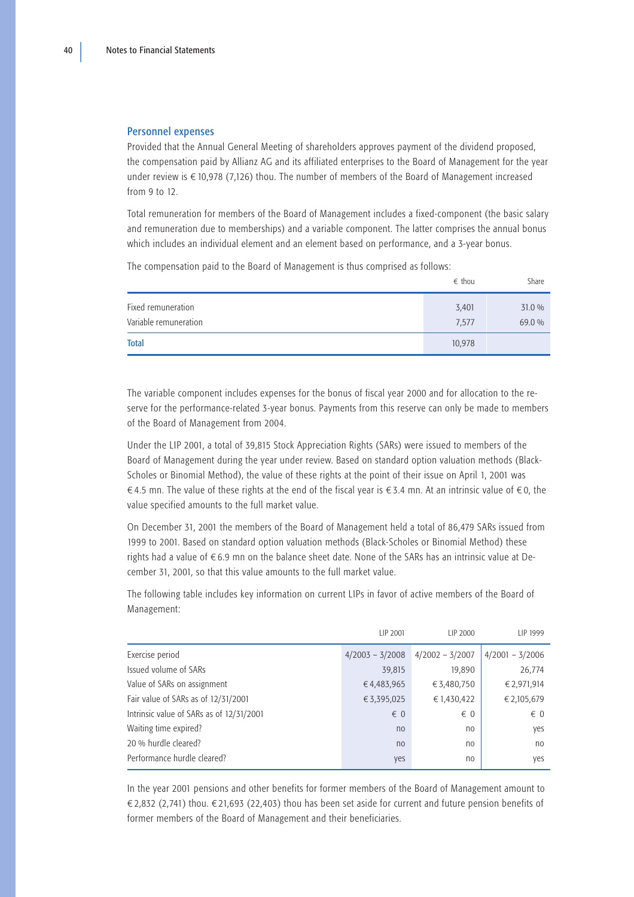## Personnel expenses

Provided that the Annual General Meeting of shareholders approves payment of the dividend proposed, the compensation paid by Allianz AG and its affiliated enterprises to the Board of Management for the year under review is € 10,978 (7,126) thou. The number of members of the Board of Management increased from 9 to 12.

Total remuneration for members of the Board of Management includes a fixed-component (the basic salary and remuneration due to memberships) and a variable component. The latter comprises the annual bonus which includes an individual element and an element based on performance, and a 3-year bonus.

The compensation paid to the Board of Management is thus comprised as follows:

| | € thou | Share |
|---|---|---|
| Fixed remuneration | 3,401 | 31.0 % |
| Variable remuneration | 7,577 | 69.0 % |
| **Total** | 10,978 | |

The variable component includes expenses for the bonus of fiscal year 2000 and for allocation to the reserve for the performance-related 3-year bonus. Payments from this reserve can only be made to members of the Board of Management from 2004.

Under the LIP 2001, a total of 39,815 Stock Appreciation Rights (SARs) were issued to members of the Board of Management during the year under review. Based on standard option valuation methods (Black-Scholes or Binomial Method), the value of these rights at the point of their issue on April 1, 2001 was € 4.5 mn. The value of these rights at the end of the fiscal year is € 3.4 mn. At an intrinsic value of € 0, the value specified amounts to the full market value.

On December 31, 2001 the members of the Board of Management held a total of 86,479 SARs issued from 1999 to 2001. Based on standard option valuation methods (Black-Scholes or Binomial Method) these rights had a value of € 6.9 mn on the balance sheet date. None of the SARs has an intrinsic value at December 31, 2001, so that this value amounts to the full market value.

The following table includes key information on current LIPs in favor of active members of the Board of Management:

| | LIP 2001 | LIP 2000 | LIP 1999 |
|---|---|---|---|
| Exercise period | 4/2003 – 3/2008 | 4/2002 – 3/2007 | 4/2001 – 3/2006 |
| Issued volume of SARs | 39,815 | 19,890 | 26,774 |
| Value of SARs on assignment | € 4,483,965 | € 3,480,750 | € 2,971,914 |
| Fair value of SARs as of 12/31/2001 | € 3,395,025 | € 1,430,422 | € 2,105,679 |
| Intrinsic value of SARs as of 12/31/2001 | € 0 | € 0 | € 0 |
| Waiting time expired? | no | no | yes |
| 20 % hurdle cleared? | no | no | no |
| Performance hurdle cleared? | yes | no | yes |

In the year 2001 pensions and other benefits for former members of the Board of Management amount to € 2,832 (2,741) thou. € 21,693 (22,403) thou has been set aside for current and future pension benefits of former members of the Board of Management and their beneficiaries.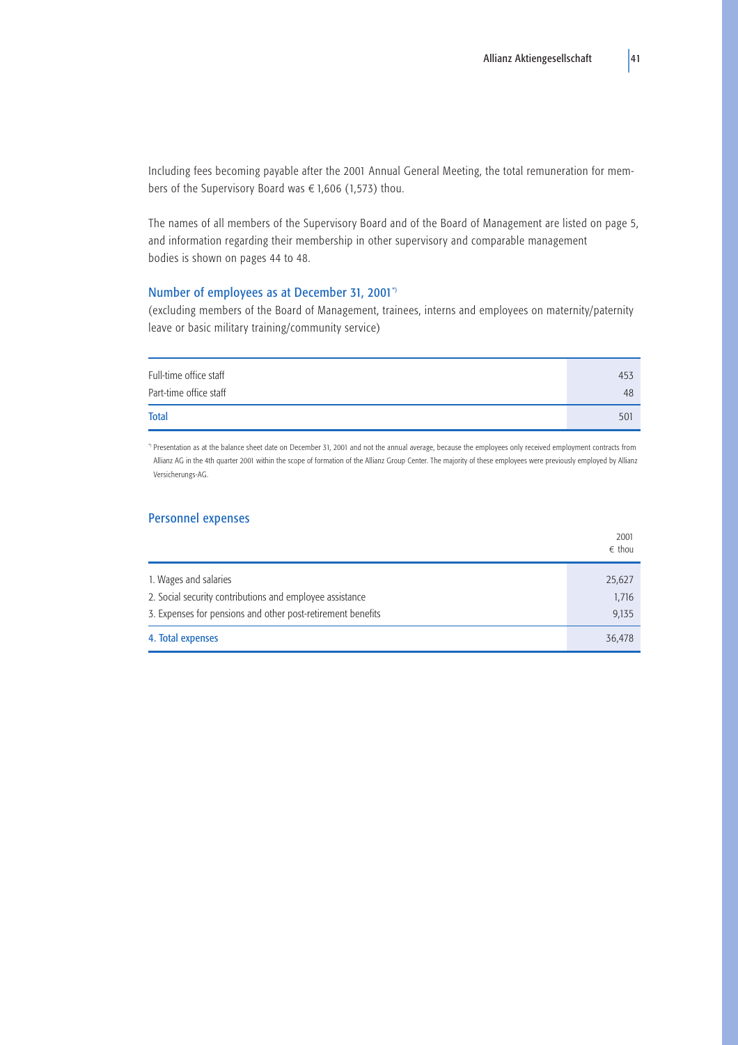Including fees becoming payable after the 2001 Annual General Meeting, the total remuneration for members of the Supervisory Board was € 1,606 (1,573) thou.

The names of all members of the Supervisory Board and of the Board of Management are listed on page 5, and information regarding their membership in other supervisory and comparable management bodies is shown on pages 44 to 48.

## Number of employees as at December 31, 2001*)

(excluding members of the Board of Management, trainees, interns and employees on maternity/paternity leave or basic military training/community service)

| | |
|---|---|
| Full-time office staff | 453 |
| Part-time office staff | 48 |
| **Total** | 501 |

*) Presentation as at the balance sheet date on December 31, 2001 and not the annual average, because the employees only received employment contracts from Allianz AG in the 4th quarter 2001 within the scope of formation of the Allianz Group Center. The majority of these employees were previously employed by Allianz Versicherungs-AG.

## Personnel expenses

| | 2001 € thou |
|---|---|
| 1. Wages and salaries | 25,627 |
| 2. Social security contributions and employee assistance | 1,716 |
| 3. Expenses for pensions and other post-retirement benefits | 9,135 |
| 4. Total expenses | 36,478 |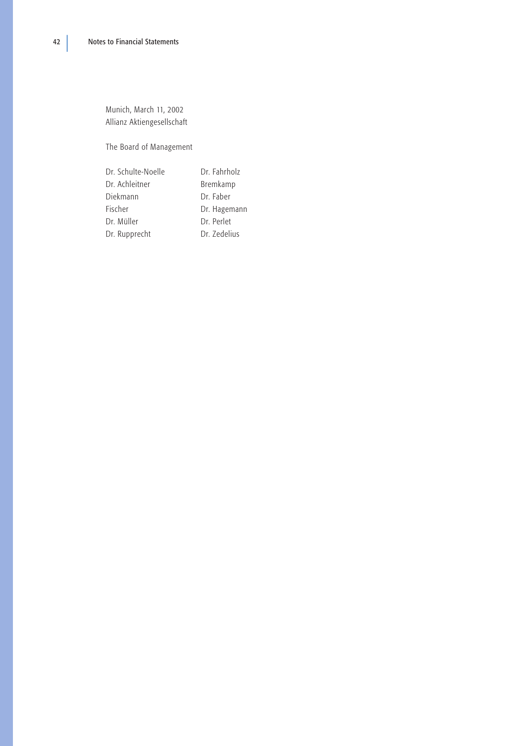Munich, March 11, 2002
Allianz Aktiengesellschaft

The Board of Management

| | |
|---|---|
| Dr. Schulte-Noelle | Dr. Fahrholz |
| Dr. Achleitner | Bremkamp |
| Diekmann | Dr. Faber |
| Fischer | Dr. Hagemann |
| Dr. Müller | Dr. Perlet |
| Dr. Rupprecht | Dr. Zedelius |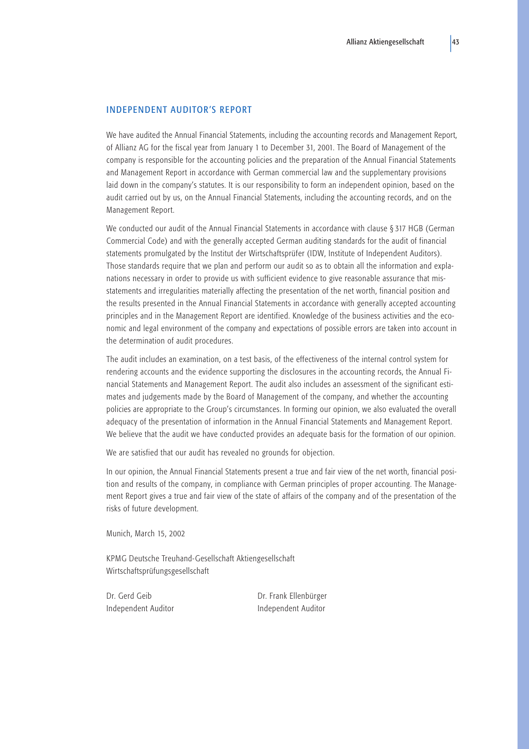## INDEPENDENT AUDITOR'S REPORT

We have audited the Annual Financial Statements, including the accounting records and Management Report, of Allianz AG for the fiscal year from January 1 to December 31, 2001. The Board of Management of the company is responsible for the accounting policies and the preparation of the Annual Financial Statements and Management Report in accordance with German commercial law and the supplementary provisions laid down in the company's statutes. It is our responsibility to form an independent opinion, based on the audit carried out by us, on the Annual Financial Statements, including the accounting records, and on the Management Report.

We conducted our audit of the Annual Financial Statements in accordance with clause § 317 HGB (German Commercial Code) and with the generally accepted German auditing standards for the audit of financial statements promulgated by the Institut der Wirtschaftsprüfer (IDW, Institute of Independent Auditors). Those standards require that we plan and perform our audit so as to obtain all the information and explanations necessary in order to provide us with sufficient evidence to give reasonable assurance that misstatements and irregularities materially affecting the presentation of the net worth, financial position and the results presented in the Annual Financial Statements in accordance with generally accepted accounting principles and in the Management Report are identified. Knowledge of the business activities and the economic and legal environment of the company and expectations of possible errors are taken into account in the determination of audit procedures.

The audit includes an examination, on a test basis, of the effectiveness of the internal control system for rendering accounts and the evidence supporting the disclosures in the accounting records, the Annual Financial Statements and Management Report. The audit also includes an assessment of the significant estimates and judgements made by the Board of Management of the company, and whether the accounting policies are appropriate to the Group's circumstances. In forming our opinion, we also evaluated the overall adequacy of the presentation of information in the Annual Financial Statements and Management Report. We believe that the audit we have conducted provides an adequate basis for the formation of our opinion.

We are satisfied that our audit has revealed no grounds for objection.

In our opinion, the Annual Financial Statements present a true and fair view of the net worth, financial position and results of the company, in compliance with German principles of proper accounting. The Management Report gives a true and fair view of the state of affairs of the company and of the presentation of the risks of future development.

Munich, March 15, 2002

KPMG Deutsche Treuhand-Gesellschaft Aktiengesellschaft
Wirtschaftsprüfungsgesellschaft

Dr. Gerd Geib
Independent Auditor

Dr. Frank Ellenbürger
Independent Auditor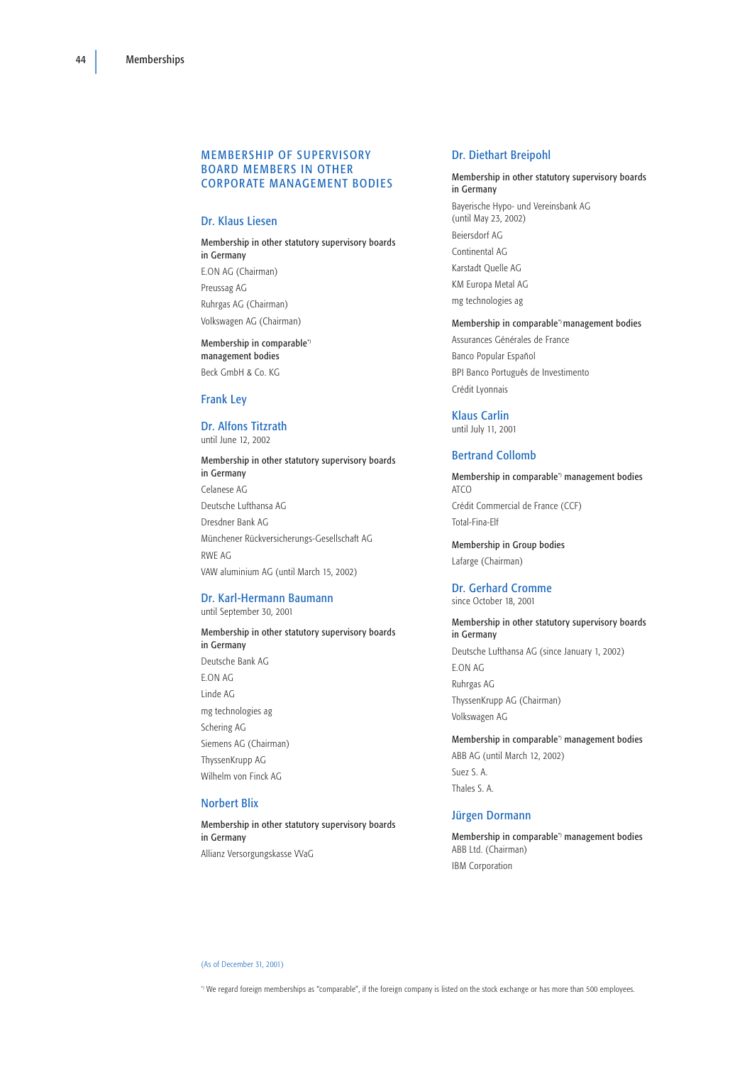## MEMBERSHIP OF SUPERVISORY BOARD MEMBERS IN OTHER CORPORATE MANAGEMENT BODIES

### Dr. Klaus Liesen

Membership in other statutory supervisory boards in Germany

E.ON AG (Chairman)

Preussag AG

Ruhrgas AG (Chairman)

Volkswagen AG (Chairman)

Membership in comparable*) management bodies

Beck GmbH & Co. KG

### Frank Ley

### Dr. Alfons Titzrath

until June 12, 2002

Membership in other statutory supervisory boards in Germany

Celanese AG

Deutsche Lufthansa AG

Dresdner Bank AG

Münchener Rückversicherungs-Gesellschaft AG

RWE AG

VAW aluminium AG (until March 15, 2002)

### Dr. Karl-Hermann Baumann

until September 30, 2001

Membership in other statutory supervisory boards in Germany

Deutsche Bank AG

E.ON AG

Linde AG

mg technologies ag

Schering AG

Siemens AG (Chairman)

ThyssenKrupp AG

Wilhelm von Finck AG

### Norbert Blix

Membership in other statutory supervisory boards in Germany

Allianz Versorgungskasse VVaG

### Dr. Diethart Breipohl

Membership in other statutory supervisory boards in Germany

Bayerische Hypo- und Vereinsbank AG (until May 23, 2002)

Beiersdorf AG

Continental AG

Karstadt Quelle AG

KM Europa Metal AG

mg technologies ag

Membership in comparable*) management bodies

Assurances Générales de France

Banco Popular Español

BPI Banco Português de Investimento

Crédit Lyonnais

### Klaus Carlin

until July 11, 2001

### Bertrand Collomb

Membership in comparable*) management bodies

ATCO

Crédit Commercial de France (CCF)

Total-Fina-Elf

Membership in Group bodies

Lafarge (Chairman)

### Dr. Gerhard Cromme

since October 18, 2001

Membership in other statutory supervisory boards in Germany

Deutsche Lufthansa AG (since January 1, 2002)

E.ON AG

Ruhrgas AG

ThyssenKrupp AG (Chairman)

Volkswagen AG

Membership in comparable*) management bodies

ABB AG (until March 12, 2002)

Suez S. A.

Thales S. A.

### Jürgen Dormann

Membership in comparable*) management bodies

ABB Ltd. (Chairman)

IBM Corporation

(As of December 31, 2001)

*) We regard foreign memberships as "comparable", if the foreign company is listed on the stock exchange or has more than 500 employees.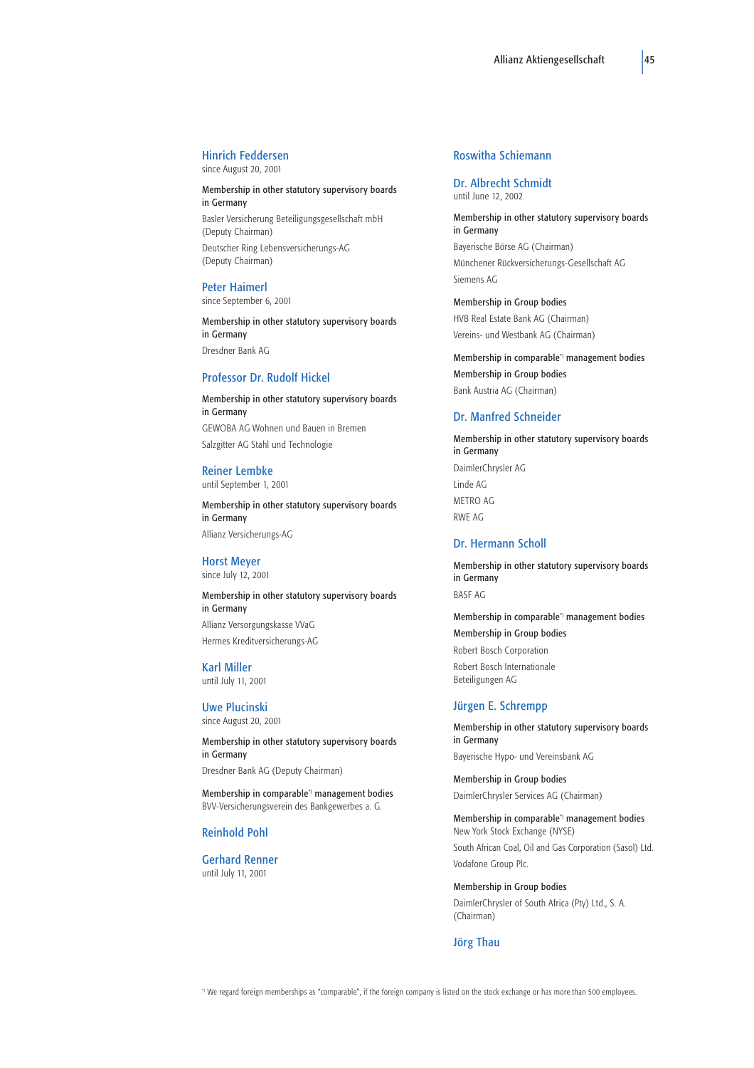### Hinrich Feddersen
since August 20, 2001

Membership in other statutory supervisory boards in Germany

Basler Versicherung Beteiligungsgesellschaft mbH (Deputy Chairman)

Deutscher Ring Lebensversicherungs-AG (Deputy Chairman)

### Peter Haimerl
since September 6, 2001

Membership in other statutory supervisory boards in Germany

Dresdner Bank AG

### Professor Dr. Rudolf Hickel

Membership in other statutory supervisory boards in Germany

GEWOBA AG Wohnen und Bauen in Bremen

Salzgitter AG Stahl und Technologie

### Reiner Lembke
until September 1, 2001

Membership in other statutory supervisory boards in Germany

Allianz Versicherungs-AG

### Horst Meyer
since July 12, 2001

Membership in other statutory supervisory boards in Germany

Allianz Versorgungskasse VVaG

Hermes Kreditversicherungs-AG

### Karl Miller
until July 11, 2001

### Uwe Plucinski
since August 20, 2001

Membership in other statutory supervisory boards in Germany

Dresdner Bank AG (Deputy Chairman)

Membership in comparable*) management bodies
BVV-Versicherungsverein des Bankgewerbes a. G.

### Reinhold Pohl

### Gerhard Renner
until July 11, 2001

### Roswitha Schiemann

### Dr. Albrecht Schmidt
until June 12, 2002

Membership in other statutory supervisory boards in Germany

Bayerische Börse AG (Chairman)

Münchener Rückversicherungs-Gesellschaft AG

Siemens AG

Membership in Group bodies

HVB Real Estate Bank AG (Chairman)

Vereins- und Westbank AG (Chairman)

Membership in comparable*) management bodies

Membership in Group bodies

Bank Austria AG (Chairman)

### Dr. Manfred Schneider

Membership in other statutory supervisory boards in Germany

DaimlerChrysler AG

Linde AG

METRO AG

RWE AG

### Dr. Hermann Scholl

Membership in other statutory supervisory boards in Germany

BASF AG

Membership in comparable*) management bodies

Membership in Group bodies

Robert Bosch Corporation

Robert Bosch Internationale Beteiligungen AG

### Jürgen E. Schrempp

Membership in other statutory supervisory boards in Germany

Bayerische Hypo- und Vereinsbank AG

Membership in Group bodies

DaimlerChrysler Services AG (Chairman)

Membership in comparable*) management bodies
New York Stock Exchange (NYSE)

South African Coal, Oil and Gas Corporation (Sasol) Ltd.

Vodafone Group Plc.

Membership in Group bodies

DaimlerChrysler of South Africa (Pty) Ltd., S. A. (Chairman)

### Jörg Thau

*) We regard foreign memberships as "comparable", if the foreign company is listed on the stock exchange or has more than 500 employees.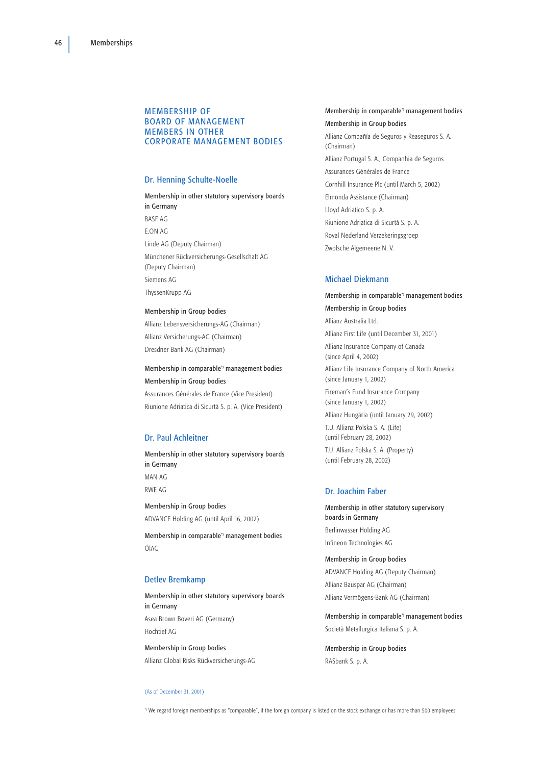# MEMBERSHIP OF BOARD OF MANAGEMENT MEMBERS IN OTHER CORPORATE MANAGEMENT BODIES

## Dr. Henning Schulte-Noelle

**Membership in other statutory supervisory boards in Germany**

BASF AG

E.ON AG

Linde AG (Deputy Chairman)

Münchener Rückversicherungs-Gesellschaft AG (Deputy Chairman)

Siemens AG

ThyssenKrupp AG

**Membership in Group bodies**

Allianz Lebensversicherungs-AG (Chairman)

Allianz Versicherungs-AG (Chairman)

Dresdner Bank AG (Chairman)

**Membership in comparable*) management bodies**

**Membership in Group bodies**

Assurances Générales de France (Vice President)

Riunione Adriatica di Sicurtà S. p. A. (Vice President)

## Dr. Paul Achleitner

**Membership in other statutory supervisory boards in Germany**

MAN AG

RWE AG

**Membership in Group bodies**

ADVANCE Holding AG (until April 16, 2002)

**Membership in comparable*) management bodies**

ÖIAG

## Detlev Bremkamp

**Membership in other statutory supervisory boards in Germany**

Asea Brown Boveri AG (Germany)

Hochtief AG

**Membership in Group bodies**

Allianz Global Risks Rückversicherungs-AG

**Membership in comparable*) management bodies**

**Membership in Group bodies**

Allianz Compañía de Seguros y Reaseguros S. A. (Chairman)

Allianz Portugal S. A., Companhia de Seguros

Assurances Générales de France

Cornhill Insurance Plc (until March 5, 2002)

Elmonda Assistance (Chairman)

Lloyd Adriatico S. p. A.

Riunione Adriatica di Sicurtà S. p. A.

Royal Nederland Verzekeringsgroep

Zwolsche Algemeene N. V.

## Michael Diekmann

**Membership in comparable*) management bodies**

**Membership in Group bodies**

Allianz Australia Ltd.

Allianz First Life (until December 31, 2001)

Allianz Insurance Company of Canada (since April 4, 2002)

Allianz Life Insurance Company of North America (since January 1, 2002)

Fireman's Fund Insurance Company (since January 1, 2002)

Allianz Hungária (until January 29, 2002)

T.U. Allianz Polska S. A. (Life) (until February 28, 2002)

T.U. Allianz Polska S. A. (Property) (until February 28, 2002)

## Dr. Joachim Faber

**Membership in other statutory supervisory boards in Germany**

Berlinwasser Holding AG

Infineon Technologies AG

**Membership in Group bodies**

ADVANCE Holding AG (Deputy Chairman)

Allianz Bauspar AG (Chairman)

Allianz Vermögens-Bank AG (Chairman)

**Membership in comparable*) management bodies**

Società Metallurgica Italiana S. p. A.

**Membership in Group bodies**

RASbank S. p. A.

(As of December 31, 2001)

*) We regard foreign memberships as "comparable", if the foreign company is listed on the stock exchange or has more than 500 employees.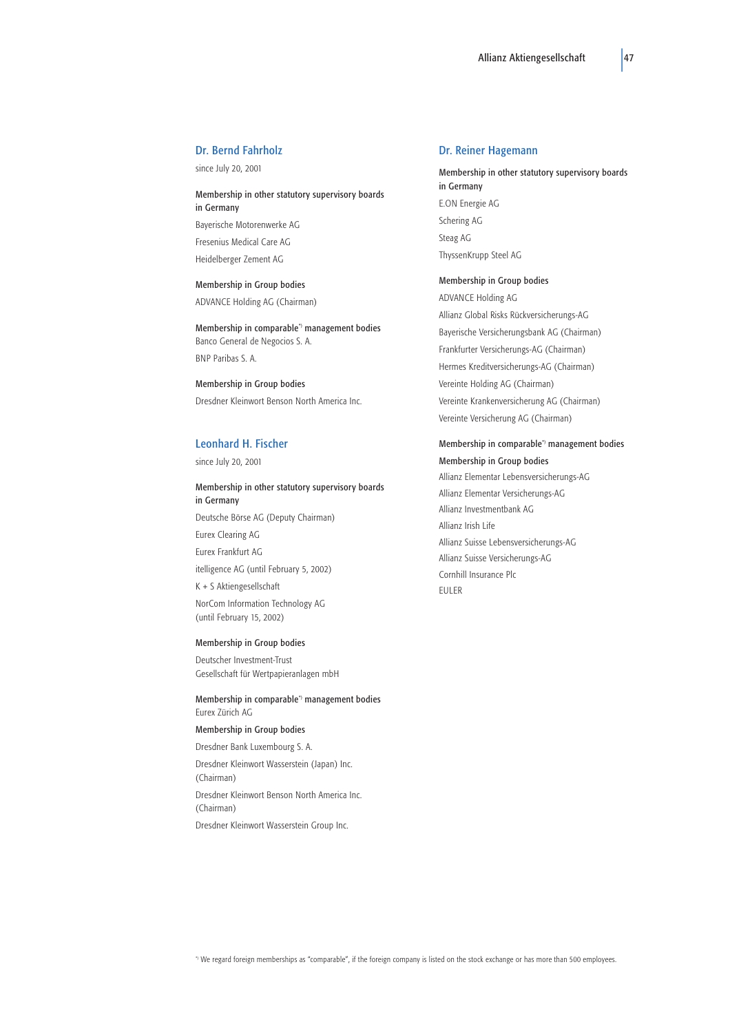### Dr. Bernd Fahrholz

since July 20, 2001

Membership in other statutory supervisory boards in Germany

Bayerische Motorenwerke AG

Fresenius Medical Care AG

Heidelberger Zement AG

Membership in Group bodies

ADVANCE Holding AG (Chairman)

Membership in comparable*) management bodies

Banco General de Negocios S. A.

BNP Paribas S. A.

Membership in Group bodies

Dresdner Kleinwort Benson North America Inc.

### Leonhard H. Fischer

since July 20, 2001

Membership in other statutory supervisory boards in Germany

Deutsche Börse AG (Deputy Chairman)

Eurex Clearing AG

Eurex Frankfurt AG

itelligence AG (until February 5, 2002)

K + S Aktiengesellschaft

NorCom Information Technology AG (until February 15, 2002)

Membership in Group bodies

Deutscher Investment-Trust Gesellschaft für Wertpapieranlagen mbH

Membership in comparable*) management bodies

Eurex Zürich AG

Membership in Group bodies

Dresdner Bank Luxembourg S. A.

Dresdner Kleinwort Wasserstein (Japan) Inc. (Chairman)

Dresdner Kleinwort Benson North America Inc. (Chairman)

Dresdner Kleinwort Wasserstein Group Inc.

### Dr. Reiner Hagemann

Membership in other statutory supervisory boards in Germany

E.ON Energie AG

Schering AG

Steag AG

ThyssenKrupp Steel AG

Membership in Group bodies

ADVANCE Holding AG

Allianz Global Risks Rückversicherungs-AG

Bayerische Versicherungsbank AG (Chairman)

Frankfurter Versicherungs-AG (Chairman)

Hermes Kreditversicherungs-AG (Chairman)

Vereinte Holding AG (Chairman)

Vereinte Krankenversicherung AG (Chairman)

Vereinte Versicherung AG (Chairman)

Membership in comparable*) management bodies

Membership in Group bodies

Allianz Elementar Lebensversicherungs-AG

Allianz Elementar Versicherungs-AG

Allianz Investmentbank AG

Allianz Irish Life

Allianz Suisse Lebensversicherungs-AG

Allianz Suisse Versicherungs-AG

Cornhill Insurance Plc

EULER

*) We regard foreign memberships as "comparable", if the foreign company is listed on the stock exchange or has more than 500 employees.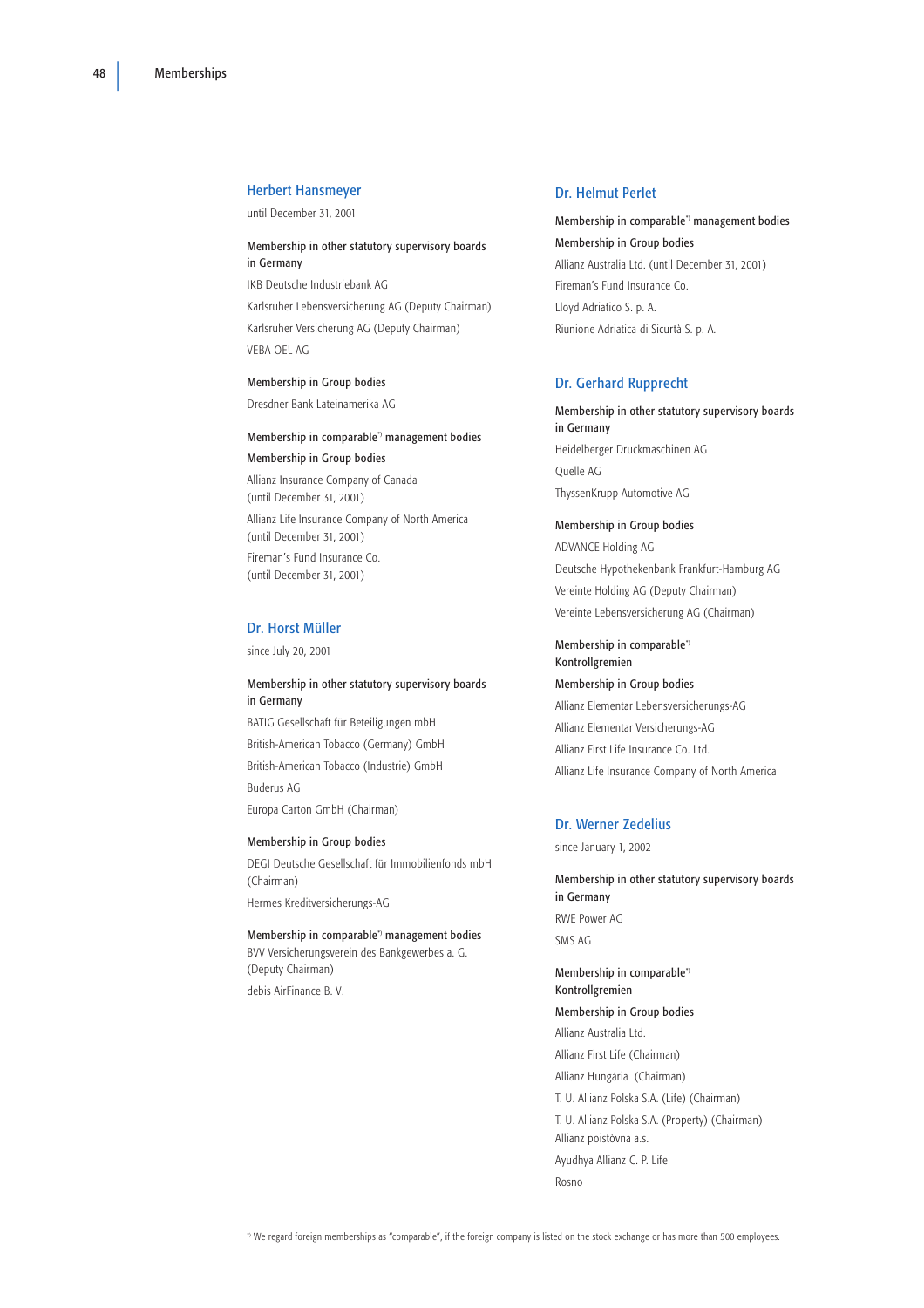## Herbert Hansmeyer

until December 31, 2001

**Membership in other statutory supervisory boards in Germany**

IKB Deutsche Industriebank AG

Karlsruher Lebensversicherung AG (Deputy Chairman)

Karlsruher Versicherung AG (Deputy Chairman)

VEBA OEL AG

**Membership in Group bodies**

Dresdner Bank Lateinamerika AG

**Membership in comparable*) management bodies**

**Membership in Group bodies**

Allianz Insurance Company of Canada (until December 31, 2001)

Allianz Life Insurance Company of North America (until December 31, 2001)

Fireman's Fund Insurance Co. (until December 31, 2001)

## Dr. Horst Müller

since July 20, 2001

**Membership in other statutory supervisory boards in Germany**

BATIG Gesellschaft für Beteiligungen mbH

British-American Tobacco (Germany) GmbH

British-American Tobacco (Industrie) GmbH

Buderus AG

Europa Carton GmbH (Chairman)

**Membership in Group bodies**

DEGI Deutsche Gesellschaft für Immobilienfonds mbH (Chairman)

Hermes Kreditversicherungs-AG

**Membership in comparable*) management bodies**

BVV Versicherungsverein des Bankgewerbes a. G. (Deputy Chairman)

debis AirFinance B. V.

## Dr. Helmut Perlet

**Membership in comparable*) management bodies**

**Membership in Group bodies**

Allianz Australia Ltd. (until December 31, 2001)

Fireman's Fund Insurance Co.

Lloyd Adriatico S. p. A.

Riunione Adriatica di Sicurtà S. p. A.

## Dr. Gerhard Rupprecht

**Membership in other statutory supervisory boards in Germany**

Heidelberger Druckmaschinen AG

Quelle AG

ThyssenKrupp Automotive AG

**Membership in Group bodies**

ADVANCE Holding AG

Deutsche Hypothekenbank Frankfurt-Hamburg AG

Vereinte Holding AG (Deputy Chairman)

Vereinte Lebensversicherung AG (Chairman)

**Membership in comparable*) Kontrollgremien**

**Membership in Group bodies**

Allianz Elementar Lebensversicherungs-AG

Allianz Elementar Versicherungs-AG

Allianz First Life Insurance Co. Ltd.

Allianz Life Insurance Company of North America

## Dr. Werner Zedelius

since January 1, 2002

**Membership in other statutory supervisory boards in Germany**

RWE Power AG

SMS AG

**Membership in comparable*) Kontrollgremien**

**Membership in Group bodies**

Allianz Australia Ltd.

Allianz First Life (Chairman)

Allianz Hungária (Chairman)

T. U. Allianz Polska S.A. (Life) (Chairman)

T. U. Allianz Polska S.A. (Property) (Chairman)

Allianz poistòvna a.s.

Ayudhya Allianz C. P. Life

Rosno

*) We regard foreign memberships as "comparable", if the foreign company is listed on the stock exchange or has more than 500 employees.